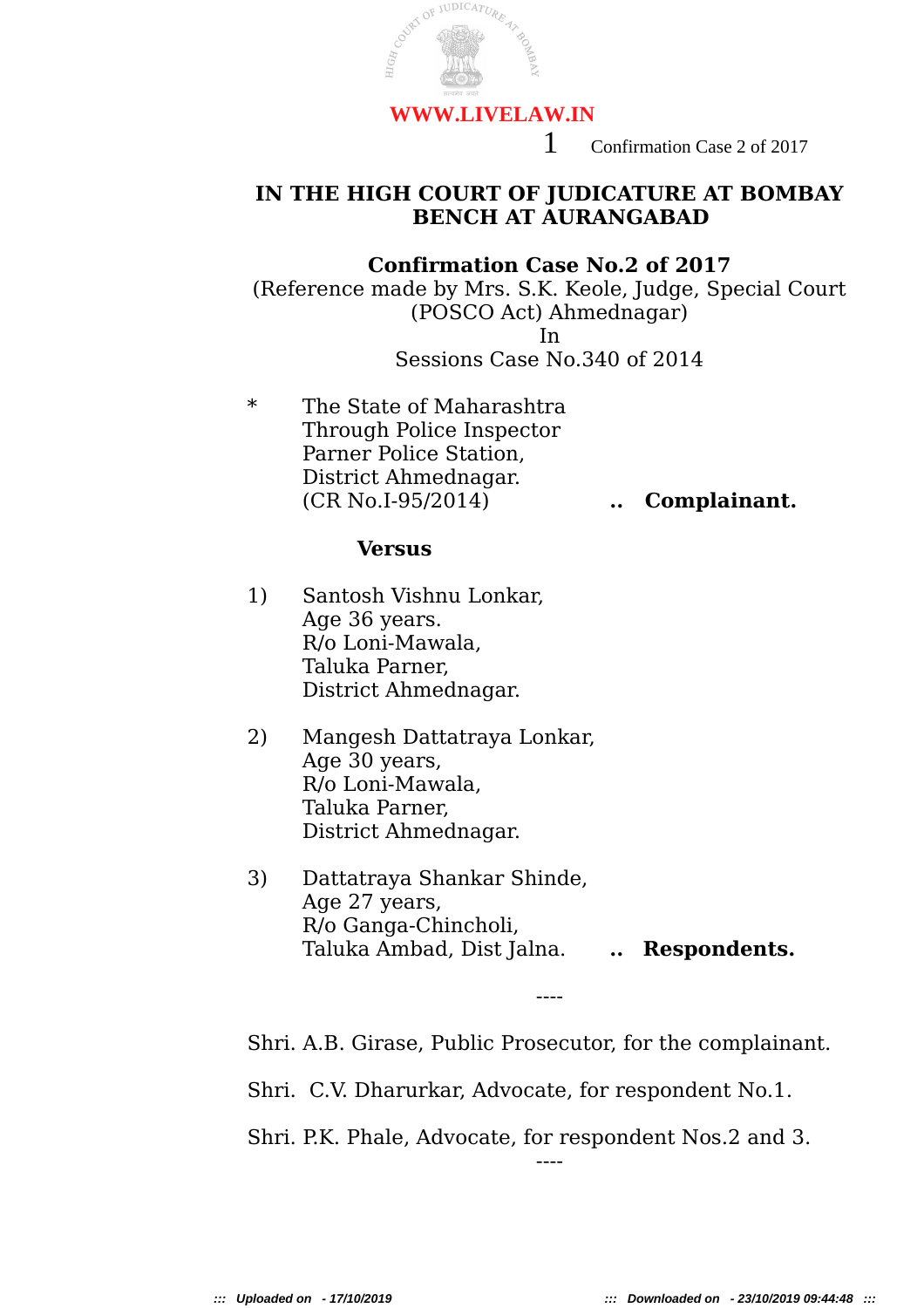# IN THE HIGH COURT OF JUDICATURE AT BOMBAY
# BENCH AT AURANGABAD

## Confirmation Case No.2 of 2017

(Reference made by Mrs. S.K. Keole, Judge, Special Court (POSCO Act) Ahmednagar)
In
Sessions Case No.340 of 2014

\* The State of Maharashtra
Through Police Inspector
Parner Police Station,
District Ahmednagar.
(CR No.I-95/2014) .. **Complainant.**

**Versus**

1) Santosh Vishnu Lonkar,
Age 36 years.
R/o Loni-Mawala,
Taluka Parner,
District Ahmednagar.

2) Mangesh Dattatraya Lonkar,
Age 30 years,
R/o Loni-Mawala,
Taluka Parner,
District Ahmednagar.

3) Dattatraya Shankar Shinde,
Age 27 years,
R/o Ganga-Chincholi,
Taluka Ambad, Dist Jalna. .. **Respondents.**

----

Shri. A.B. Girase, Public Prosecutor, for the complainant.

Shri. C.V. Dharurkar, Advocate, for respondent No.1.

Shri. P.K. Phale, Advocate, for respondent Nos.2 and 3.

----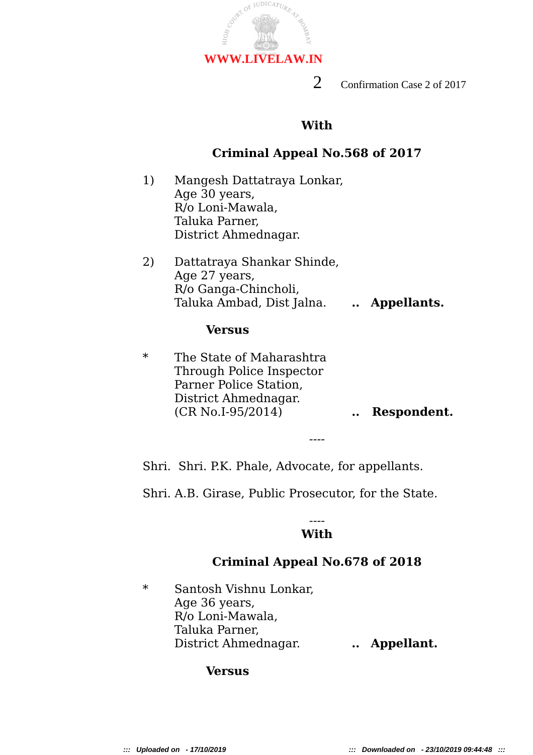**With**

**Criminal Appeal No.568 of 2017**

1) Mangesh Dattatraya Lonkar,
Age 30 years,
R/o Loni-Mawala,
Taluka Parner,
District Ahmednagar.

2) Dattatraya Shankar Shinde,
Age 27 years,
R/o Ganga-Chincholi,
Taluka Ambad, Dist Jalna. .. **Appellants.**

**Versus**

* The State of Maharashtra
Through Police Inspector
Parner Police Station,
District Ahmednagar.
(CR No.I-95/2014) .. **Respondent.**

----

Shri. Shri. P.K. Phale, Advocate, for appellants.

Shri. A.B. Girase, Public Prosecutor, for the State.

----

**With**

**Criminal Appeal No.678 of 2018**

* Santosh Vishnu Lonkar,
Age 36 years,
R/o Loni-Mawala,
Taluka Parner,
District Ahmednagar. .. **Appellant.**

**Versus**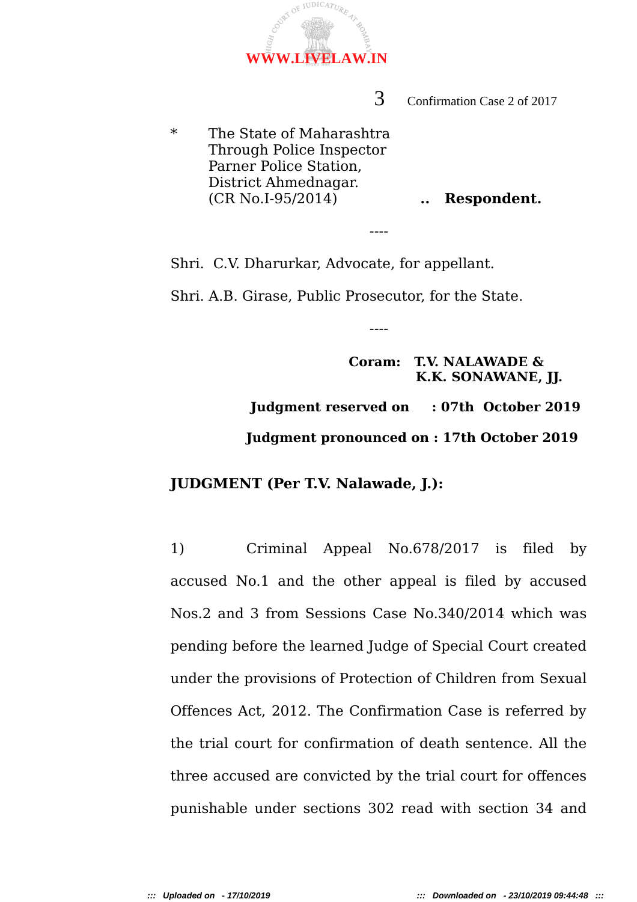\* The State of Maharashtra
Through Police Inspector
Parner Police Station,
District Ahmednagar.
(CR No.I-95/2014) .. **Respondent.**

----

Shri. C.V. Dharurkar, Advocate, for appellant.

Shri. A.B. Girase, Public Prosecutor, for the State.

----

**Coram: T.V. NALAWADE &**
**K.K. SONAWANE, JJ.**

**Judgment reserved on : 07th October 2019**

**Judgment pronounced on : 17th October 2019**

**JUDGMENT (Per T.V. Nalawade, J.):**

1) Criminal Appeal No.678/2017 is filed by accused No.1 and the other appeal is filed by accused Nos.2 and 3 from Sessions Case No.340/2014 which was pending before the learned Judge of Special Court created under the provisions of Protection of Children from Sexual Offences Act, 2012. The Confirmation Case is referred by the trial court for confirmation of death sentence. All the three accused are convicted by the trial court for offences punishable under sections 302 read with section 34 and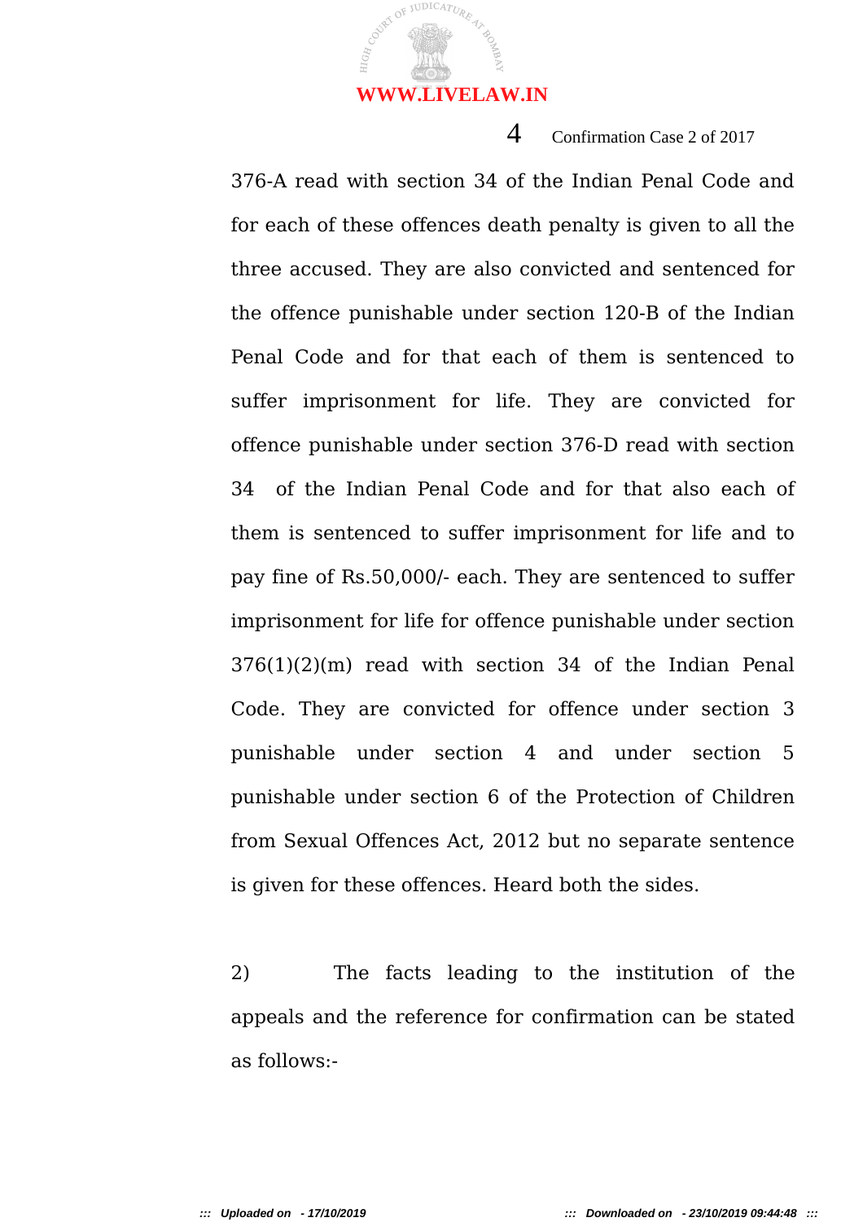376-A read with section 34 of the Indian Penal Code and for each of these offences death penalty is given to all the three accused. They are also convicted and sentenced for the offence punishable under section 120-B of the Indian Penal Code and for that each of them is sentenced to suffer imprisonment for life. They are convicted for offence punishable under section 376-D read with section 34 of the Indian Penal Code and for that also each of them is sentenced to suffer imprisonment for life and to pay fine of Rs.50,000/- each. They are sentenced to suffer imprisonment for life for offence punishable under section 376(1)(2)(m) read with section 34 of the Indian Penal Code. They are convicted for offence under section 3 punishable under section 4 and under section 5 punishable under section 6 of the Protection of Children from Sexual Offences Act, 2012 but no separate sentence is given for these offences. Heard both the sides.

2) The facts leading to the institution of the appeals and the reference for confirmation can be stated as follows:-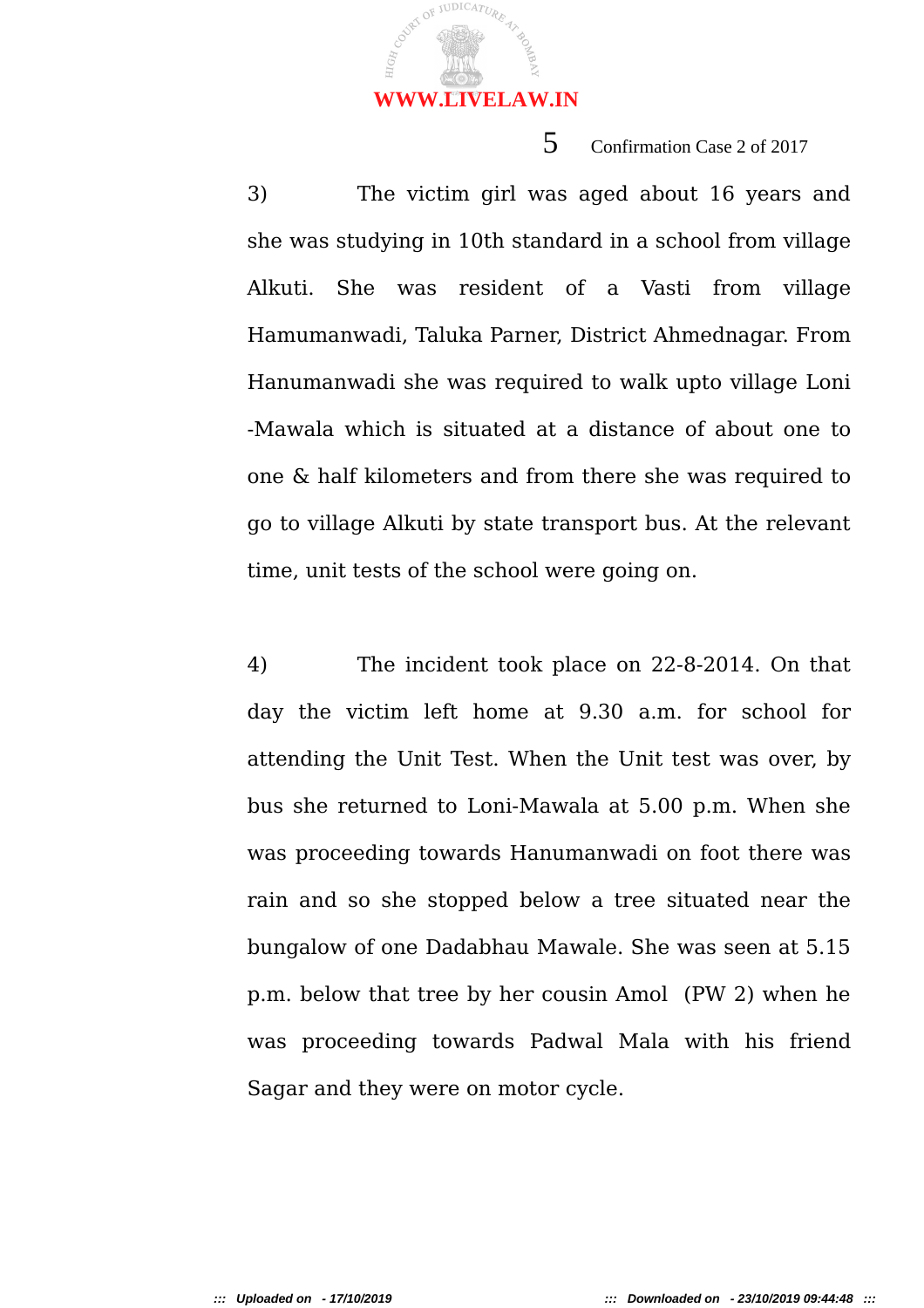3) The victim girl was aged about 16 years and she was studying in 10th standard in a school from village Alkuti. She was resident of a Vasti from village Hamumanwadi, Taluka Parner, District Ahmednagar. From Hanumanwadi she was required to walk upto village Loni -Mawala which is situated at a distance of about one to one & half kilometers and from there she was required to go to village Alkuti by state transport bus. At the relevant time, unit tests of the school were going on.

4) The incident took place on 22-8-2014. On that day the victim left home at 9.30 a.m. for school for attending the Unit Test. When the Unit test was over, by bus she returned to Loni-Mawala at 5.00 p.m. When she was proceeding towards Hanumanwadi on foot there was rain and so she stopped below a tree situated near the bungalow of one Dadabhau Mawale. She was seen at 5.15 p.m. below that tree by her cousin Amol (PW 2) when he was proceeding towards Padwal Mala with his friend Sagar and they were on motor cycle.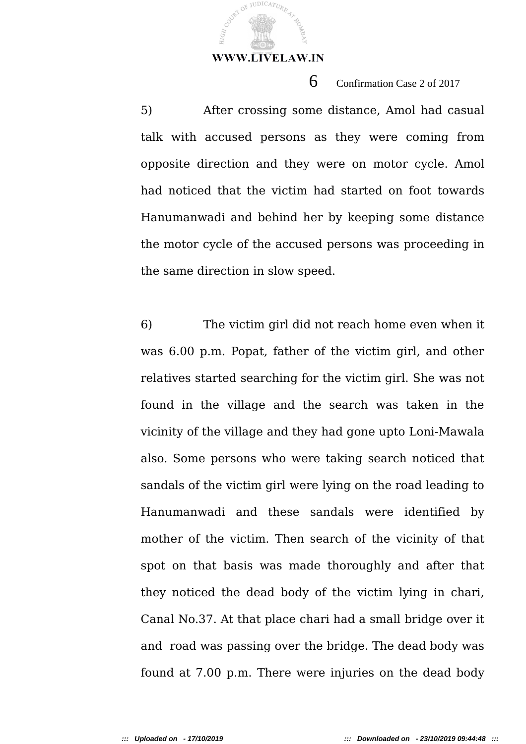5) After crossing some distance, Amol had casual talk with accused persons as they were coming from opposite direction and they were on motor cycle. Amol had noticed that the victim had started on foot towards Hanumanwadi and behind her by keeping some distance the motor cycle of the accused persons was proceeding in the same direction in slow speed.

6) The victim girl did not reach home even when it was 6.00 p.m. Popat, father of the victim girl, and other relatives started searching for the victim girl. She was not found in the village and the search was taken in the vicinity of the village and they had gone upto Loni-Mawala also. Some persons who were taking search noticed that sandals of the victim girl were lying on the road leading to Hanumanwadi and these sandals were identified by mother of the victim. Then search of the vicinity of that spot on that basis was made thoroughly and after that they noticed the dead body of the victim lying in chari, Canal No.37. At that place chari had a small bridge over it and road was passing over the bridge. The dead body was found at 7.00 p.m. There were injuries on the dead body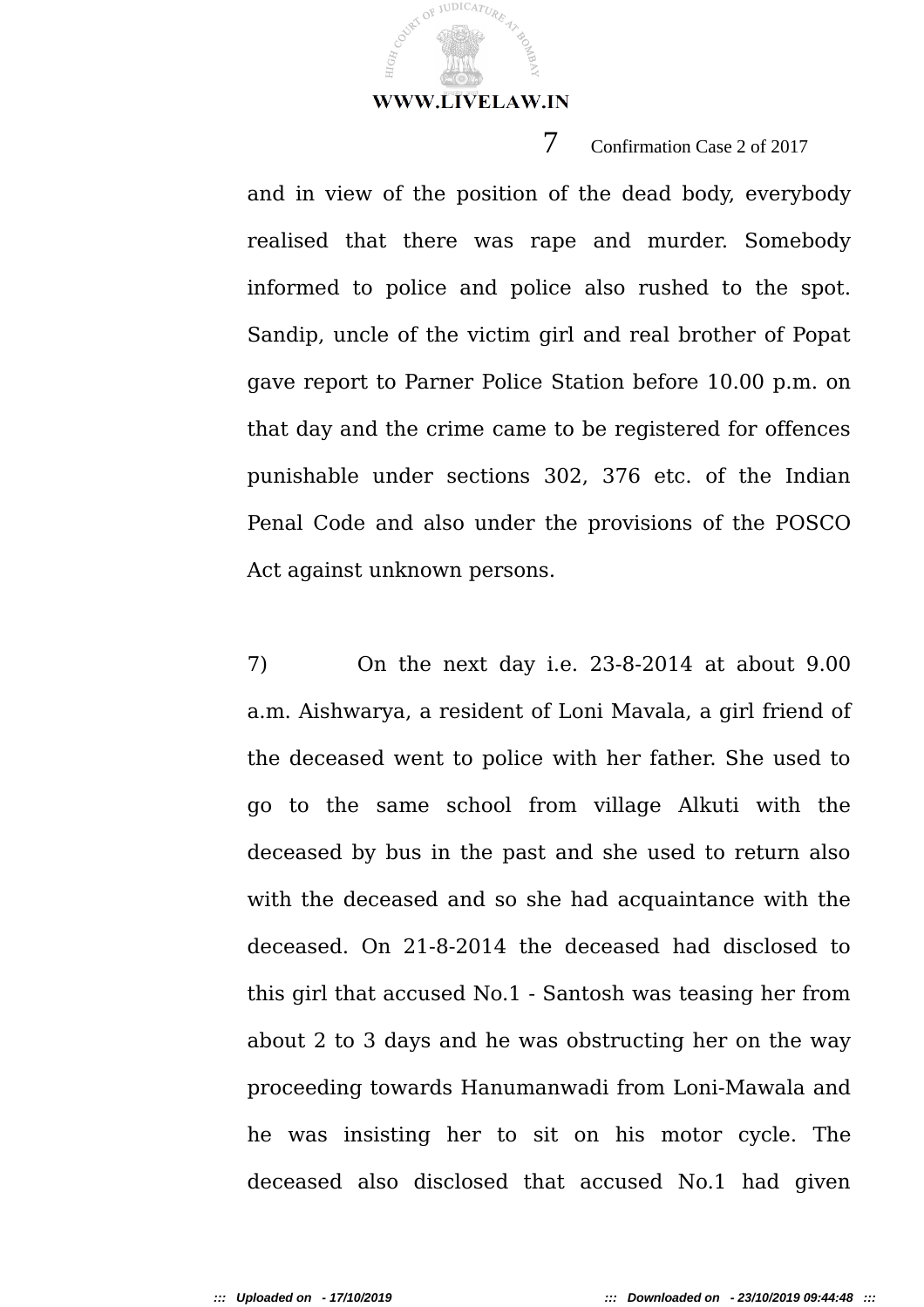and in view of the position of the dead body, everybody realised that there was rape and murder. Somebody informed to police and police also rushed to the spot. Sandip, uncle of the victim girl and real brother of Popat gave report to Parner Police Station before 10.00 p.m. on that day and the crime came to be registered for offences punishable under sections 302, 376 etc. of the Indian Penal Code and also under the provisions of the POSCO Act against unknown persons.

7) On the next day i.e. 23-8-2014 at about 9.00 a.m. Aishwarya, a resident of Loni Mavala, a girl friend of the deceased went to police with her father. She used to go to the same school from village Alkuti with the deceased by bus in the past and she used to return also with the deceased and so she had acquaintance with the deceased. On 21-8-2014 the deceased had disclosed to this girl that accused No.1 - Santosh was teasing her from about 2 to 3 days and he was obstructing her on the way proceeding towards Hanumanwadi from Loni-Mawala and he was insisting her to sit on his motor cycle. The deceased also disclosed that accused No.1 had given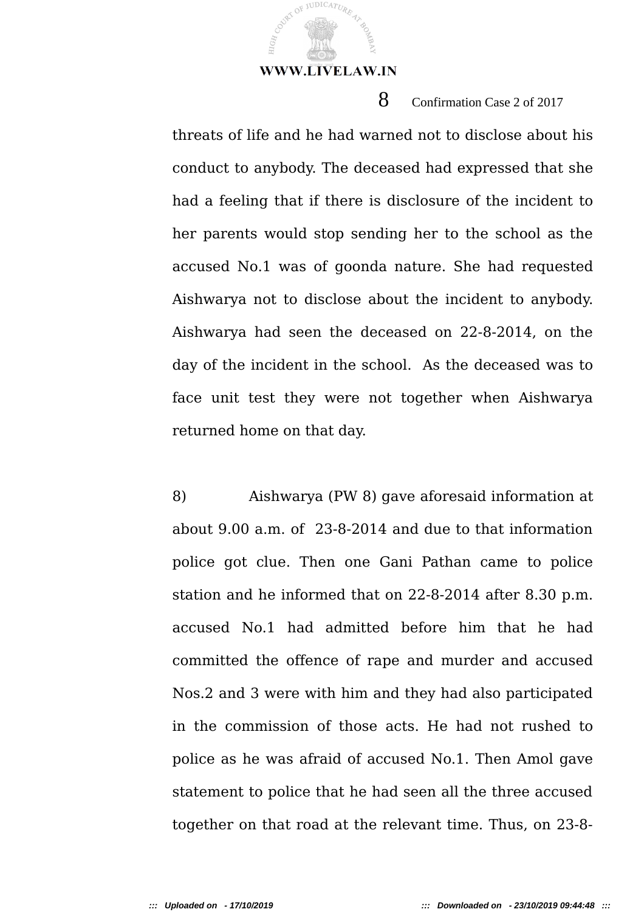threats of life and he had warned not to disclose about his conduct to anybody. The deceased had expressed that she had a feeling that if there is disclosure of the incident to her parents would stop sending her to the school as the accused No.1 was of goonda nature. She had requested Aishwarya not to disclose about the incident to anybody. Aishwarya had seen the deceased on 22-8-2014, on the day of the incident in the school. As the deceased was to face unit test they were not together when Aishwarya returned home on that day.

8) Aishwarya (PW 8) gave aforesaid information at about 9.00 a.m. of 23-8-2014 and due to that information police got clue. Then one Gani Pathan came to police station and he informed that on 22-8-2014 after 8.30 p.m. accused No.1 had admitted before him that he had committed the offence of rape and murder and accused Nos.2 and 3 were with him and they had also participated in the commission of those acts. He had not rushed to police as he was afraid of accused No.1. Then Amol gave statement to police that he had seen all the three accused together on that road at the relevant time. Thus, on 23-8-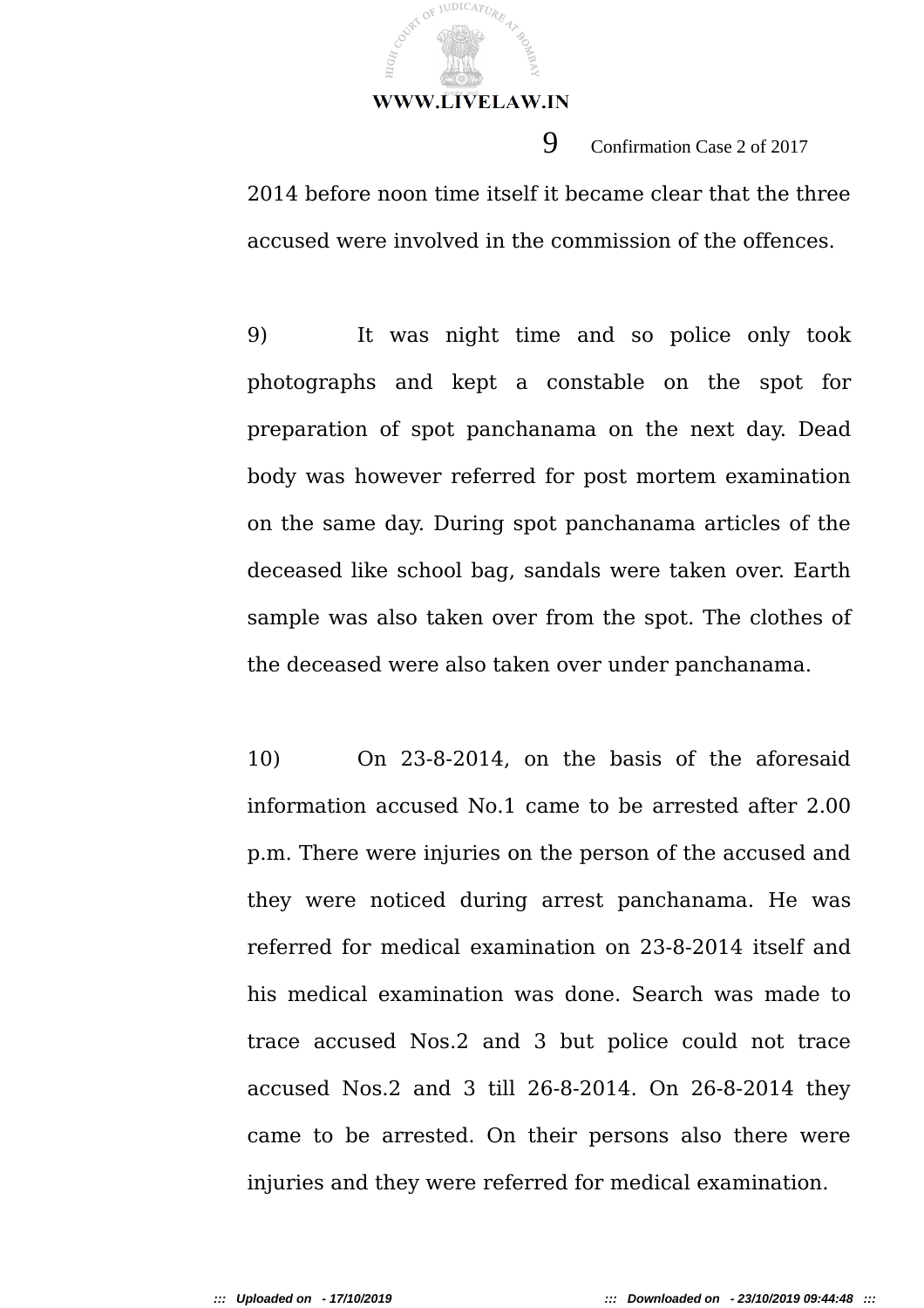2014 before noon time itself it became clear that the three accused were involved in the commission of the offences.

9) It was night time and so police only took photographs and kept a constable on the spot for preparation of spot panchanama on the next day. Dead body was however referred for post mortem examination on the same day. During spot panchanama articles of the deceased like school bag, sandals were taken over. Earth sample was also taken over from the spot. The clothes of the deceased were also taken over under panchanama.

10) On 23-8-2014, on the basis of the aforesaid information accused No.1 came to be arrested after 2.00 p.m. There were injuries on the person of the accused and they were noticed during arrest panchanama. He was referred for medical examination on 23-8-2014 itself and his medical examination was done. Search was made to trace accused Nos.2 and 3 but police could not trace accused Nos.2 and 3 till 26-8-2014. On 26-8-2014 they came to be arrested. On their persons also there were injuries and they were referred for medical examination.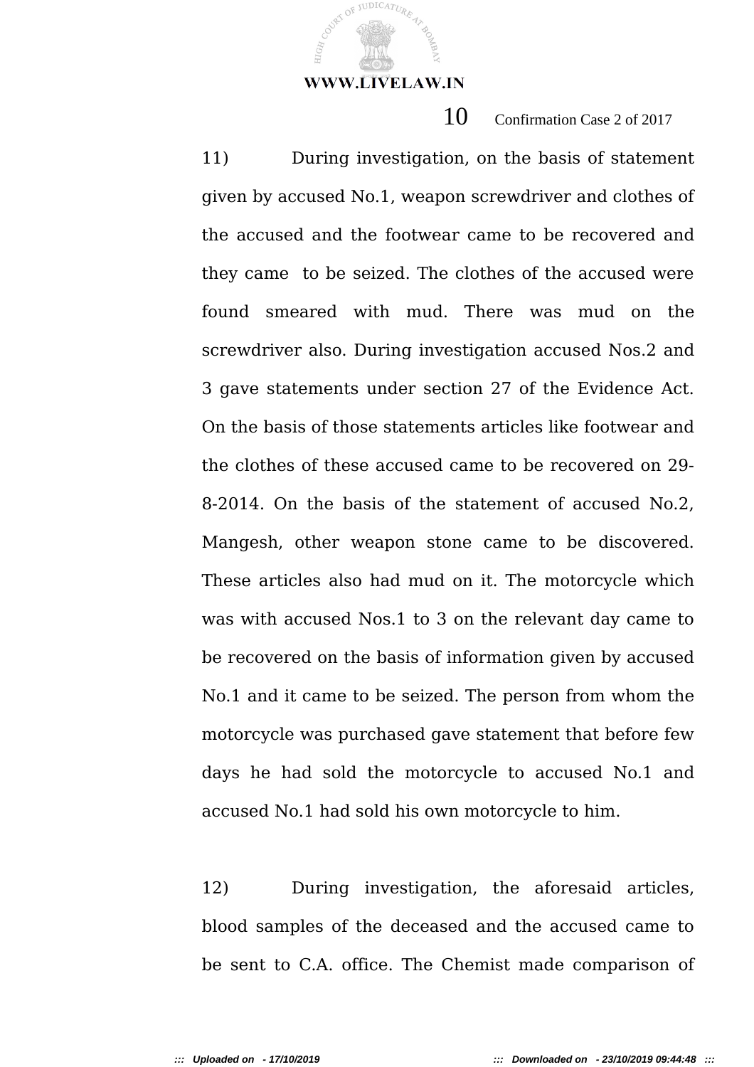11) During investigation, on the basis of statement given by accused No.1, weapon screwdriver and clothes of the accused and the footwear came to be recovered and they came to be seized. The clothes of the accused were found smeared with mud. There was mud on the screwdriver also. During investigation accused Nos.2 and 3 gave statements under section 27 of the Evidence Act. On the basis of those statements articles like footwear and the clothes of these accused came to be recovered on 29-8-2014. On the basis of the statement of accused No.2, Mangesh, other weapon stone came to be discovered. These articles also had mud on it. The motorcycle which was with accused Nos.1 to 3 on the relevant day came to be recovered on the basis of information given by accused No.1 and it came to be seized. The person from whom the motorcycle was purchased gave statement that before few days he had sold the motorcycle to accused No.1 and accused No.1 had sold his own motorcycle to him.

12) During investigation, the aforesaid articles, blood samples of the deceased and the accused came to be sent to C.A. office. The Chemist made comparison of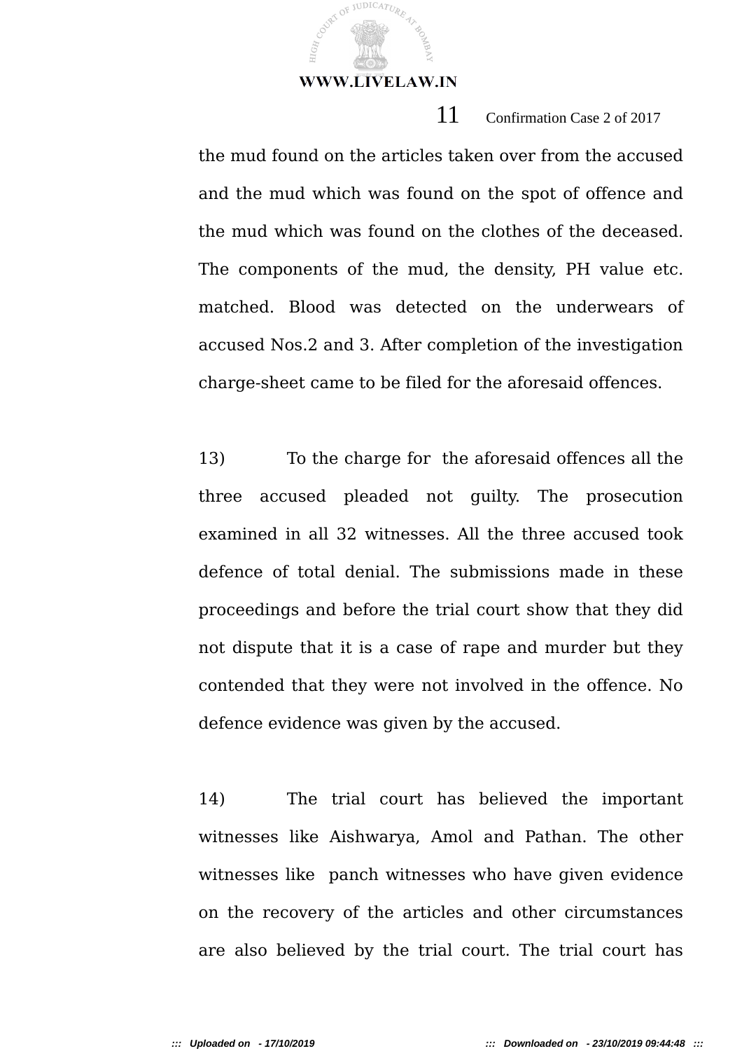the mud found on the articles taken over from the accused and the mud which was found on the spot of offence and the mud which was found on the clothes of the deceased. The components of the mud, the density, PH value etc. matched. Blood was detected on the underwears of accused Nos.2 and 3. After completion of the investigation charge-sheet came to be filed for the aforesaid offences.

13) To the charge for the aforesaid offences all the three accused pleaded not guilty. The prosecution examined in all 32 witnesses. All the three accused took defence of total denial. The submissions made in these proceedings and before the trial court show that they did not dispute that it is a case of rape and murder but they contended that they were not involved in the offence. No defence evidence was given by the accused.

14) The trial court has believed the important witnesses like Aishwarya, Amol and Pathan. The other witnesses like panch witnesses who have given evidence on the recovery of the articles and other circumstances are also believed by the trial court. The trial court has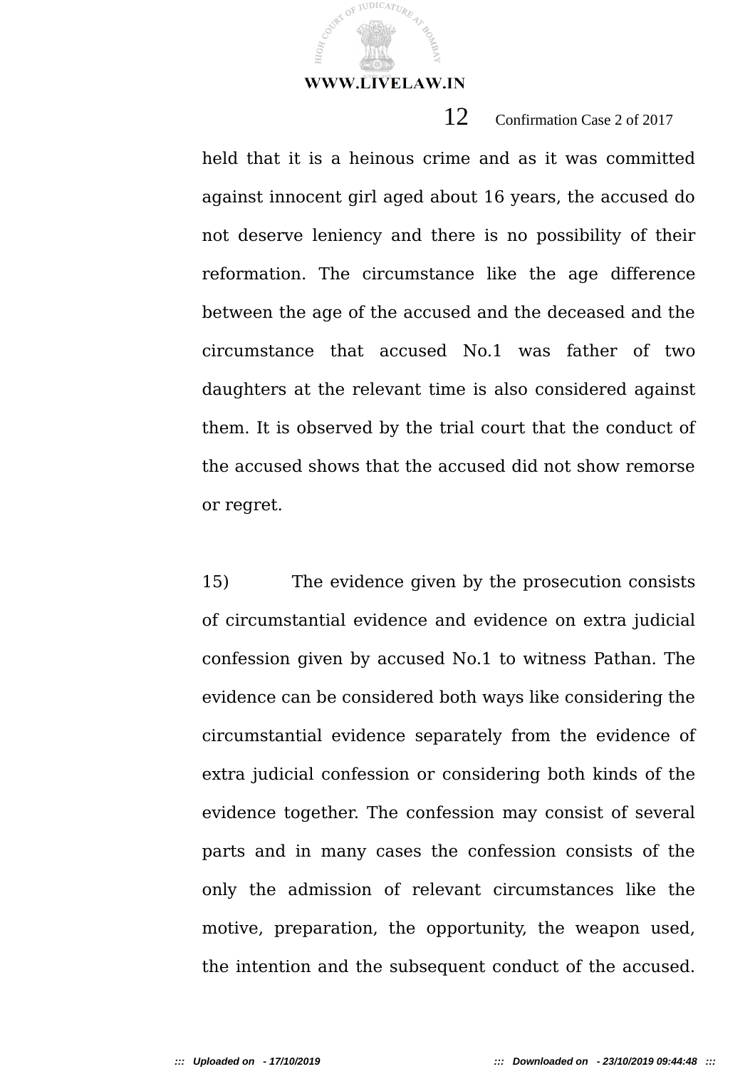held that it is a heinous crime and as it was committed against innocent girl aged about 16 years, the accused do not deserve leniency and there is no possibility of their reformation. The circumstance like the age difference between the age of the accused and the deceased and the circumstance that accused No.1 was father of two daughters at the relevant time is also considered against them. It is observed by the trial court that the conduct of the accused shows that the accused did not show remorse or regret.

15) The evidence given by the prosecution consists of circumstantial evidence and evidence on extra judicial confession given by accused No.1 to witness Pathan. The evidence can be considered both ways like considering the circumstantial evidence separately from the evidence of extra judicial confession or considering both kinds of the evidence together. The confession may consist of several parts and in many cases the confession consists of the only the admission of relevant circumstances like the motive, preparation, the opportunity, the weapon used, the intention and the subsequent conduct of the accused.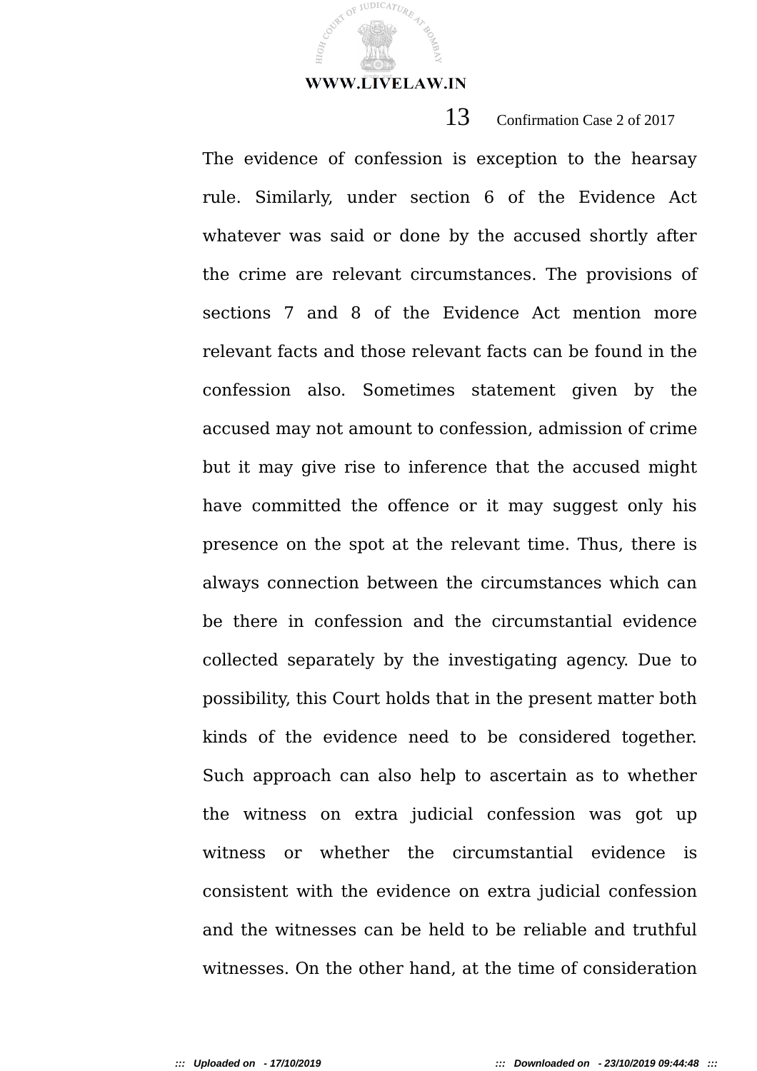The evidence of confession is exception to the hearsay rule. Similarly, under section 6 of the Evidence Act whatever was said or done by the accused shortly after the crime are relevant circumstances. The provisions of sections 7 and 8 of the Evidence Act mention more relevant facts and those relevant facts can be found in the confession also. Sometimes statement given by the accused may not amount to confession, admission of crime but it may give rise to inference that the accused might have committed the offence or it may suggest only his presence on the spot at the relevant time. Thus, there is always connection between the circumstances which can be there in confession and the circumstantial evidence collected separately by the investigating agency. Due to possibility, this Court holds that in the present matter both kinds of the evidence need to be considered together. Such approach can also help to ascertain as to whether the witness on extra judicial confession was got up witness or whether the circumstantial evidence is consistent with the evidence on extra judicial confession and the witnesses can be held to be reliable and truthful witnesses. On the other hand, at the time of consideration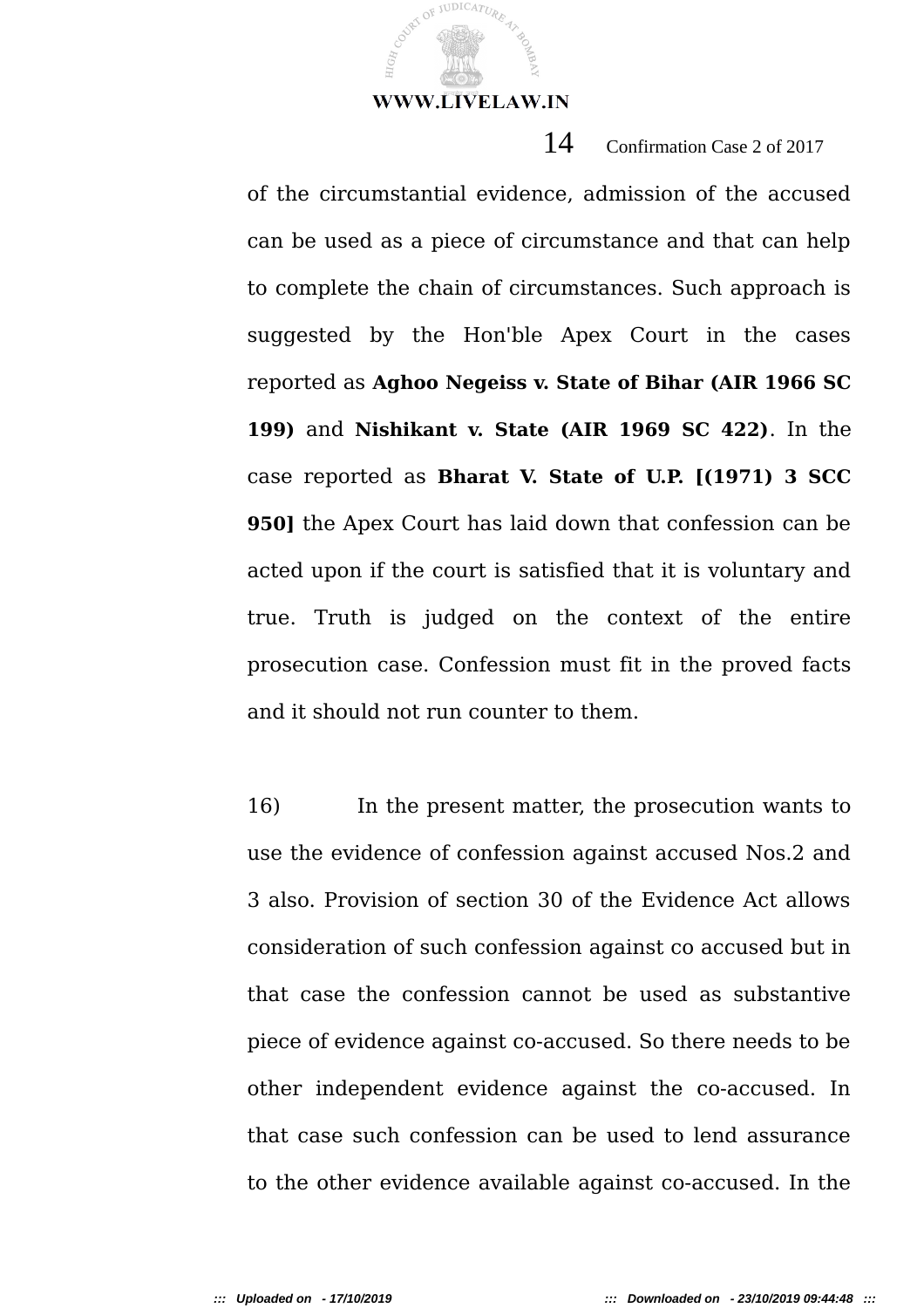of the circumstantial evidence, admission of the accused can be used as a piece of circumstance and that can help to complete the chain of circumstances. Such approach is suggested by the Hon'ble Apex Court in the cases reported as **Aghoo Negeiss v. State of Bihar (AIR 1966 SC 199)** and **Nishikant v. State (AIR 1969 SC 422)**. In the case reported as **Bharat V. State of U.P. [(1971) 3 SCC 950]** the Apex Court has laid down that confession can be acted upon if the court is satisfied that it is voluntary and true. Truth is judged on the context of the entire prosecution case. Confession must fit in the proved facts and it should not run counter to them.

16) In the present matter, the prosecution wants to use the evidence of confession against accused Nos.2 and 3 also. Provision of section 30 of the Evidence Act allows consideration of such confession against co accused but in that case the confession cannot be used as substantive piece of evidence against co-accused. So there needs to be other independent evidence against the co-accused. In that case such confession can be used to lend assurance to the other evidence available against co-accused. In the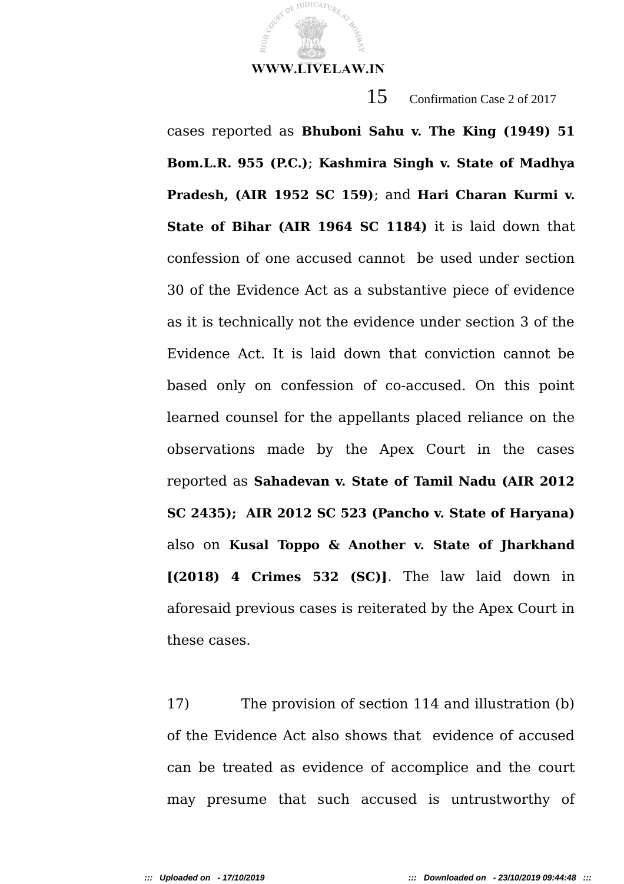cases reported as **Bhuboni Sahu v. The King (1949) 51 Bom.L.R. 955 (P.C.)**; **Kashmira Singh v. State of Madhya Pradesh, (AIR 1952 SC 159)**; and **Hari Charan Kurmi v. State of Bihar (AIR 1964 SC 1184)** it is laid down that confession of one accused cannot be used under section 30 of the Evidence Act as a substantive piece of evidence as it is technically not the evidence under section 3 of the Evidence Act. It is laid down that conviction cannot be based only on confession of co-accused. On this point learned counsel for the appellants placed reliance on the observations made by the Apex Court in the cases reported as **Sahadevan v. State of Tamil Nadu (AIR 2012 SC 2435); AIR 2012 SC 523 (Pancho v. State of Haryana)** also on **Kusal Toppo & Another v. State of Jharkhand [(2018) 4 Crimes 532 (SC)]**. The law laid down in aforesaid previous cases is reiterated by the Apex Court in these cases.

17) The provision of section 114 and illustration (b) of the Evidence Act also shows that evidence of accused can be treated as evidence of accomplice and the court may presume that such accused is untrustworthy of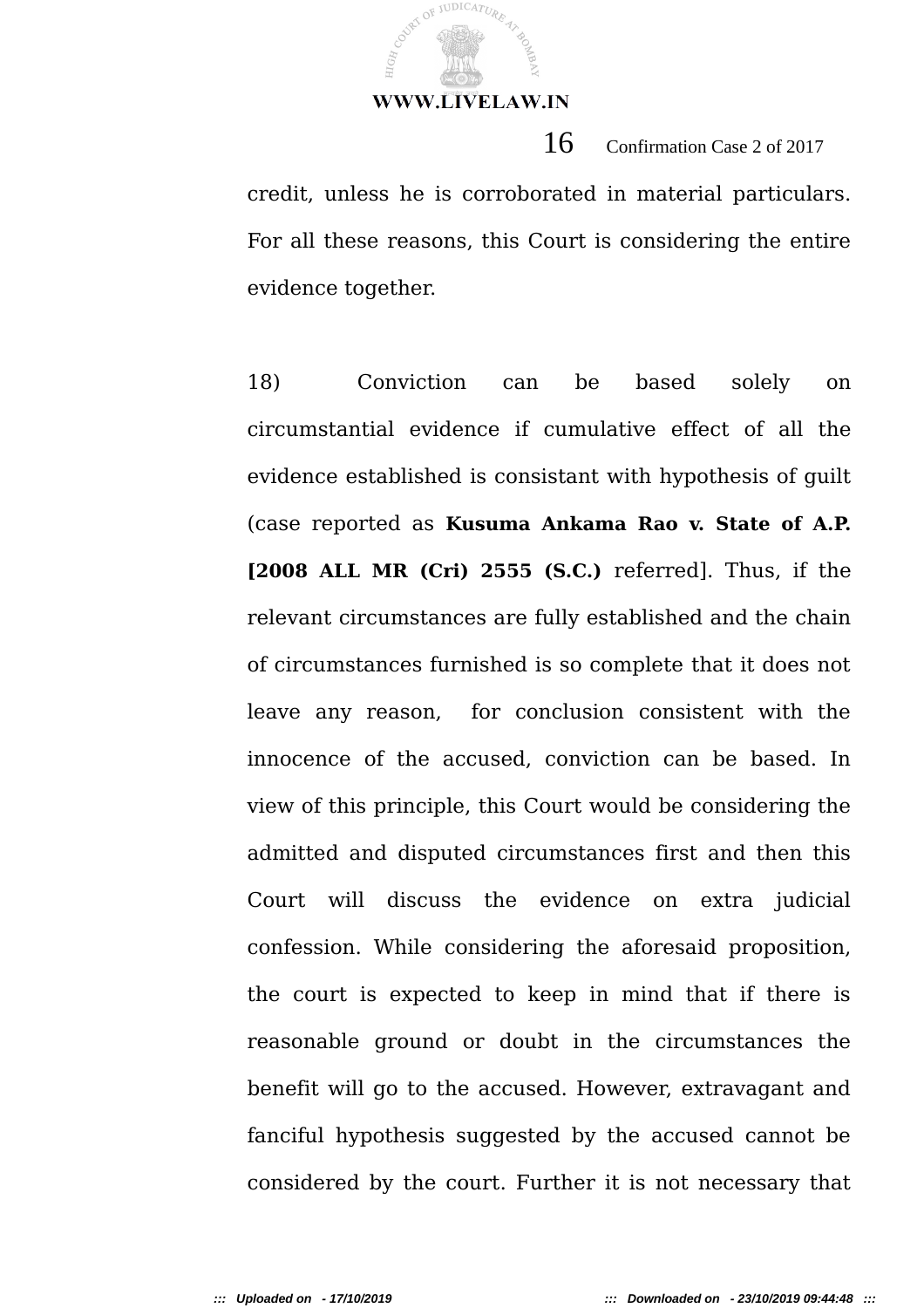credit, unless he is corroborated in material particulars. For all these reasons, this Court is considering the entire evidence together.

18) Conviction can be based solely on circumstantial evidence if cumulative effect of all the evidence established is consistant with hypothesis of guilt (case reported as **Kusuma Ankama Rao v. State of A.P. [2008 ALL MR (Cri) 2555 (S.C.)** referred]. Thus, if the relevant circumstances are fully established and the chain of circumstances furnished is so complete that it does not leave any reason, for conclusion consistent with the innocence of the accused, conviction can be based. In view of this principle, this Court would be considering the admitted and disputed circumstances first and then this Court will discuss the evidence on extra judicial confession. While considering the aforesaid proposition, the court is expected to keep in mind that if there is reasonable ground or doubt in the circumstances the benefit will go to the accused. However, extravagant and fanciful hypothesis suggested by the accused cannot be considered by the court. Further it is not necessary that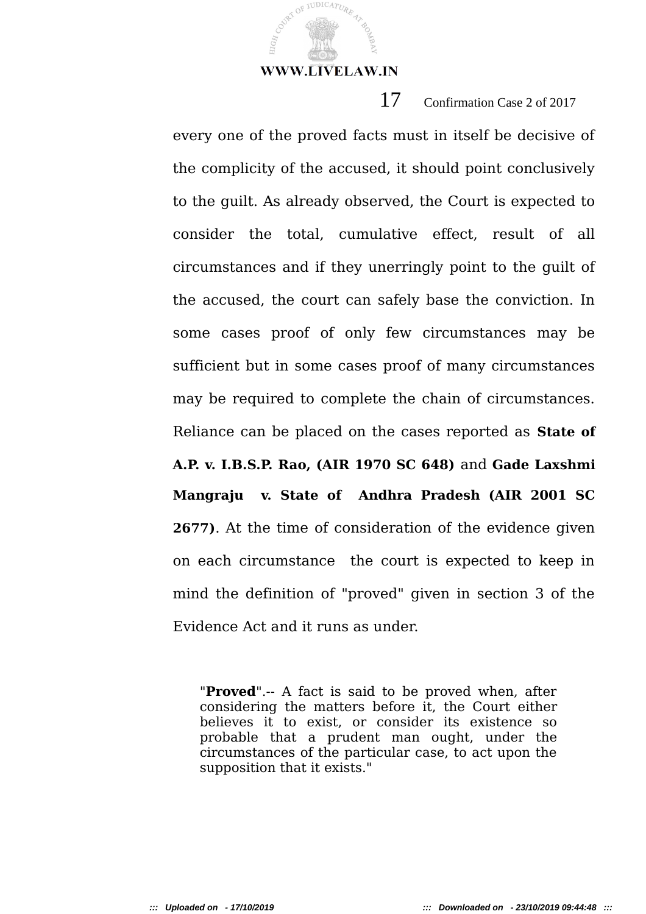every one of the proved facts must in itself be decisive of the complicity of the accused, it should point conclusively to the guilt. As already observed, the Court is expected to consider the total, cumulative effect, result of all circumstances and if they unerringly point to the guilt of the accused, the court can safely base the conviction. In some cases proof of only few circumstances may be sufficient but in some cases proof of many circumstances may be required to complete the chain of circumstances. Reliance can be placed on the cases reported as **State of A.P. v. I.B.S.P. Rao, (AIR 1970 SC 648)** and **Gade Laxshmi Mangraju v. State of Andhra Pradesh (AIR 2001 SC 2677)**. At the time of consideration of the evidence given on each circumstance the court is expected to keep in mind the definition of "proved" given in section 3 of the Evidence Act and it runs as under.

> "**Proved**".-- A fact is said to be proved when, after considering the matters before it, the Court either believes it to exist, or consider its existence so probable that a prudent man ought, under the circumstances of the particular case, to act upon the supposition that it exists."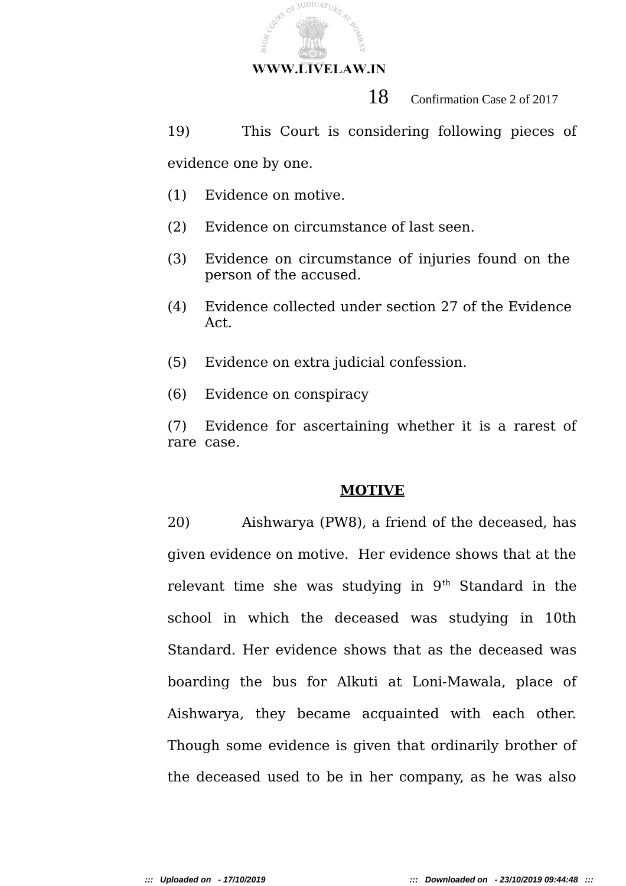19) This Court is considering following pieces of evidence one by one.

(1) Evidence on motive.

(2) Evidence on circumstance of last seen.

(3) Evidence on circumstance of injuries found on the person of the accused.

(4) Evidence collected under section 27 of the Evidence Act.

(5) Evidence on extra judicial confession.

(6) Evidence on conspiracy

(7) Evidence for ascertaining whether it is a rarest of rare case.

**MOTIVE**

20) Aishwarya (PW8), a friend of the deceased, has given evidence on motive. Her evidence shows that at the relevant time she was studying in 9th Standard in the school in which the deceased was studying in 10th Standard. Her evidence shows that as the deceased was boarding the bus for Alkuti at Loni-Mawala, place of Aishwarya, they became acquainted with each other. Though some evidence is given that ordinarily brother of the deceased used to be in her company, as he was also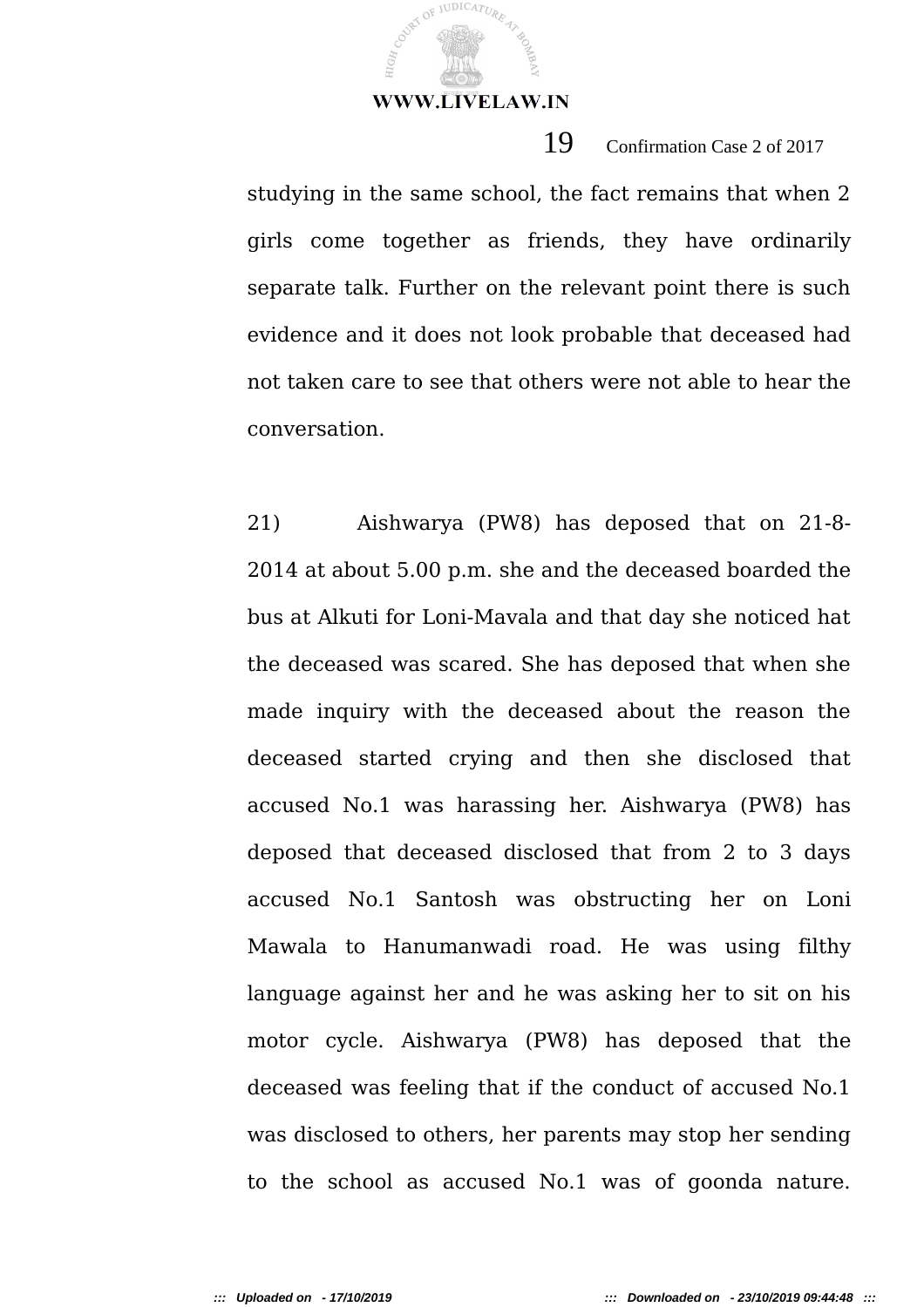studying in the same school, the fact remains that when 2 girls come together as friends, they have ordinarily separate talk. Further on the relevant point there is such evidence and it does not look probable that deceased had not taken care to see that others were not able to hear the conversation.

21) Aishwarya (PW8) has deposed that on 21-8-2014 at about 5.00 p.m. she and the deceased boarded the bus at Alkuti for Loni-Mavala and that day she noticed hat the deceased was scared. She has deposed that when she made inquiry with the deceased about the reason the deceased started crying and then she disclosed that accused No.1 was harassing her. Aishwarya (PW8) has deposed that deceased disclosed that from 2 to 3 days accused No.1 Santosh was obstructing her on Loni Mawala to Hanumanwadi road. He was using filthy language against her and he was asking her to sit on his motor cycle. Aishwarya (PW8) has deposed that the deceased was feeling that if the conduct of accused No.1 was disclosed to others, her parents may stop her sending to the school as accused No.1 was of goonda nature.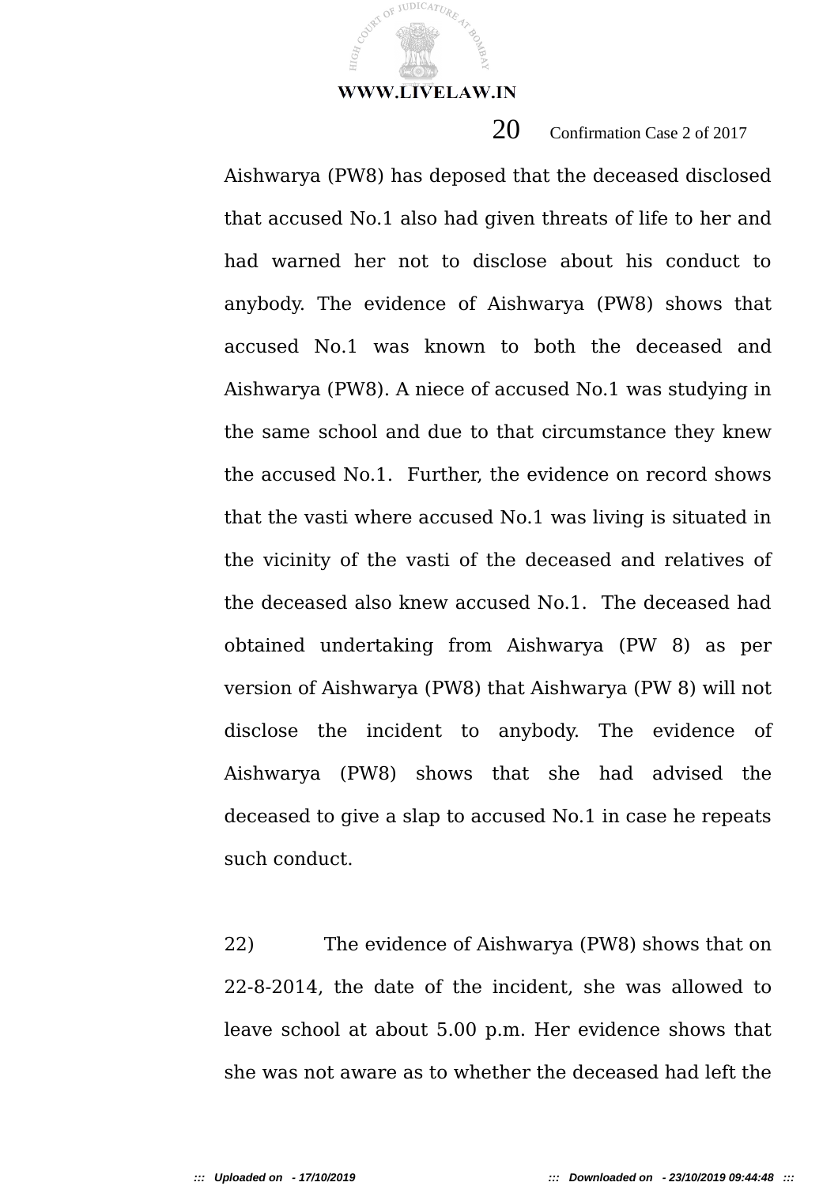Aishwarya (PW8) has deposed that the deceased disclosed that accused No.1 also had given threats of life to her and had warned her not to disclose about his conduct to anybody. The evidence of Aishwarya (PW8) shows that accused No.1 was known to both the deceased and Aishwarya (PW8). A niece of accused No.1 was studying in the same school and due to that circumstance they knew the accused No.1. Further, the evidence on record shows that the vasti where accused No.1 was living is situated in the vicinity of the vasti of the deceased and relatives of the deceased also knew accused No.1. The deceased had obtained undertaking from Aishwarya (PW 8) as per version of Aishwarya (PW8) that Aishwarya (PW 8) will not disclose the incident to anybody. The evidence of Aishwarya (PW8) shows that she had advised the deceased to give a slap to accused No.1 in case he repeats such conduct.

22) The evidence of Aishwarya (PW8) shows that on 22-8-2014, the date of the incident, she was allowed to leave school at about 5.00 p.m. Her evidence shows that she was not aware as to whether the deceased had left the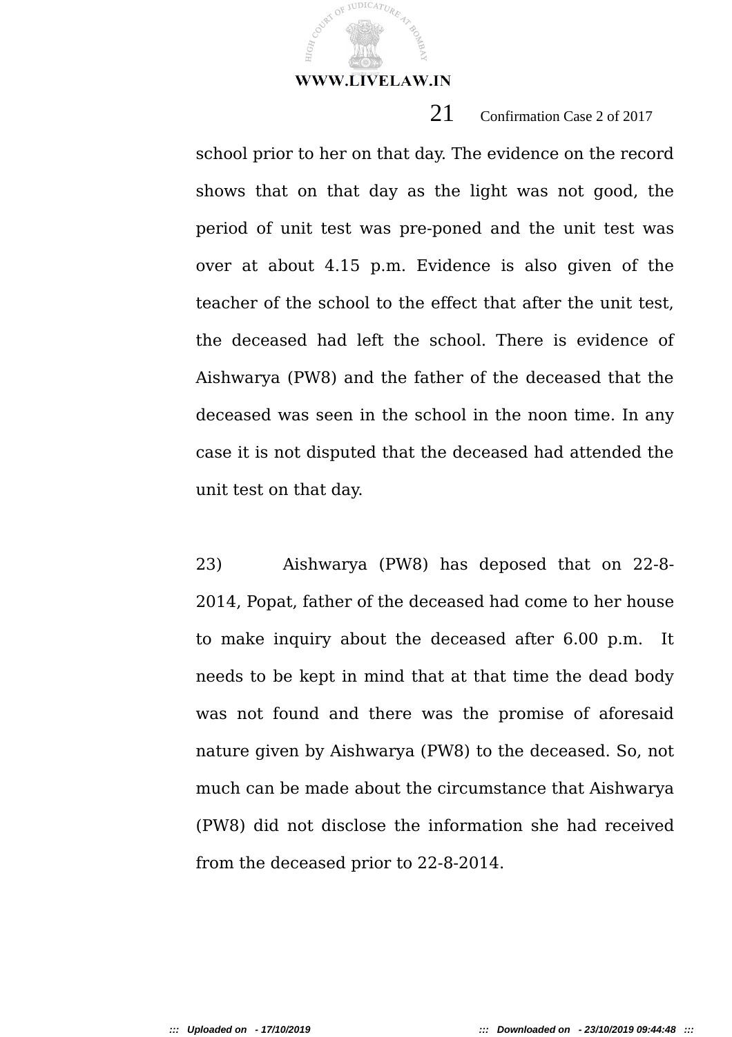school prior to her on that day. The evidence on the record shows that on that day as the light was not good, the period of unit test was pre-poned and the unit test was over at about 4.15 p.m. Evidence is also given of the teacher of the school to the effect that after the unit test, the deceased had left the school. There is evidence of Aishwarya (PW8) and the father of the deceased that the deceased was seen in the school in the noon time. In any case it is not disputed that the deceased had attended the unit test on that day.

23) Aishwarya (PW8) has deposed that on 22-8-2014, Popat, father of the deceased had come to her house to make inquiry about the deceased after 6.00 p.m. It needs to be kept in mind that at that time the dead body was not found and there was the promise of aforesaid nature given by Aishwarya (PW8) to the deceased. So, not much can be made about the circumstance that Aishwarya (PW8) did not disclose the information she had received from the deceased prior to 22-8-2014.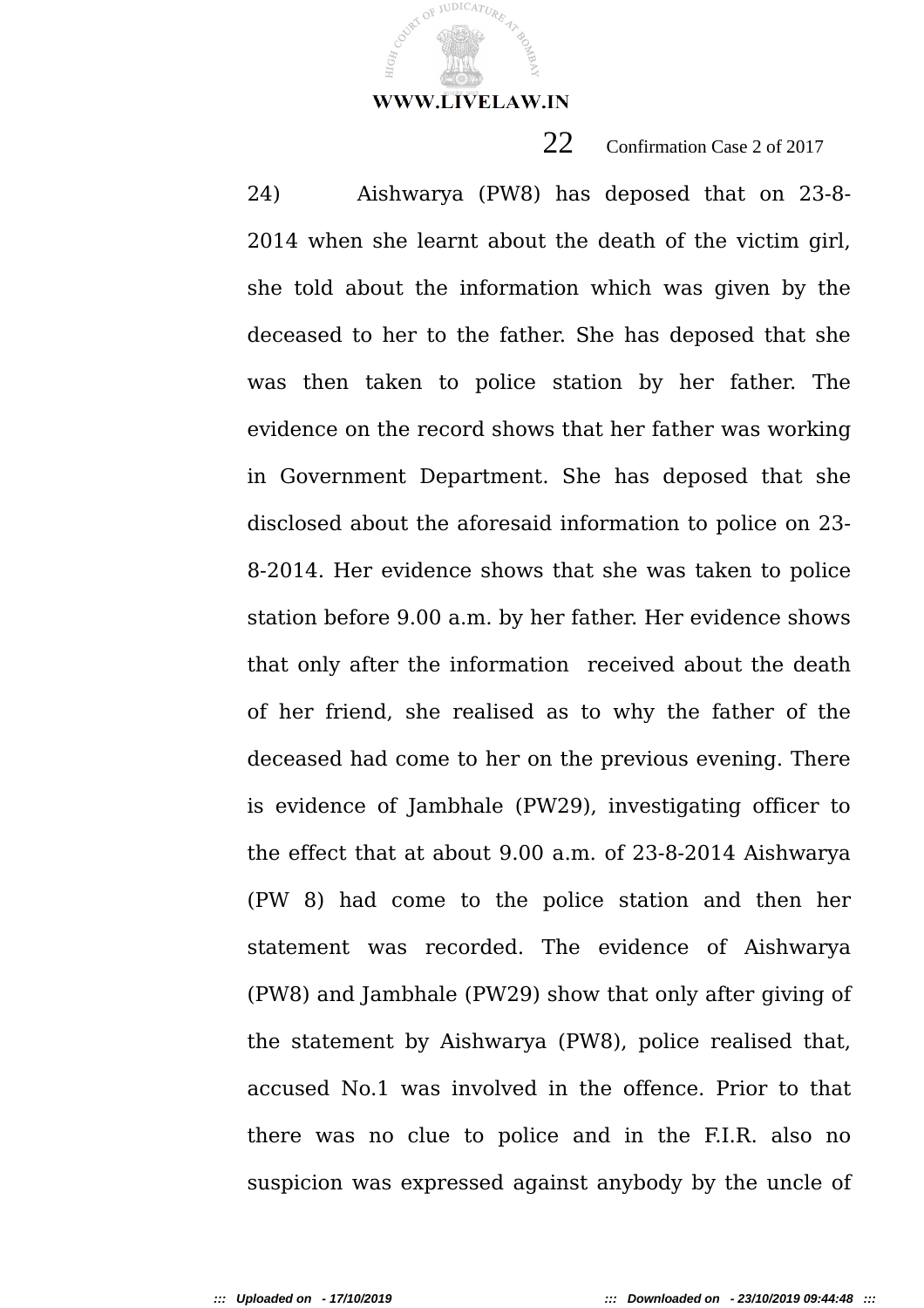24) Aishwarya (PW8) has deposed that on 23-8-2014 when she learnt about the death of the victim girl, she told about the information which was given by the deceased to her to the father. She has deposed that she was then taken to police station by her father. The evidence on the record shows that her father was working in Government Department. She has deposed that she disclosed about the aforesaid information to police on 23-8-2014. Her evidence shows that she was taken to police station before 9.00 a.m. by her father. Her evidence shows that only after the information received about the death of her friend, she realised as to why the father of the deceased had come to her on the previous evening. There is evidence of Jambhale (PW29), investigating officer to the effect that at about 9.00 a.m. of 23-8-2014 Aishwarya (PW 8) had come to the police station and then her statement was recorded. The evidence of Aishwarya (PW8) and Jambhale (PW29) show that only after giving of the statement by Aishwarya (PW8), police realised that, accused No.1 was involved in the offence. Prior to that there was no clue to police and in the F.I.R. also no suspicion was expressed against anybody by the uncle of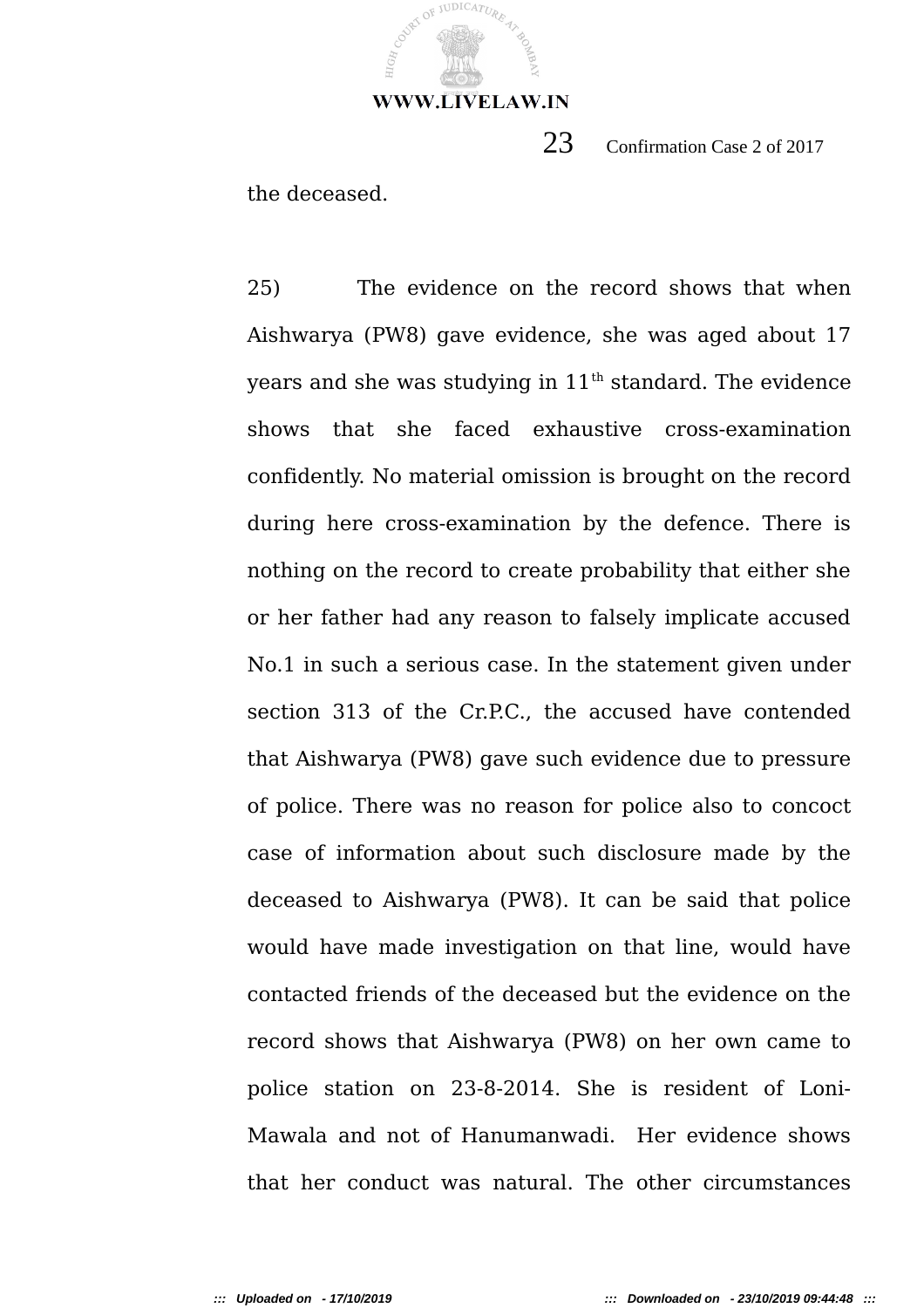the deceased.

25) The evidence on the record shows that when Aishwarya (PW8) gave evidence, she was aged about 17 years and she was studying in 11th standard. The evidence shows that she faced exhaustive cross-examination confidently. No material omission is brought on the record during here cross-examination by the defence. There is nothing on the record to create probability that either she or her father had any reason to falsely implicate accused No.1 in such a serious case. In the statement given under section 313 of the Cr.P.C., the accused have contended that Aishwarya (PW8) gave such evidence due to pressure of police. There was no reason for police also to concoct case of information about such disclosure made by the deceased to Aishwarya (PW8). It can be said that police would have made investigation on that line, would have contacted friends of the deceased but the evidence on the record shows that Aishwarya (PW8) on her own came to police station on 23-8-2014. She is resident of Loni-Mawala and not of Hanumanwadi. Her evidence shows that her conduct was natural. The other circumstances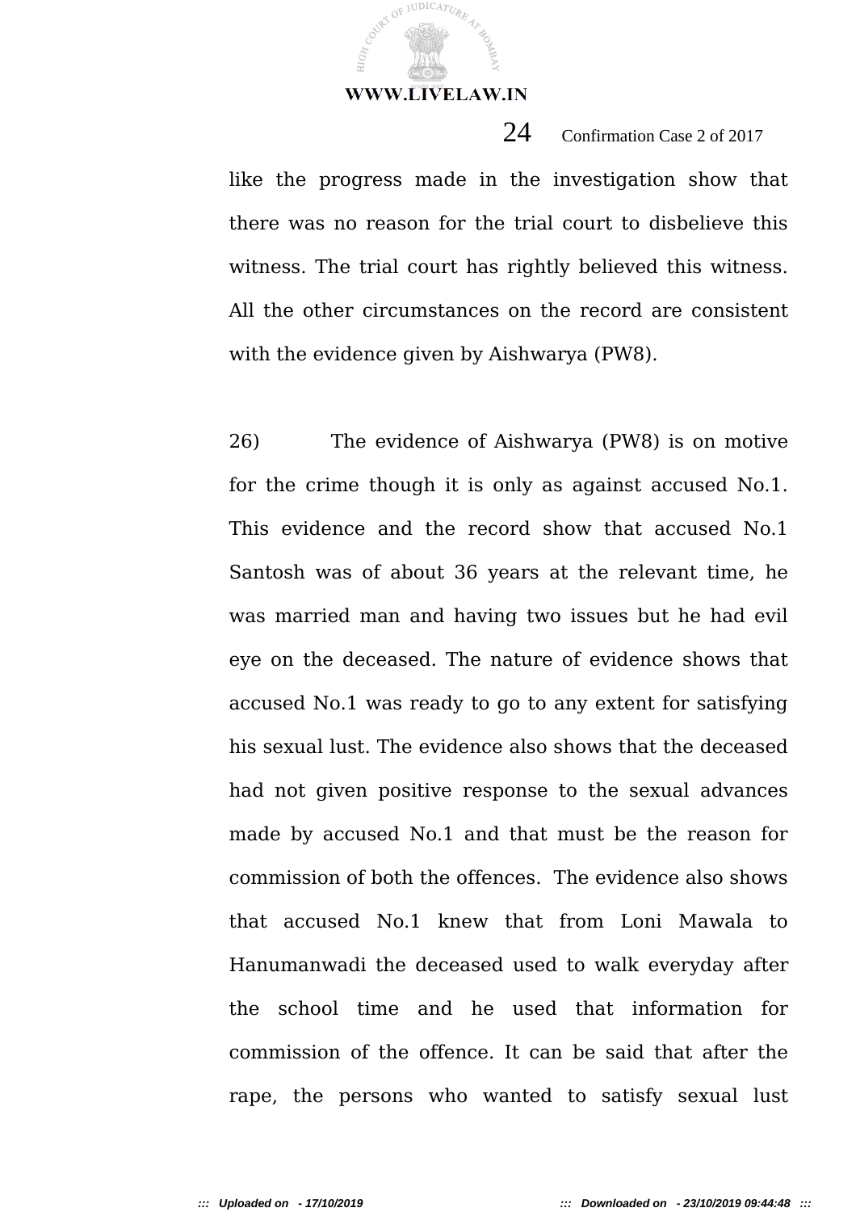like the progress made in the investigation show that there was no reason for the trial court to disbelieve this witness. The trial court has rightly believed this witness. All the other circumstances on the record are consistent with the evidence given by Aishwarya (PW8).

26) The evidence of Aishwarya (PW8) is on motive for the crime though it is only as against accused No.1. This evidence and the record show that accused No.1 Santosh was of about 36 years at the relevant time, he was married man and having two issues but he had evil eye on the deceased. The nature of evidence shows that accused No.1 was ready to go to any extent for satisfying his sexual lust. The evidence also shows that the deceased had not given positive response to the sexual advances made by accused No.1 and that must be the reason for commission of both the offences. The evidence also shows that accused No.1 knew that from Loni Mawala to Hanumanwadi the deceased used to walk everyday after the school time and he used that information for commission of the offence. It can be said that after the rape, the persons who wanted to satisfy sexual lust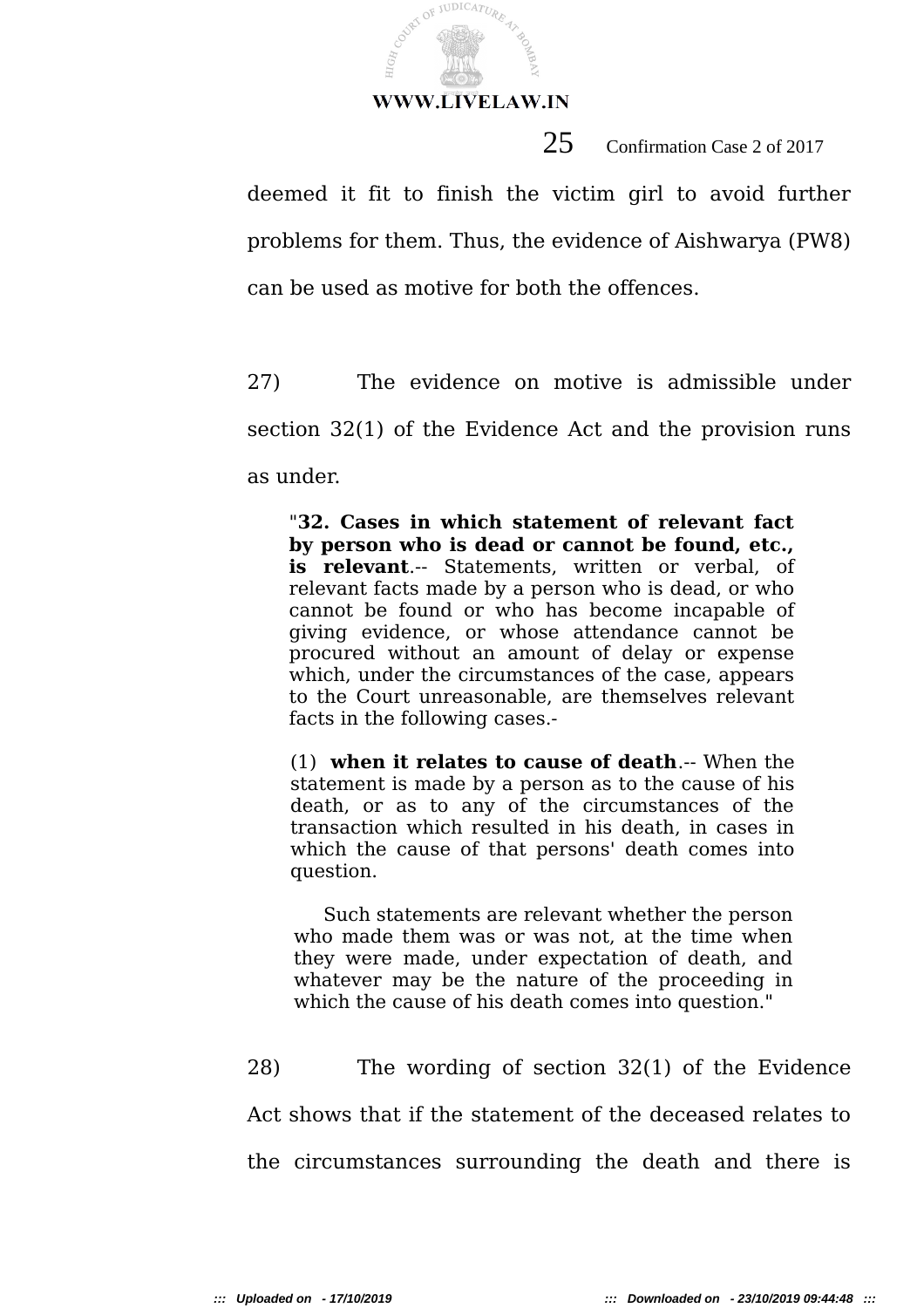deemed it fit to finish the victim girl to avoid further problems for them. Thus, the evidence of Aishwarya (PW8) can be used as motive for both the offences.

27) The evidence on motive is admissible under section 32(1) of the Evidence Act and the provision runs as under.

> "**32. Cases in which statement of relevant fact by person who is dead or cannot be found, etc., is relevant**.-- Statements, written or verbal, of relevant facts made by a person who is dead, or who cannot be found or who has become incapable of giving evidence, or whose attendance cannot be procured without an amount of delay or expense which, under the circumstances of the case, appears to the Court unreasonable, are themselves relevant facts in the following cases.-
>
> (1) **when it relates to cause of death**.-- When the statement is made by a person as to the cause of his death, or as to any of the circumstances of the transaction which resulted in his death, in cases in which the cause of that persons' death comes into question.
>
> Such statements are relevant whether the person who made them was or was not, at the time when they were made, under expectation of death, and whatever may be the nature of the proceeding in which the cause of his death comes into question."

28) The wording of section 32(1) of the Evidence Act shows that if the statement of the deceased relates to the circumstances surrounding the death and there is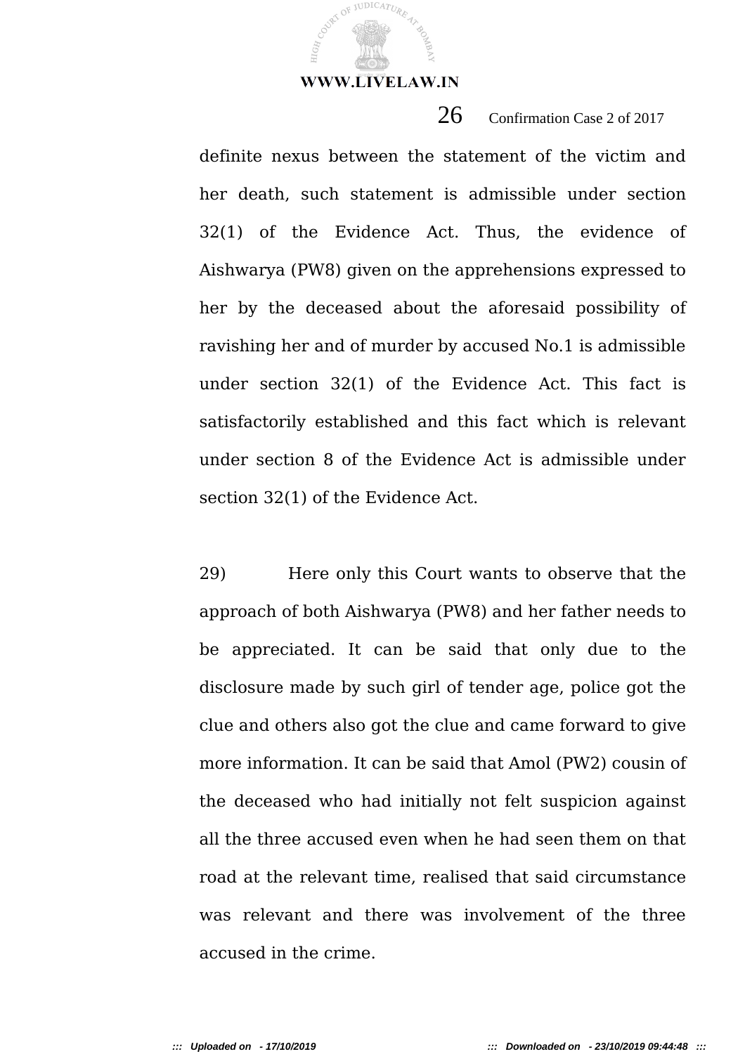definite nexus between the statement of the victim and her death, such statement is admissible under section 32(1) of the Evidence Act. Thus, the evidence of Aishwarya (PW8) given on the apprehensions expressed to her by the deceased about the aforesaid possibility of ravishing her and of murder by accused No.1 is admissible under section 32(1) of the Evidence Act. This fact is satisfactorily established and this fact which is relevant under section 8 of the Evidence Act is admissible under section 32(1) of the Evidence Act.

29) Here only this Court wants to observe that the approach of both Aishwarya (PW8) and her father needs to be appreciated. It can be said that only due to the disclosure made by such girl of tender age, police got the clue and others also got the clue and came forward to give more information. It can be said that Amol (PW2) cousin of the deceased who had initially not felt suspicion against all the three accused even when he had seen them on that road at the relevant time, realised that said circumstance was relevant and there was involvement of the three accused in the crime.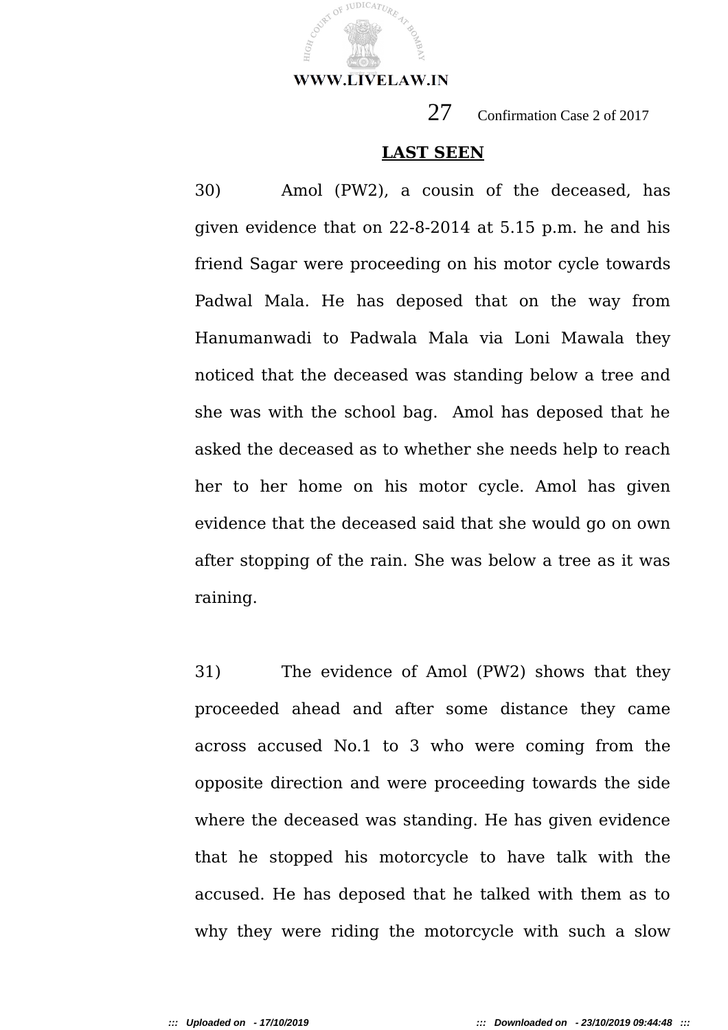## LAST SEEN

30) Amol (PW2), a cousin of the deceased, has given evidence that on 22-8-2014 at 5.15 p.m. he and his friend Sagar were proceeding on his motor cycle towards Padwal Mala. He has deposed that on the way from Hanumanwadi to Padwala Mala via Loni Mawala they noticed that the deceased was standing below a tree and she was with the school bag. Amol has deposed that he asked the deceased as to whether she needs help to reach her to her home on his motor cycle. Amol has given evidence that the deceased said that she would go on own after stopping of the rain. She was below a tree as it was raining.

31) The evidence of Amol (PW2) shows that they proceeded ahead and after some distance they came across accused No.1 to 3 who were coming from the opposite direction and were proceeding towards the side where the deceased was standing. He has given evidence that he stopped his motorcycle to have talk with the accused. He has deposed that he talked with them as to why they were riding the motorcycle with such a slow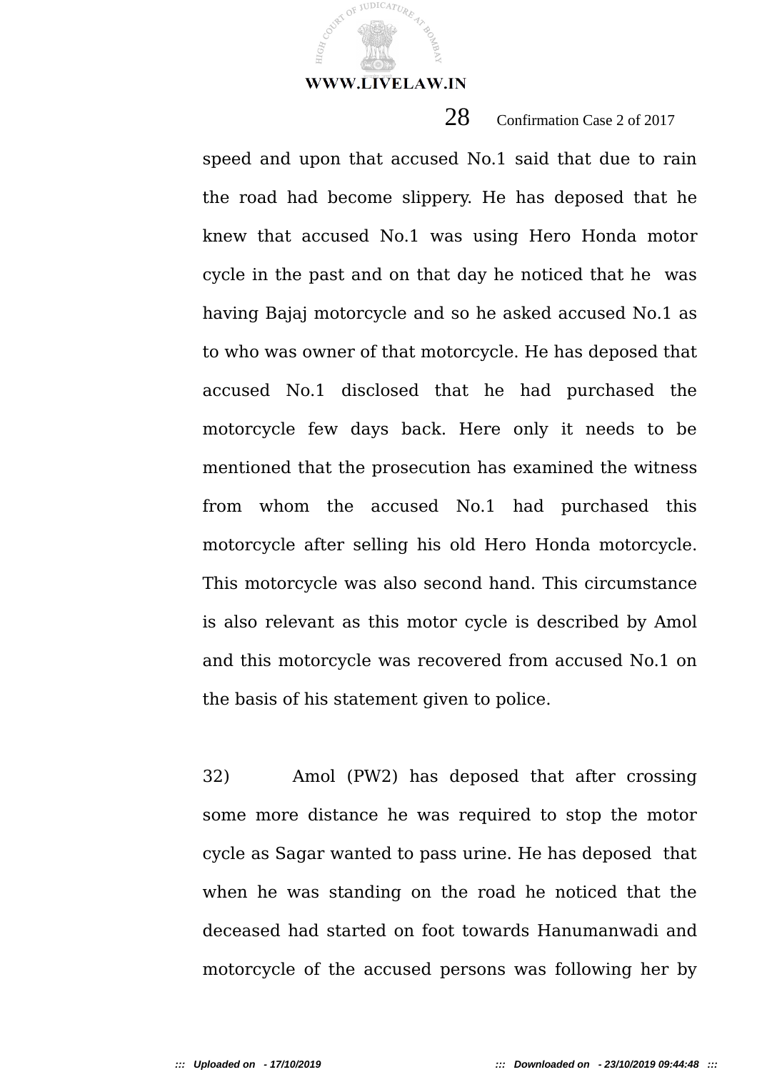speed and upon that accused No.1 said that due to rain the road had become slippery. He has deposed that he knew that accused No.1 was using Hero Honda motor cycle in the past and on that day he noticed that he was having Bajaj motorcycle and so he asked accused No.1 as to who was owner of that motorcycle. He has deposed that accused No.1 disclosed that he had purchased the motorcycle few days back. Here only it needs to be mentioned that the prosecution has examined the witness from whom the accused No.1 had purchased this motorcycle after selling his old Hero Honda motorcycle. This motorcycle was also second hand. This circumstance is also relevant as this motor cycle is described by Amol and this motorcycle was recovered from accused No.1 on the basis of his statement given to police.

32) Amol (PW2) has deposed that after crossing some more distance he was required to stop the motor cycle as Sagar wanted to pass urine. He has deposed that when he was standing on the road he noticed that the deceased had started on foot towards Hanumanwadi and motorcycle of the accused persons was following her by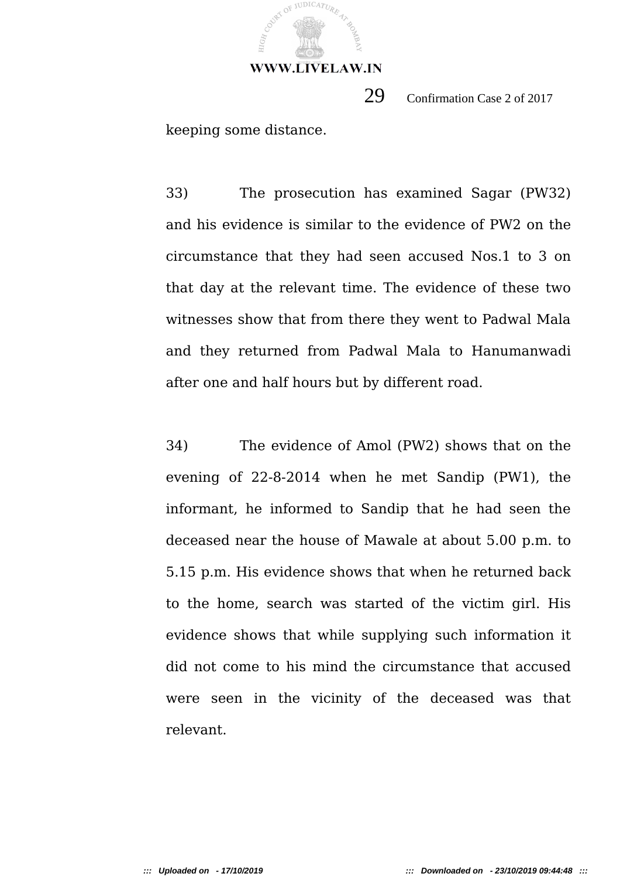keeping some distance.

33) The prosecution has examined Sagar (PW32) and his evidence is similar to the evidence of PW2 on the circumstance that they had seen accused Nos.1 to 3 on that day at the relevant time. The evidence of these two witnesses show that from there they went to Padwal Mala and they returned from Padwal Mala to Hanumanwadi after one and half hours but by different road.

34) The evidence of Amol (PW2) shows that on the evening of 22-8-2014 when he met Sandip (PW1), the informant, he informed to Sandip that he had seen the deceased near the house of Mawale at about 5.00 p.m. to 5.15 p.m. His evidence shows that when he returned back to the home, search was started of the victim girl. His evidence shows that while supplying such information it did not come to his mind the circumstance that accused were seen in the vicinity of the deceased was that relevant.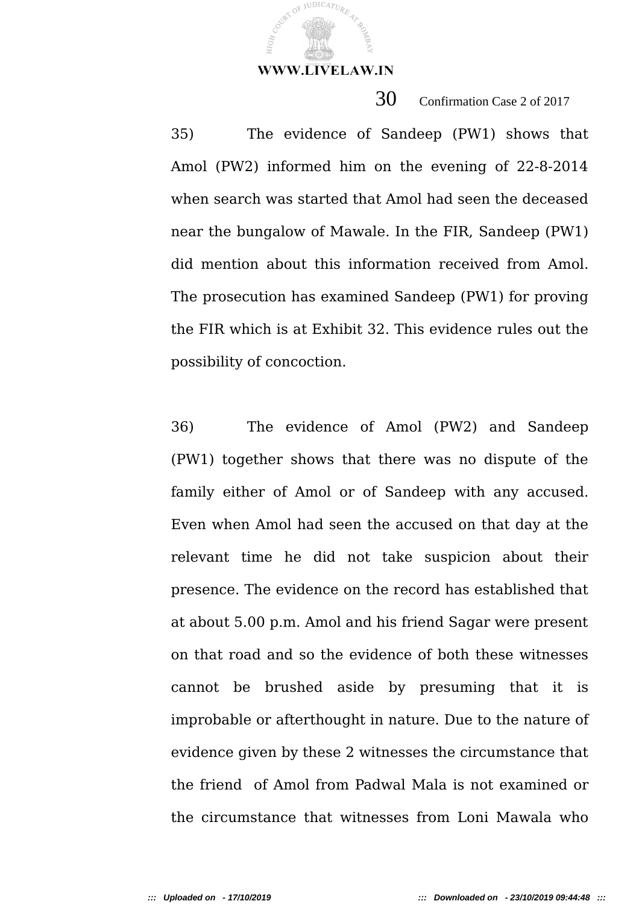35) The evidence of Sandeep (PW1) shows that Amol (PW2) informed him on the evening of 22-8-2014 when search was started that Amol had seen the deceased near the bungalow of Mawale. In the FIR, Sandeep (PW1) did mention about this information received from Amol. The prosecution has examined Sandeep (PW1) for proving the FIR which is at Exhibit 32. This evidence rules out the possibility of concoction.

36) The evidence of Amol (PW2) and Sandeep (PW1) together shows that there was no dispute of the family either of Amol or of Sandeep with any accused. Even when Amol had seen the accused on that day at the relevant time he did not take suspicion about their presence. The evidence on the record has established that at about 5.00 p.m. Amol and his friend Sagar were present on that road and so the evidence of both these witnesses cannot be brushed aside by presuming that it is improbable or afterthought in nature. Due to the nature of evidence given by these 2 witnesses the circumstance that the friend of Amol from Padwal Mala is not examined or the circumstance that witnesses from Loni Mawala who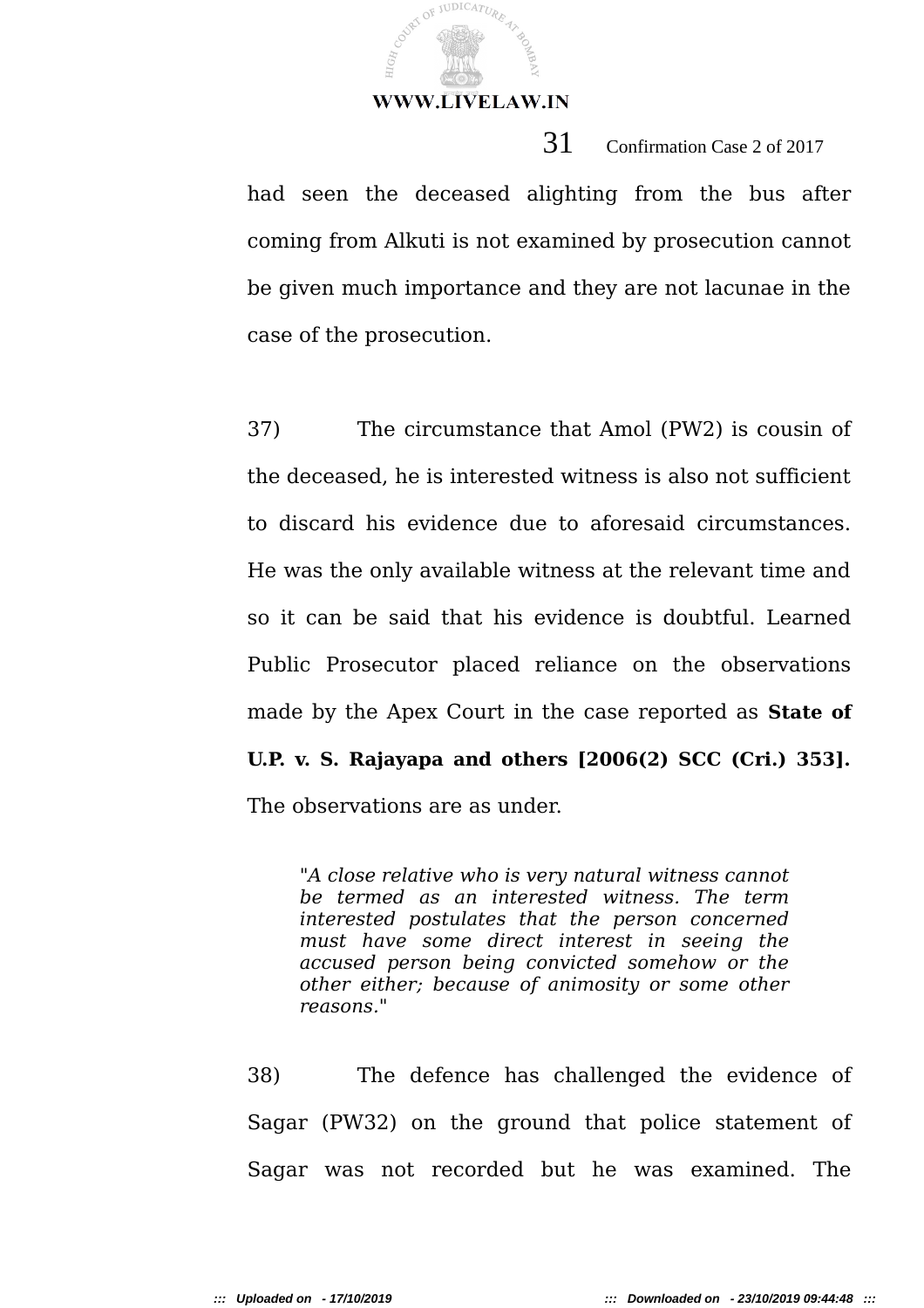had seen the deceased alighting from the bus after coming from Alkuti is not examined by prosecution cannot be given much importance and they are not lacunae in the case of the prosecution.

37) The circumstance that Amol (PW2) is cousin of the deceased, he is interested witness is also not sufficient to discard his evidence due to aforesaid circumstances. He was the only available witness at the relevant time and so it can be said that his evidence is doubtful. Learned Public Prosecutor placed reliance on the observations made by the Apex Court in the case reported as **State of U.P. v. S. Rajayapa and others [2006(2) SCC (Cri.) 353].** The observations are as under.

> "*A close relative who is very natural witness cannot be termed as an interested witness. The term interested postulates that the person concerned must have some direct interest in seeing the accused person being convicted somehow or the other either; because of animosity or some other reasons.*"

38) The defence has challenged the evidence of Sagar (PW32) on the ground that police statement of Sagar was not recorded but he was examined. The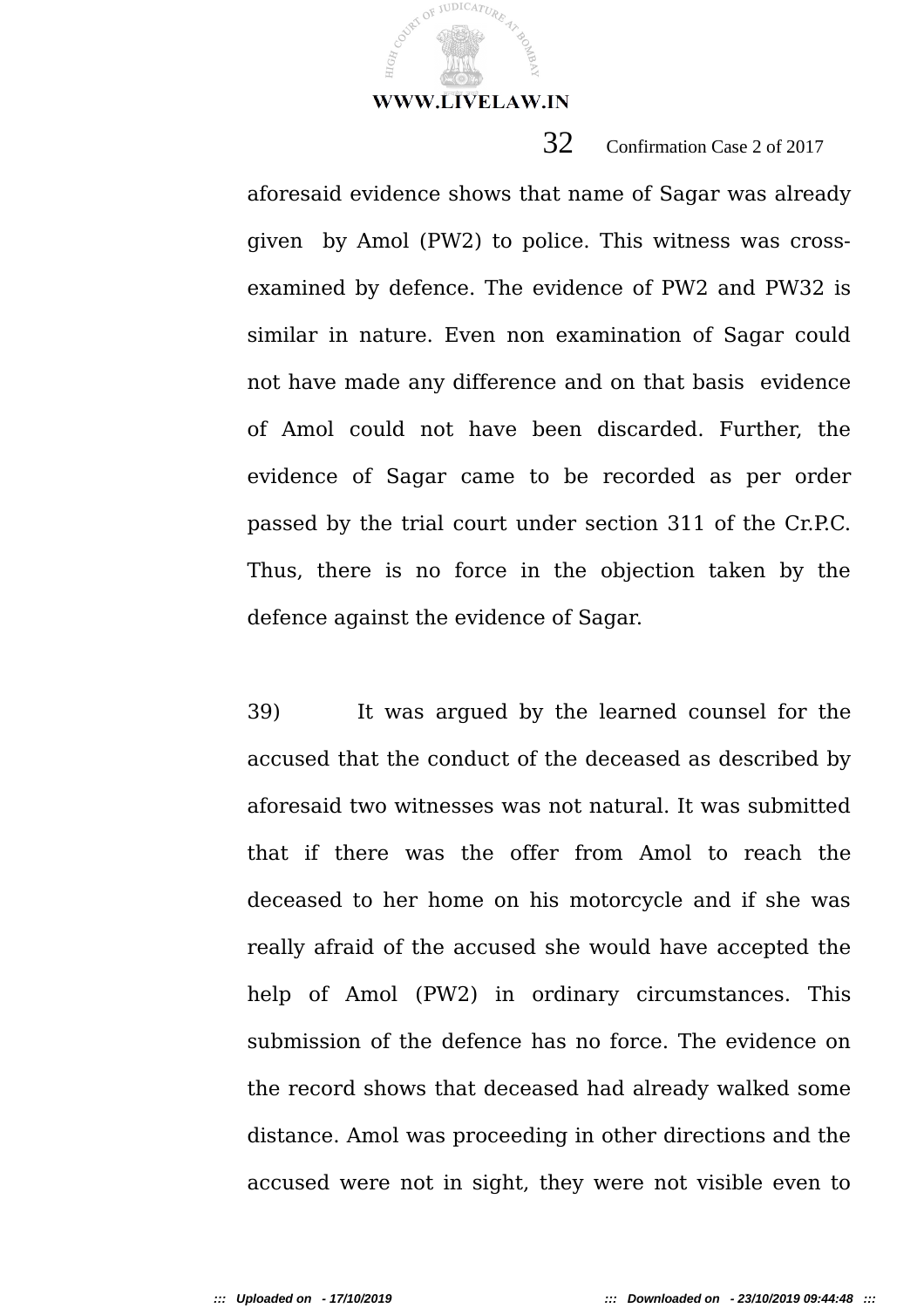aforesaid evidence shows that name of Sagar was already given by Amol (PW2) to police. This witness was cross-examined by defence. The evidence of PW2 and PW32 is similar in nature. Even non examination of Sagar could not have made any difference and on that basis evidence of Amol could not have been discarded. Further, the evidence of Sagar came to be recorded as per order passed by the trial court under section 311 of the Cr.P.C. Thus, there is no force in the objection taken by the defence against the evidence of Sagar.

39) It was argued by the learned counsel for the accused that the conduct of the deceased as described by aforesaid two witnesses was not natural. It was submitted that if there was the offer from Amol to reach the deceased to her home on his motorcycle and if she was really afraid of the accused she would have accepted the help of Amol (PW2) in ordinary circumstances. This submission of the defence has no force. The evidence on the record shows that deceased had already walked some distance. Amol was proceeding in other directions and the accused were not in sight, they were not visible even to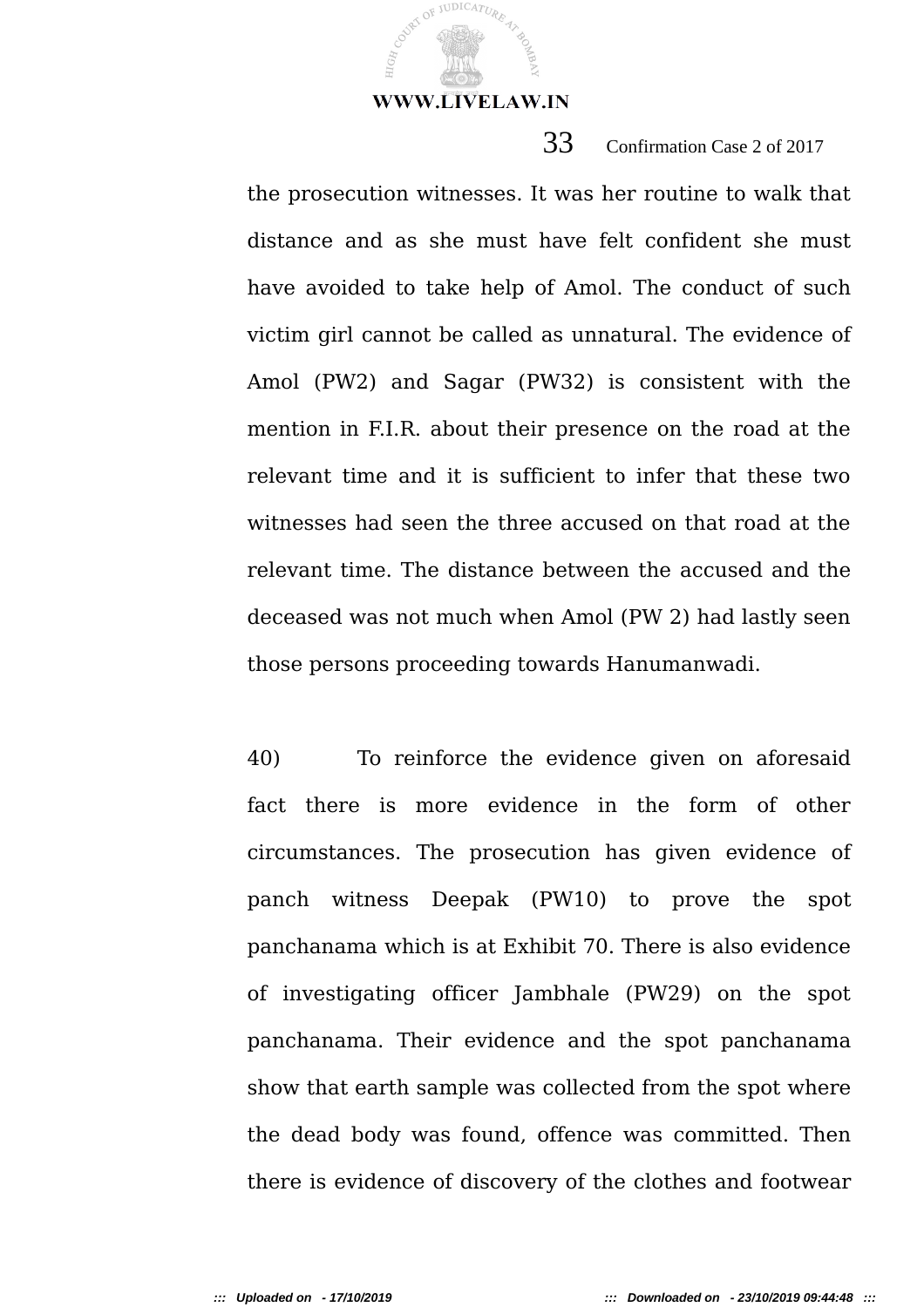the prosecution witnesses. It was her routine to walk that distance and as she must have felt confident she must have avoided to take help of Amol. The conduct of such victim girl cannot be called as unnatural. The evidence of Amol (PW2) and Sagar (PW32) is consistent with the mention in F.I.R. about their presence on the road at the relevant time and it is sufficient to infer that these two witnesses had seen the three accused on that road at the relevant time. The distance between the accused and the deceased was not much when Amol (PW 2) had lastly seen those persons proceeding towards Hanumanwadi.

40) To reinforce the evidence given on aforesaid fact there is more evidence in the form of other circumstances. The prosecution has given evidence of panch witness Deepak (PW10) to prove the spot panchanama which is at Exhibit 70. There is also evidence of investigating officer Jambhale (PW29) on the spot panchanama. Their evidence and the spot panchanama show that earth sample was collected from the spot where the dead body was found, offence was committed. Then there is evidence of discovery of the clothes and footwear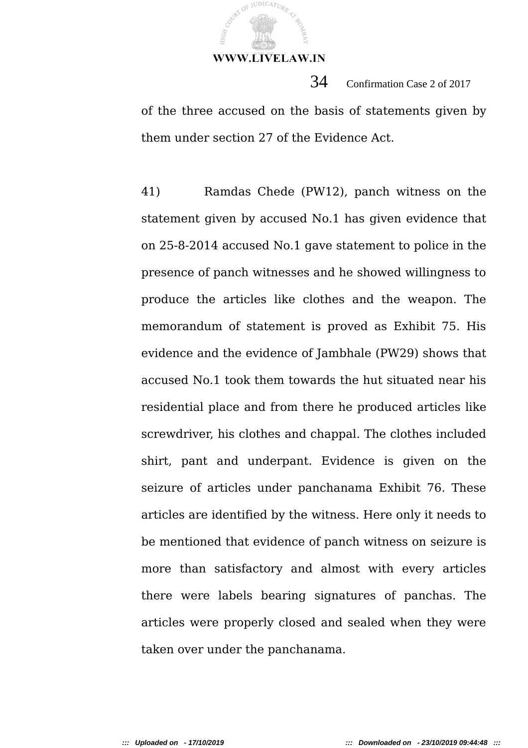of the three accused on the basis of statements given by them under section 27 of the Evidence Act.

41) Ramdas Chede (PW12), panch witness on the statement given by accused No.1 has given evidence that on 25-8-2014 accused No.1 gave statement to police in the presence of panch witnesses and he showed willingness to produce the articles like clothes and the weapon. The memorandum of statement is proved as Exhibit 75. His evidence and the evidence of Jambhale (PW29) shows that accused No.1 took them towards the hut situated near his residential place and from there he produced articles like screwdriver, his clothes and chappal. The clothes included shirt, pant and underpant. Evidence is given on the seizure of articles under panchanama Exhibit 76. These articles are identified by the witness. Here only it needs to be mentioned that evidence of panch witness on seizure is more than satisfactory and almost with every articles there were labels bearing signatures of panchas. The articles were properly closed and sealed when they were taken over under the panchanama.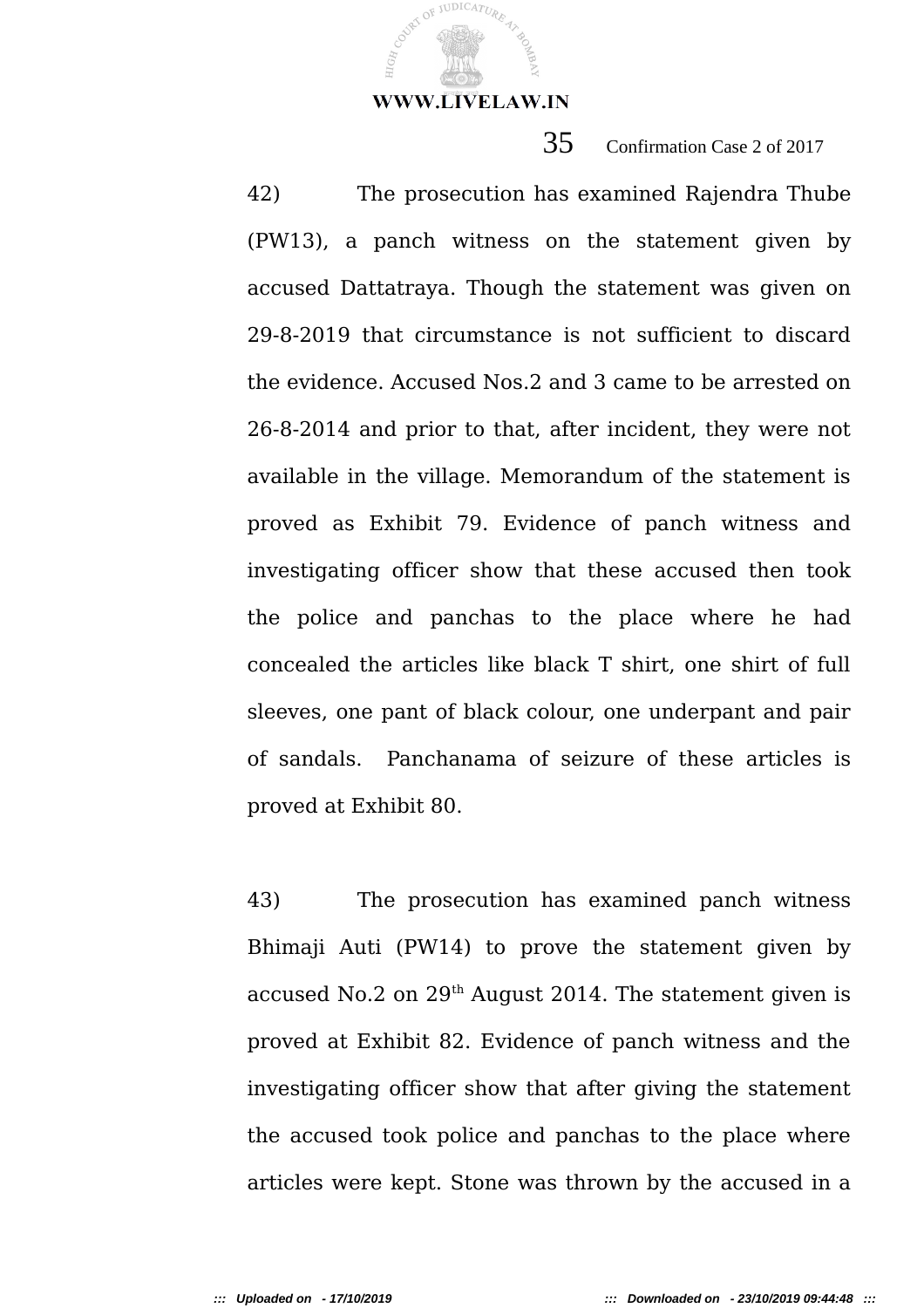42) The prosecution has examined Rajendra Thube (PW13), a panch witness on the statement given by accused Dattatraya. Though the statement was given on 29-8-2019 that circumstance is not sufficient to discard the evidence. Accused Nos.2 and 3 came to be arrested on 26-8-2014 and prior to that, after incident, they were not available in the village. Memorandum of the statement is proved as Exhibit 79. Evidence of panch witness and investigating officer show that these accused then took the police and panchas to the place where he had concealed the articles like black T shirt, one shirt of full sleeves, one pant of black colour, one underpant and pair of sandals. Panchanama of seizure of these articles is proved at Exhibit 80.

43) The prosecution has examined panch witness Bhimaji Auti (PW14) to prove the statement given by accused No.2 on 29th August 2014. The statement given is proved at Exhibit 82. Evidence of panch witness and the investigating officer show that after giving the statement the accused took police and panchas to the place where articles were kept. Stone was thrown by the accused in a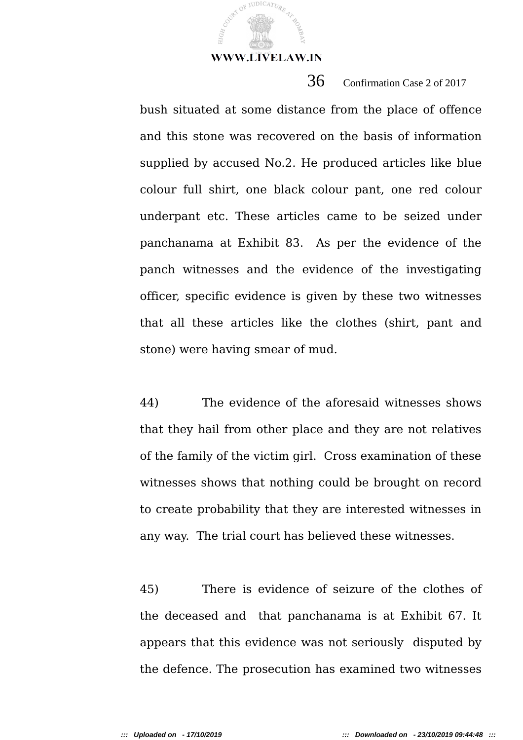bush situated at some distance from the place of offence and this stone was recovered on the basis of information supplied by accused No.2. He produced articles like blue colour full shirt, one black colour pant, one red colour underpant etc. These articles came to be seized under panchanama at Exhibit 83. As per the evidence of the panch witnesses and the evidence of the investigating officer, specific evidence is given by these two witnesses that all these articles like the clothes (shirt, pant and stone) were having smear of mud.

44) The evidence of the aforesaid witnesses shows that they hail from other place and they are not relatives of the family of the victim girl. Cross examination of these witnesses shows that nothing could be brought on record to create probability that they are interested witnesses in any way. The trial court has believed these witnesses.

45) There is evidence of seizure of the clothes of the deceased and that panchanama is at Exhibit 67. It appears that this evidence was not seriously disputed by the defence. The prosecution has examined two witnesses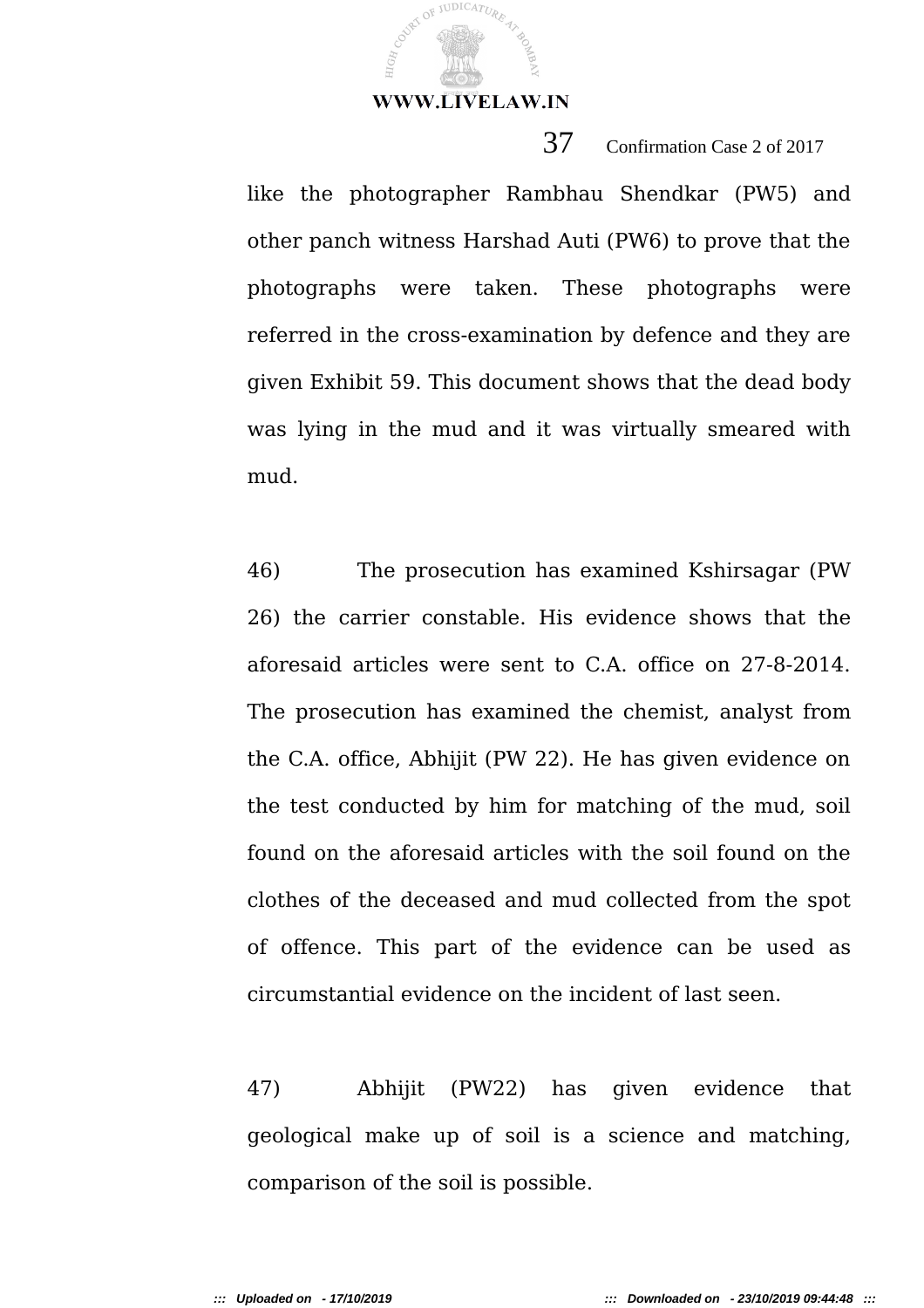like the photographer Rambhau Shendkar (PW5) and other panch witness Harshad Auti (PW6) to prove that the photographs were taken. These photographs were referred in the cross-examination by defence and they are given Exhibit 59. This document shows that the dead body was lying in the mud and it was virtually smeared with mud.

46) The prosecution has examined Kshirsagar (PW 26) the carrier constable. His evidence shows that the aforesaid articles were sent to C.A. office on 27-8-2014. The prosecution has examined the chemist, analyst from the C.A. office, Abhijit (PW 22). He has given evidence on the test conducted by him for matching of the mud, soil found on the aforesaid articles with the soil found on the clothes of the deceased and mud collected from the spot of offence. This part of the evidence can be used as circumstantial evidence on the incident of last seen.

47) Abhijit (PW22) has given evidence that geological make up of soil is a science and matching, comparison of the soil is possible.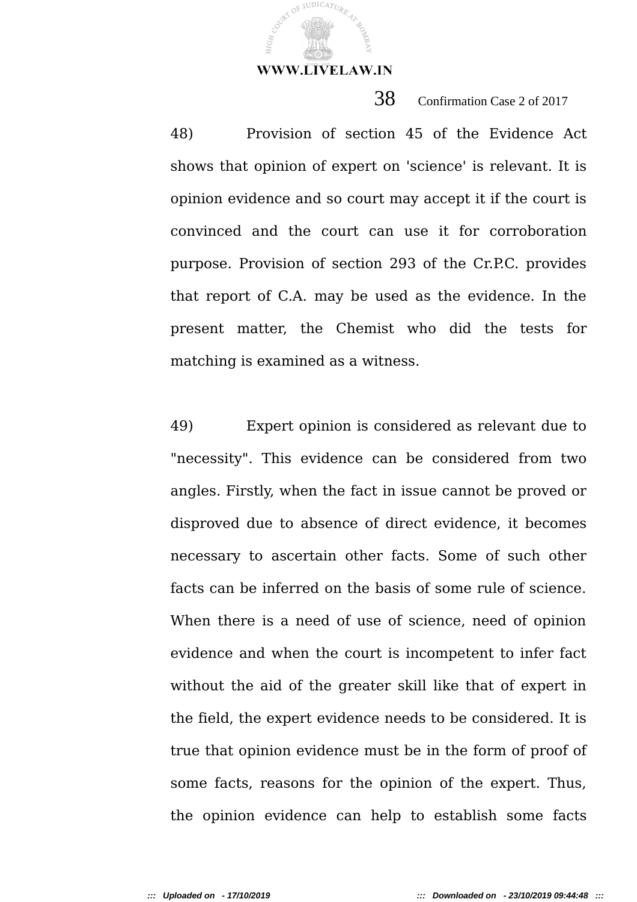48) Provision of section 45 of the Evidence Act shows that opinion of expert on 'science' is relevant. It is opinion evidence and so court may accept it if the court is convinced and the court can use it for corroboration purpose. Provision of section 293 of the Cr.P.C. provides that report of C.A. may be used as the evidence. In the present matter, the Chemist who did the tests for matching is examined as a witness.

49) Expert opinion is considered as relevant due to "necessity". This evidence can be considered from two angles. Firstly, when the fact in issue cannot be proved or disproved due to absence of direct evidence, it becomes necessary to ascertain other facts. Some of such other facts can be inferred on the basis of some rule of science. When there is a need of use of science, need of opinion evidence and when the court is incompetent to infer fact without the aid of the greater skill like that of expert in the field, the expert evidence needs to be considered. It is true that opinion evidence must be in the form of proof of some facts, reasons for the opinion of the expert. Thus, the opinion evidence can help to establish some facts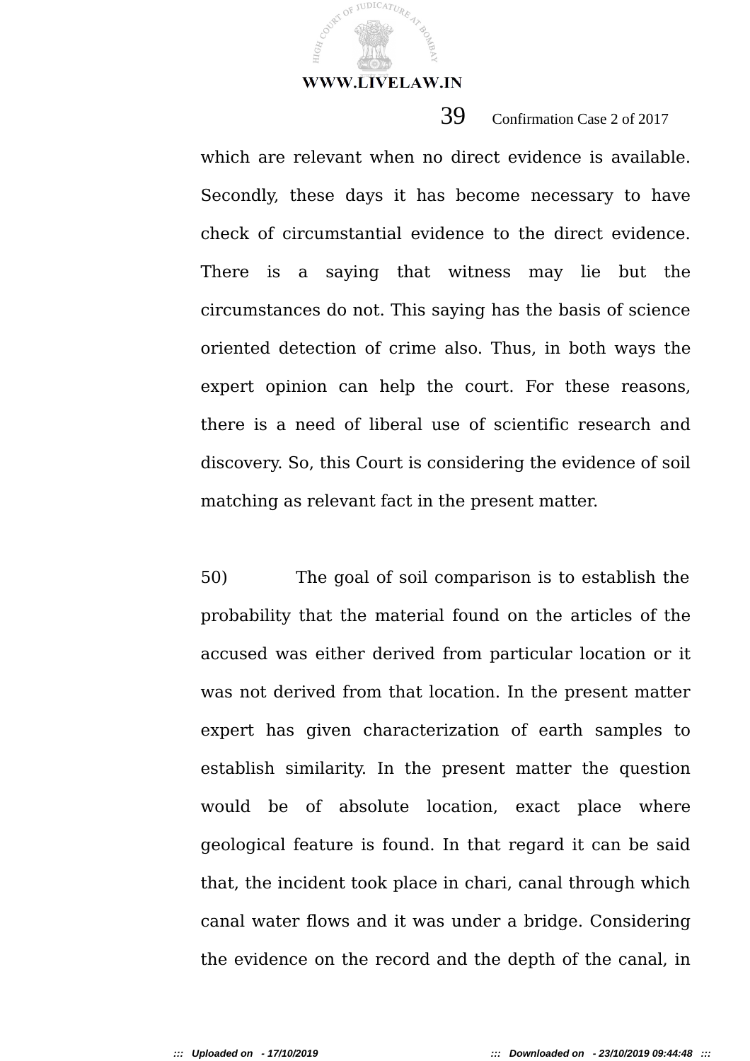which are relevant when no direct evidence is available. Secondly, these days it has become necessary to have check of circumstantial evidence to the direct evidence. There is a saying that witness may lie but the circumstances do not. This saying has the basis of science oriented detection of crime also. Thus, in both ways the expert opinion can help the court. For these reasons, there is a need of liberal use of scientific research and discovery. So, this Court is considering the evidence of soil matching as relevant fact in the present matter.

50) The goal of soil comparison is to establish the probability that the material found on the articles of the accused was either derived from particular location or it was not derived from that location. In the present matter expert has given characterization of earth samples to establish similarity. In the present matter the question would be of absolute location, exact place where geological feature is found. In that regard it can be said that, the incident took place in chari, canal through which canal water flows and it was under a bridge. Considering the evidence on the record and the depth of the canal, in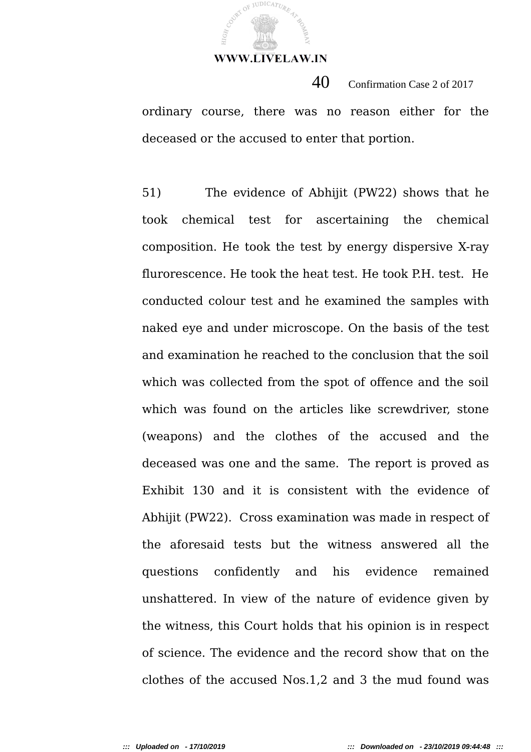ordinary course, there was no reason either for the deceased or the accused to enter that portion.

51) The evidence of Abhijit (PW22) shows that he took chemical test for ascertaining the chemical composition. He took the test by energy dispersive X-ray flurorescence. He took the heat test. He took P.H. test. He conducted colour test and he examined the samples with naked eye and under microscope. On the basis of the test and examination he reached to the conclusion that the soil which was collected from the spot of offence and the soil which was found on the articles like screwdriver, stone (weapons) and the clothes of the accused and the deceased was one and the same. The report is proved as Exhibit 130 and it is consistent with the evidence of Abhijit (PW22). Cross examination was made in respect of the aforesaid tests but the witness answered all the questions confidently and his evidence remained unshattered. In view of the nature of evidence given by the witness, this Court holds that his opinion is in respect of science. The evidence and the record show that on the clothes of the accused Nos.1,2 and 3 the mud found was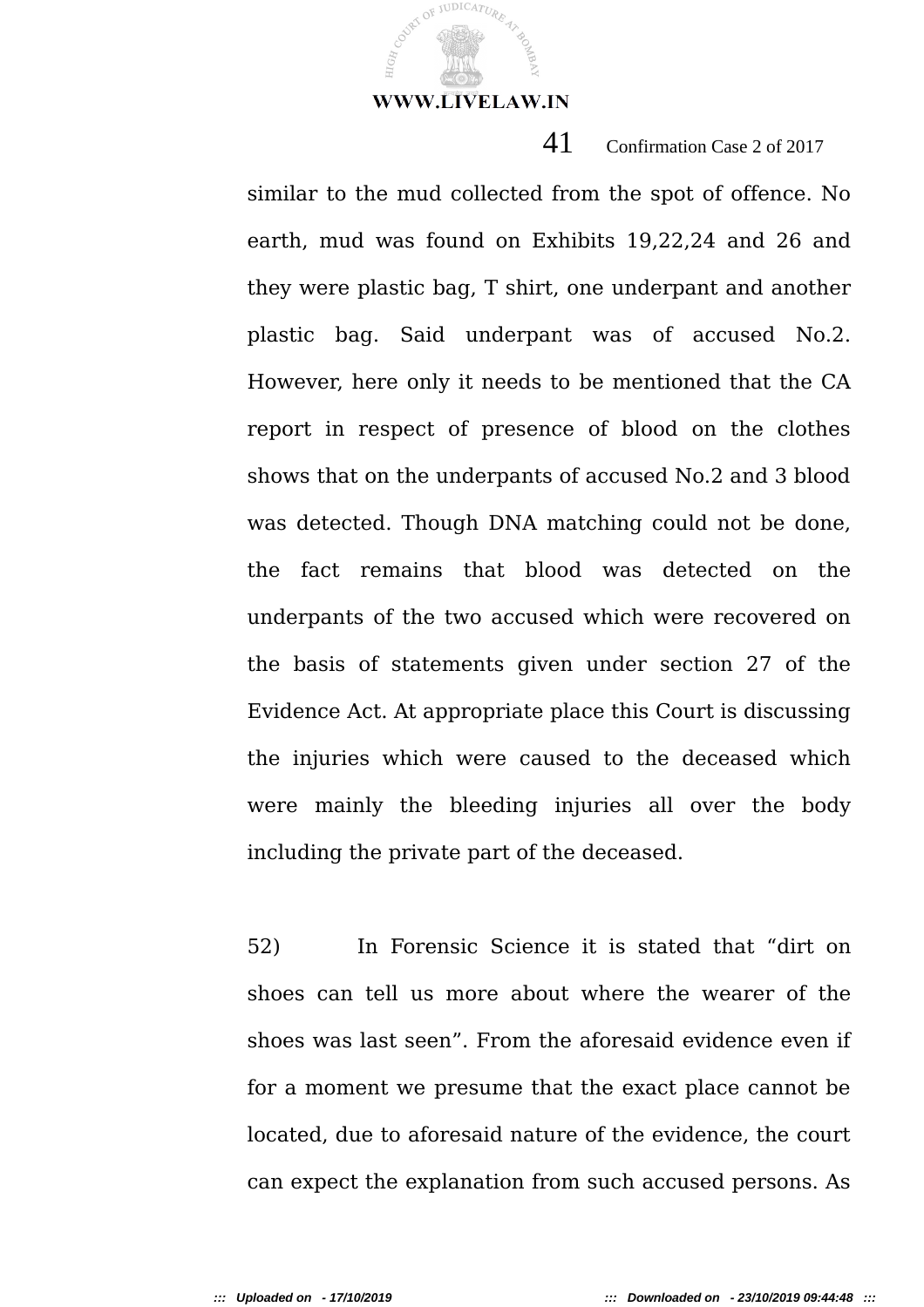similar to the mud collected from the spot of offence. No earth, mud was found on Exhibits 19,22,24 and 26 and they were plastic bag, T shirt, one underpant and another plastic bag. Said underpant was of accused No.2. However, here only it needs to be mentioned that the CA report in respect of presence of blood on the clothes shows that on the underpants of accused No.2 and 3 blood was detected. Though DNA matching could not be done, the fact remains that blood was detected on the underpants of the two accused which were recovered on the basis of statements given under section 27 of the Evidence Act. At appropriate place this Court is discussing the injuries which were caused to the deceased which were mainly the bleeding injuries all over the body including the private part of the deceased.

52) In Forensic Science it is stated that "dirt on shoes can tell us more about where the wearer of the shoes was last seen". From the aforesaid evidence even if for a moment we presume that the exact place cannot be located, due to aforesaid nature of the evidence, the court can expect the explanation from such accused persons. As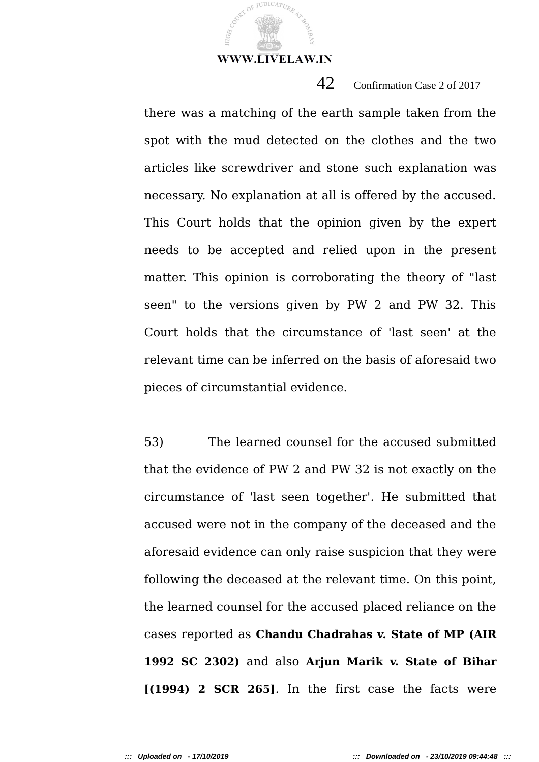there was a matching of the earth sample taken from the spot with the mud detected on the clothes and the two articles like screwdriver and stone such explanation was necessary. No explanation at all is offered by the accused. This Court holds that the opinion given by the expert needs to be accepted and relied upon in the present matter. This opinion is corroborating the theory of "last seen" to the versions given by PW 2 and PW 32. This Court holds that the circumstance of 'last seen' at the relevant time can be inferred on the basis of aforesaid two pieces of circumstantial evidence.

53) The learned counsel for the accused submitted that the evidence of PW 2 and PW 32 is not exactly on the circumstance of 'last seen together'. He submitted that accused were not in the company of the deceased and the aforesaid evidence can only raise suspicion that they were following the deceased at the relevant time. On this point, the learned counsel for the accused placed reliance on the cases reported as **Chandu Chadrahas v. State of MP (AIR 1992 SC 2302)** and also **Arjun Marik v. State of Bihar [(1994) 2 SCR 265]**. In the first case the facts were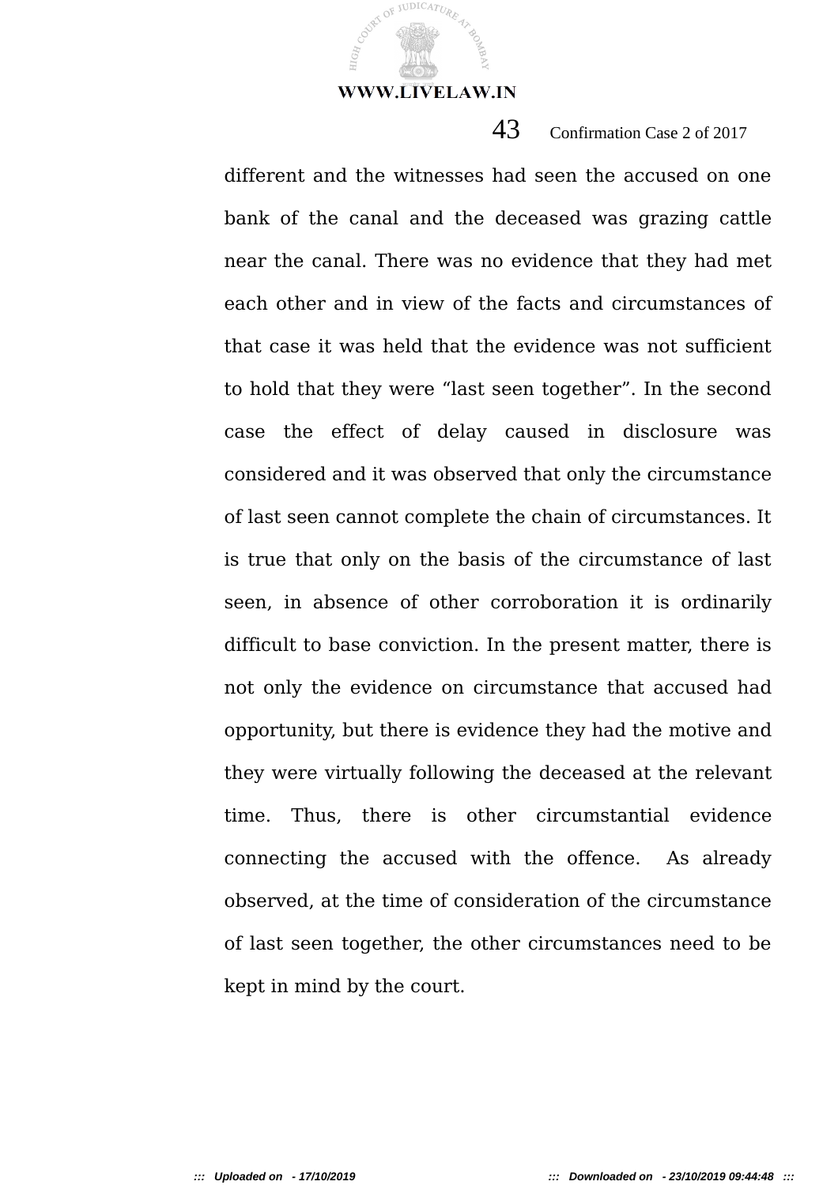different and the witnesses had seen the accused on one bank of the canal and the deceased was grazing cattle near the canal. There was no evidence that they had met each other and in view of the facts and circumstances of that case it was held that the evidence was not sufficient to hold that they were "last seen together". In the second case the effect of delay caused in disclosure was considered and it was observed that only the circumstance of last seen cannot complete the chain of circumstances. It is true that only on the basis of the circumstance of last seen, in absence of other corroboration it is ordinarily difficult to base conviction. In the present matter, there is not only the evidence on circumstance that accused had opportunity, but there is evidence they had the motive and they were virtually following the deceased at the relevant time. Thus, there is other circumstantial evidence connecting the accused with the offence. As already observed, at the time of consideration of the circumstance of last seen together, the other circumstances need to be kept in mind by the court.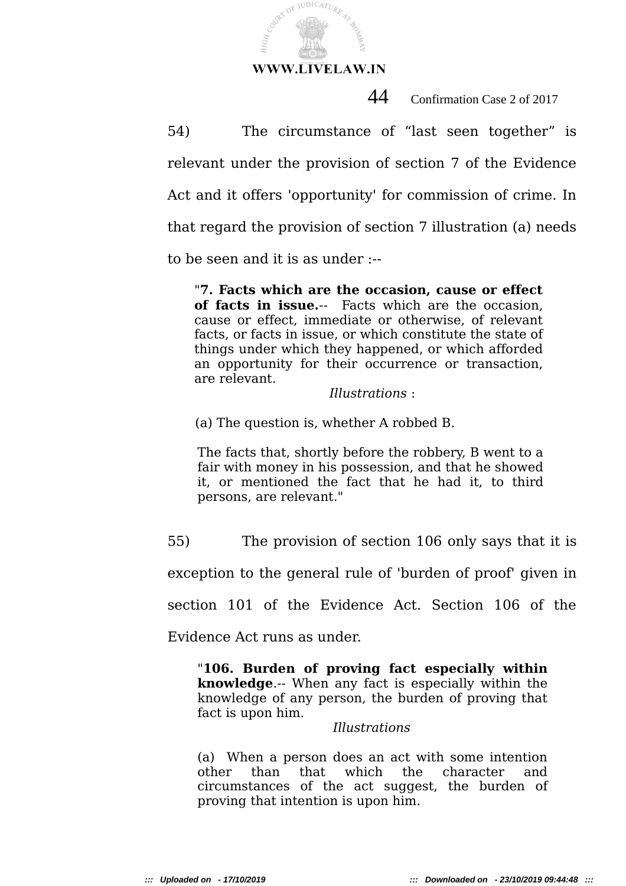54) The circumstance of "last seen together" is relevant under the provision of section 7 of the Evidence Act and it offers 'opportunity' for commission of crime. In that regard the provision of section 7 illustration (a) needs to be seen and it is as under :--

> "**7. Facts which are the occasion, cause or effect of facts in issue.**-- Facts which are the occasion, cause or effect, immediate or otherwise, of relevant facts, or facts in issue, or which constitute the state of things under which they happened, or which afforded an opportunity for their occurrence or transaction, are relevant.
>
> *Illustrations* :
>
> (a) The question is, whether A robbed B.
>
> The facts that, shortly before the robbery, B went to a fair with money in his possession, and that he showed it, or mentioned the fact that he had it, to third persons, are relevant."

55) The provision of section 106 only says that it is exception to the general rule of 'burden of proof' given in section 101 of the Evidence Act. Section 106 of the Evidence Act runs as under.

> "**106. Burden of proving fact especially within knowledge**.-- When any fact is especially within the knowledge of any person, the burden of proving that fact is upon him.
>
> *Illustrations*
>
> (a) When a person does an act with some intention other than that which the character and circumstances of the act suggest, the burden of proving that intention is upon him.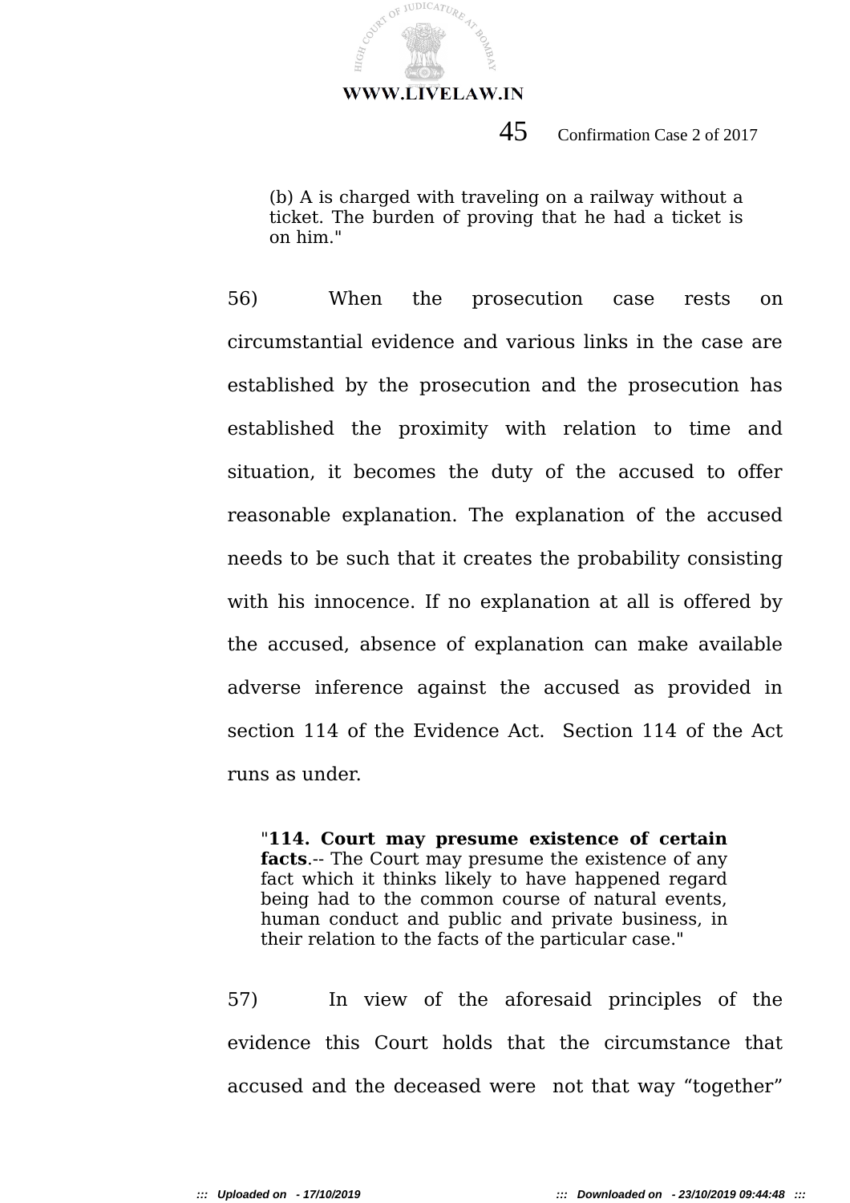> (b) A is charged with traveling on a railway without a ticket. The burden of proving that he had a ticket is on him."

56) When the prosecution case rests on circumstantial evidence and various links in the case are established by the prosecution and the prosecution has established the proximity with relation to time and situation, it becomes the duty of the accused to offer reasonable explanation. The explanation of the accused needs to be such that it creates the probability consisting with his innocence. If no explanation at all is offered by the accused, absence of explanation can make available adverse inference against the accused as provided in section 114 of the Evidence Act. Section 114 of the Act runs as under.

> "**114. Court may presume existence of certain facts**.-- The Court may presume the existence of any fact which it thinks likely to have happened regard being had to the common course of natural events, human conduct and public and private business, in their relation to the facts of the particular case."

57) In view of the aforesaid principles of the evidence this Court holds that the circumstance that accused and the deceased were not that way "together"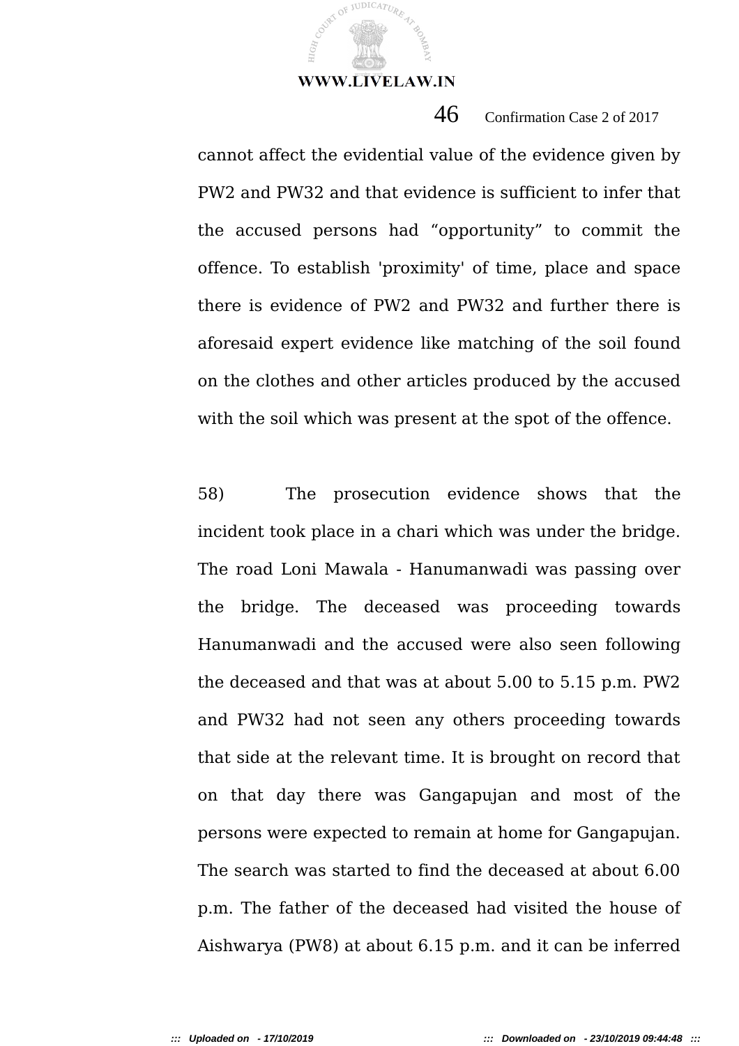cannot affect the evidential value of the evidence given by PW2 and PW32 and that evidence is sufficient to infer that the accused persons had “opportunity” to commit the offence. To establish 'proximity' of time, place and space there is evidence of PW2 and PW32 and further there is aforesaid expert evidence like matching of the soil found on the clothes and other articles produced by the accused with the soil which was present at the spot of the offence.

58) The prosecution evidence shows that the incident took place in a chari which was under the bridge. The road Loni Mawala - Hanumanwadi was passing over the bridge. The deceased was proceeding towards Hanumanwadi and the accused were also seen following the deceased and that was at about 5.00 to 5.15 p.m. PW2 and PW32 had not seen any others proceeding towards that side at the relevant time. It is brought on record that on that day there was Gangapujan and most of the persons were expected to remain at home for Gangapujan. The search was started to find the deceased at about 6.00 p.m. The father of the deceased had visited the house of Aishwarya (PW8) at about 6.15 p.m. and it can be inferred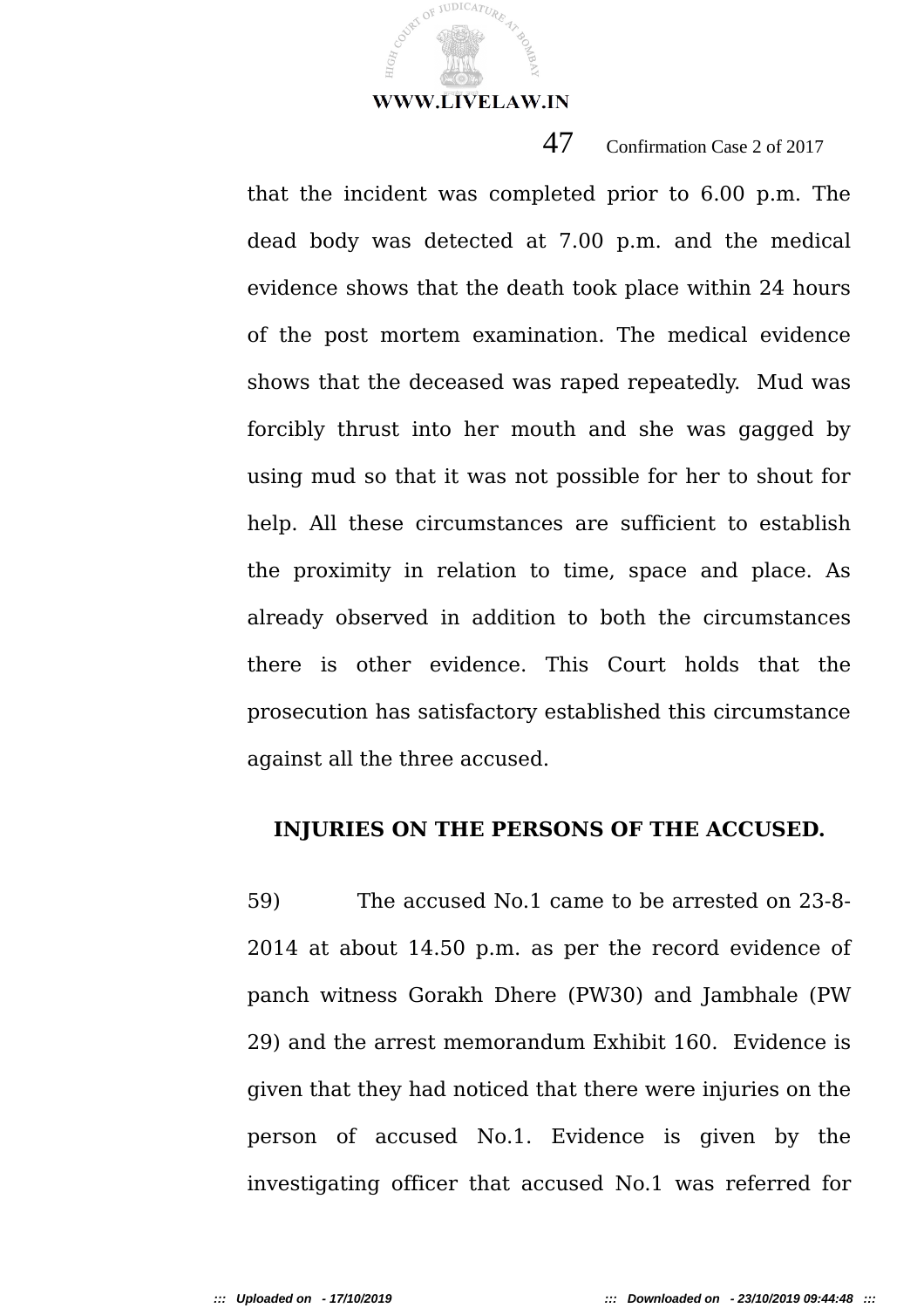that the incident was completed prior to 6.00 p.m. The dead body was detected at 7.00 p.m. and the medical evidence shows that the death took place within 24 hours of the post mortem examination. The medical evidence shows that the deceased was raped repeatedly. Mud was forcibly thrust into her mouth and she was gagged by using mud so that it was not possible for her to shout for help. All these circumstances are sufficient to establish the proximity in relation to time, space and place. As already observed in addition to both the circumstances there is other evidence. This Court holds that the prosecution has satisfactory established this circumstance against all the three accused.

**INJURIES ON THE PERSONS OF THE ACCUSED.**

59) The accused No.1 came to be arrested on 23-8-2014 at about 14.50 p.m. as per the record evidence of panch witness Gorakh Dhere (PW30) and Jambhale (PW 29) and the arrest memorandum Exhibit 160. Evidence is given that they had noticed that there were injuries on the person of accused No.1. Evidence is given by the investigating officer that accused No.1 was referred for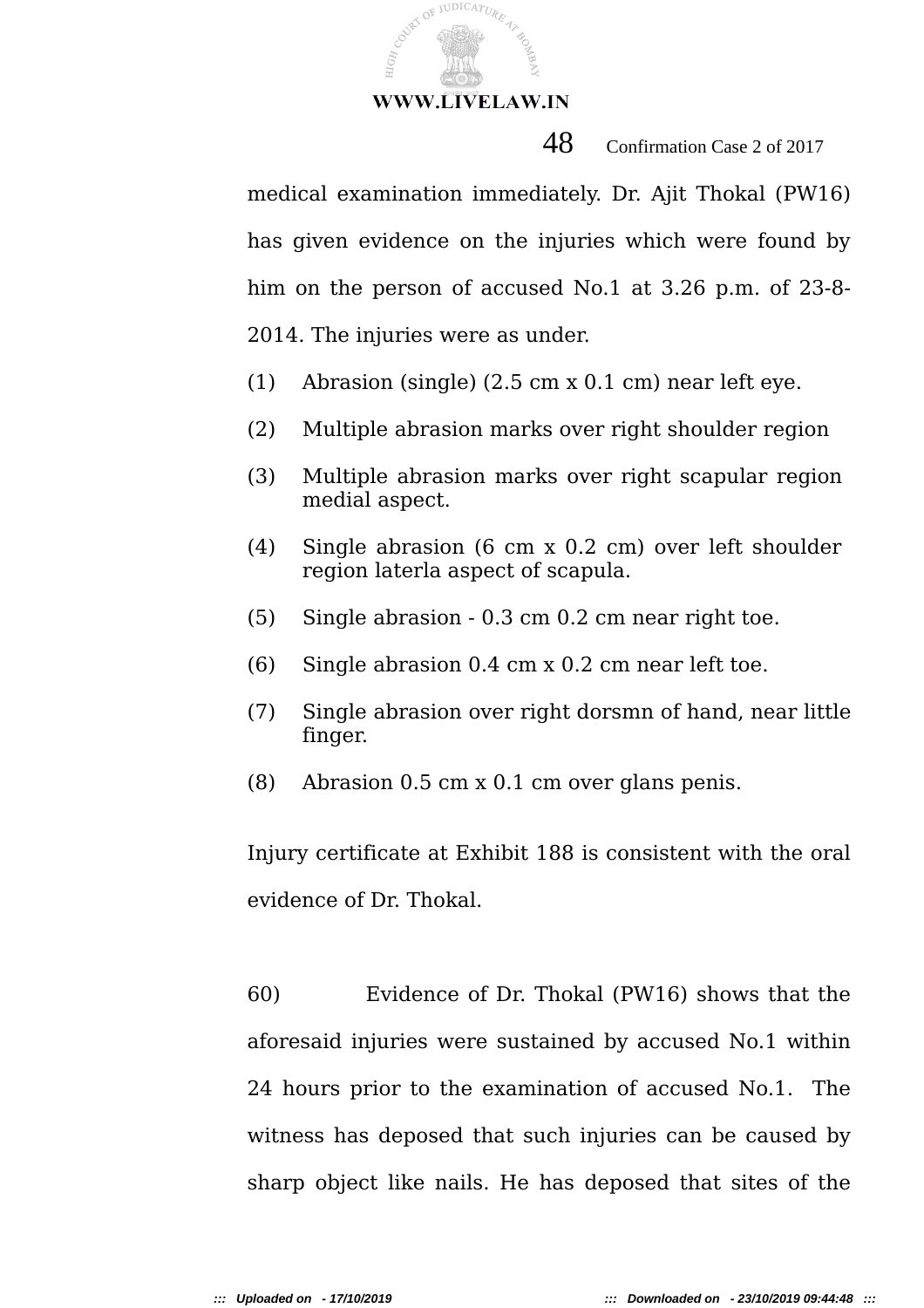medical examination immediately. Dr. Ajit Thokal (PW16) has given evidence on the injuries which were found by him on the person of accused No.1 at 3.26 p.m. of 23-8-2014. The injuries were as under.

(1) Abrasion (single) (2.5 cm x 0.1 cm) near left eye.

(2) Multiple abrasion marks over right shoulder region

(3) Multiple abrasion marks over right scapular region medial aspect.

(4) Single abrasion (6 cm x 0.2 cm) over left shoulder region laterla aspect of scapula.

(5) Single abrasion - 0.3 cm 0.2 cm near right toe.

(6) Single abrasion 0.4 cm x 0.2 cm near left toe.

(7) Single abrasion over right dorsmn of hand, near little finger.

(8) Abrasion 0.5 cm x 0.1 cm over glans penis.

Injury certificate at Exhibit 188 is consistent with the oral evidence of Dr. Thokal.

60) Evidence of Dr. Thokal (PW16) shows that the aforesaid injuries were sustained by accused No.1 within 24 hours prior to the examination of accused No.1. The witness has deposed that such injuries can be caused by sharp object like nails. He has deposed that sites of the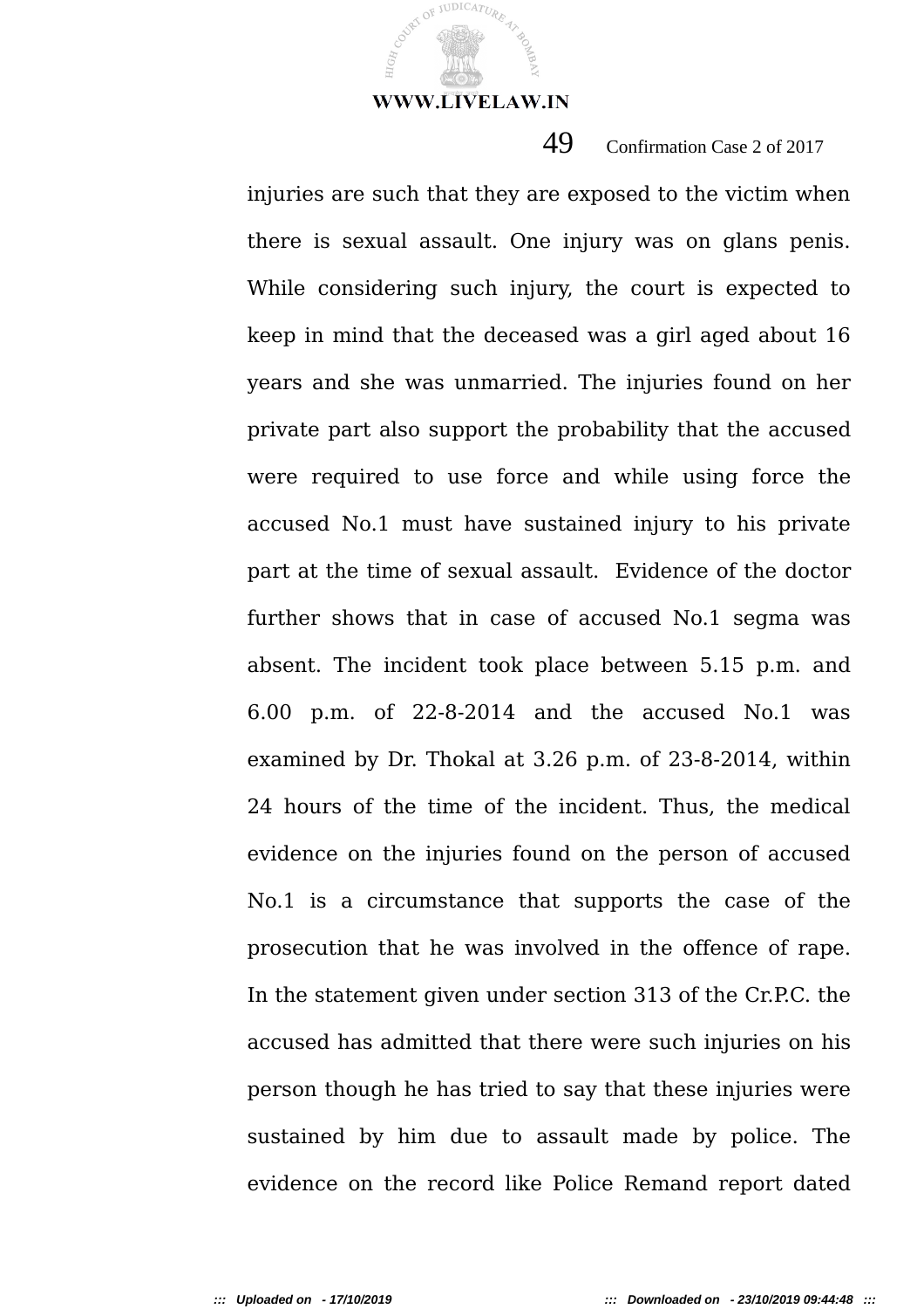injuries are such that they are exposed to the victim when there is sexual assault. One injury was on glans penis. While considering such injury, the court is expected to keep in mind that the deceased was a girl aged about 16 years and she was unmarried. The injuries found on her private part also support the probability that the accused were required to use force and while using force the accused No.1 must have sustained injury to his private part at the time of sexual assault. Evidence of the doctor further shows that in case of accused No.1 segma was absent. The incident took place between 5.15 p.m. and 6.00 p.m. of 22-8-2014 and the accused No.1 was examined by Dr. Thokal at 3.26 p.m. of 23-8-2014, within 24 hours of the time of the incident. Thus, the medical evidence on the injuries found on the person of accused No.1 is a circumstance that supports the case of the prosecution that he was involved in the offence of rape. In the statement given under section 313 of the Cr.P.C. the accused has admitted that there were such injuries on his person though he has tried to say that these injuries were sustained by him due to assault made by police. The evidence on the record like Police Remand report dated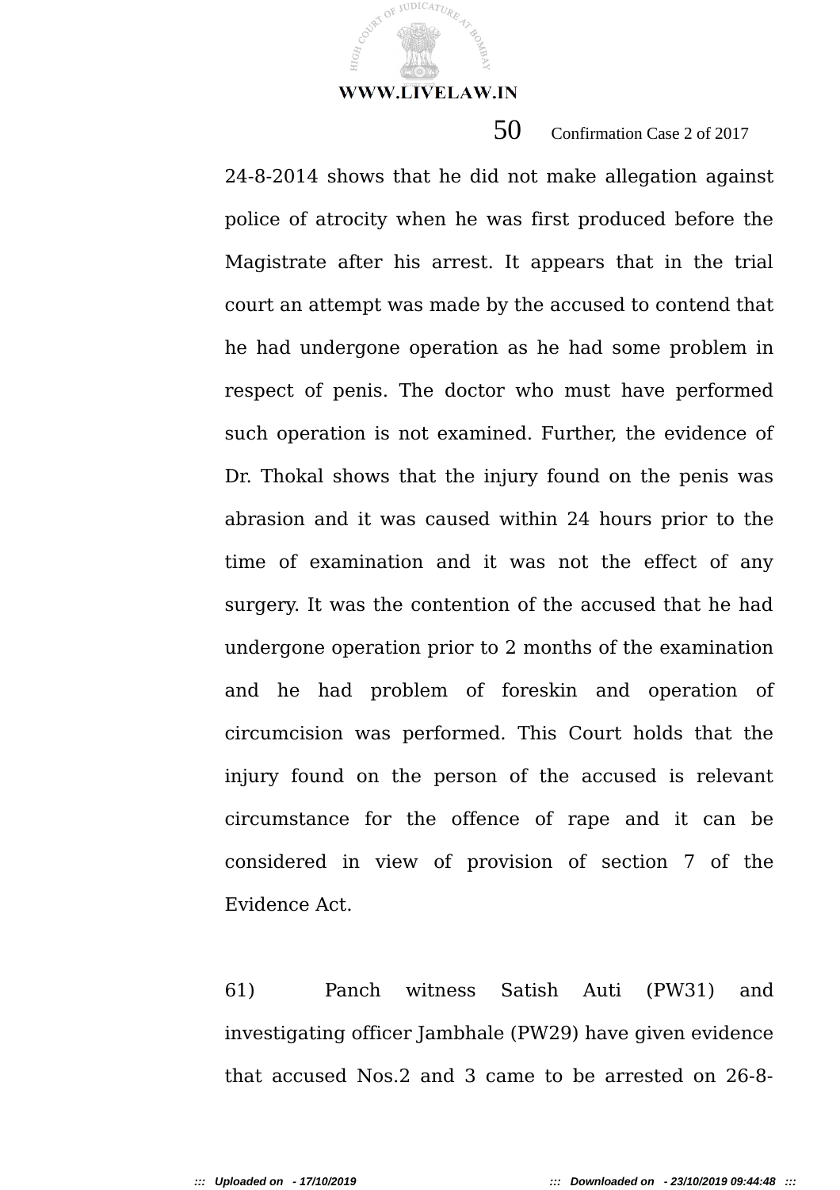24-8-2014 shows that he did not make allegation against police of atrocity when he was first produced before the Magistrate after his arrest. It appears that in the trial court an attempt was made by the accused to contend that he had undergone operation as he had some problem in respect of penis. The doctor who must have performed such operation is not examined. Further, the evidence of Dr. Thokal shows that the injury found on the penis was abrasion and it was caused within 24 hours prior to the time of examination and it was not the effect of any surgery. It was the contention of the accused that he had undergone operation prior to 2 months of the examination and he had problem of foreskin and operation of circumcision was performed. This Court holds that the injury found on the person of the accused is relevant circumstance for the offence of rape and it can be considered in view of provision of section 7 of the Evidence Act.

61) Panch witness Satish Auti (PW31) and investigating officer Jambhale (PW29) have given evidence that accused Nos.2 and 3 came to be arrested on 26-8-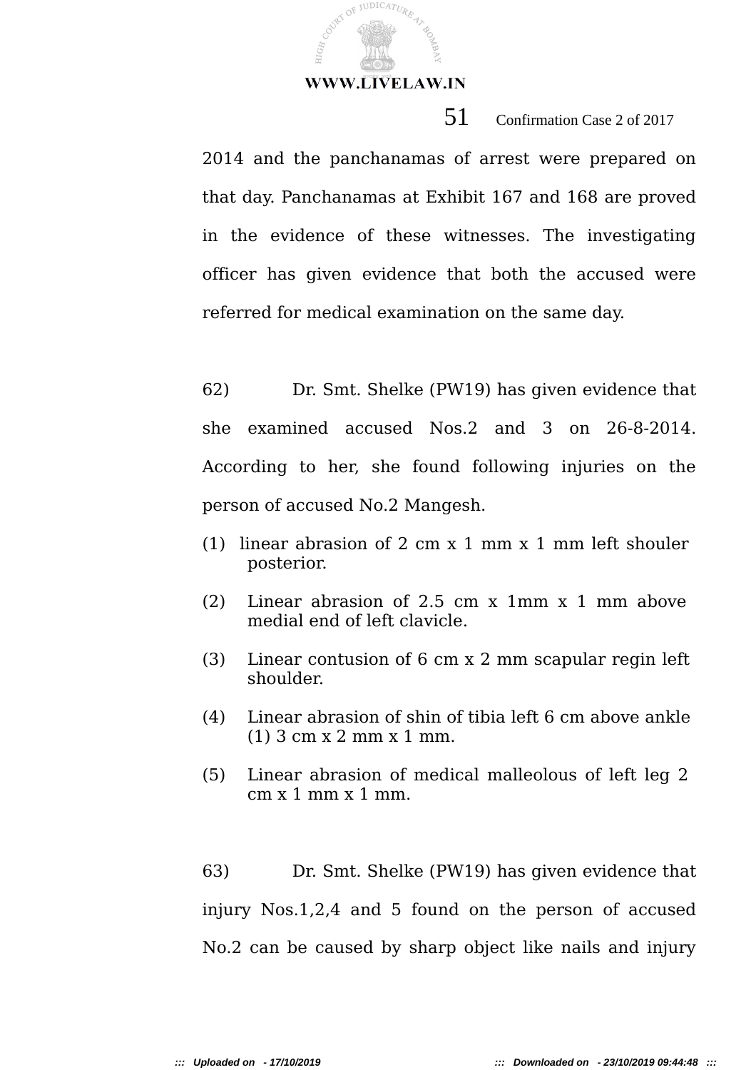2014 and the panchanamas of arrest were prepared on that day. Panchanamas at Exhibit 167 and 168 are proved in the evidence of these witnesses. The investigating officer has given evidence that both the accused were referred for medical examination on the same day.

62) Dr. Smt. Shelke (PW19) has given evidence that she examined accused Nos.2 and 3 on 26-8-2014. According to her, she found following injuries on the person of accused No.2 Mangesh.

(1) linear abrasion of 2 cm x 1 mm x 1 mm left shouler posterior.

(2) Linear abrasion of 2.5 cm x 1mm x 1 mm above medial end of left clavicle.

(3) Linear contusion of 6 cm x 2 mm scapular regin left shoulder.

(4) Linear abrasion of shin of tibia left 6 cm above ankle (1) 3 cm x 2 mm x 1 mm.

(5) Linear abrasion of medical malleolous of left leg 2 cm x 1 mm x 1 mm.

63) Dr. Smt. Shelke (PW19) has given evidence that injury Nos.1,2,4 and 5 found on the person of accused No.2 can be caused by sharp object like nails and injury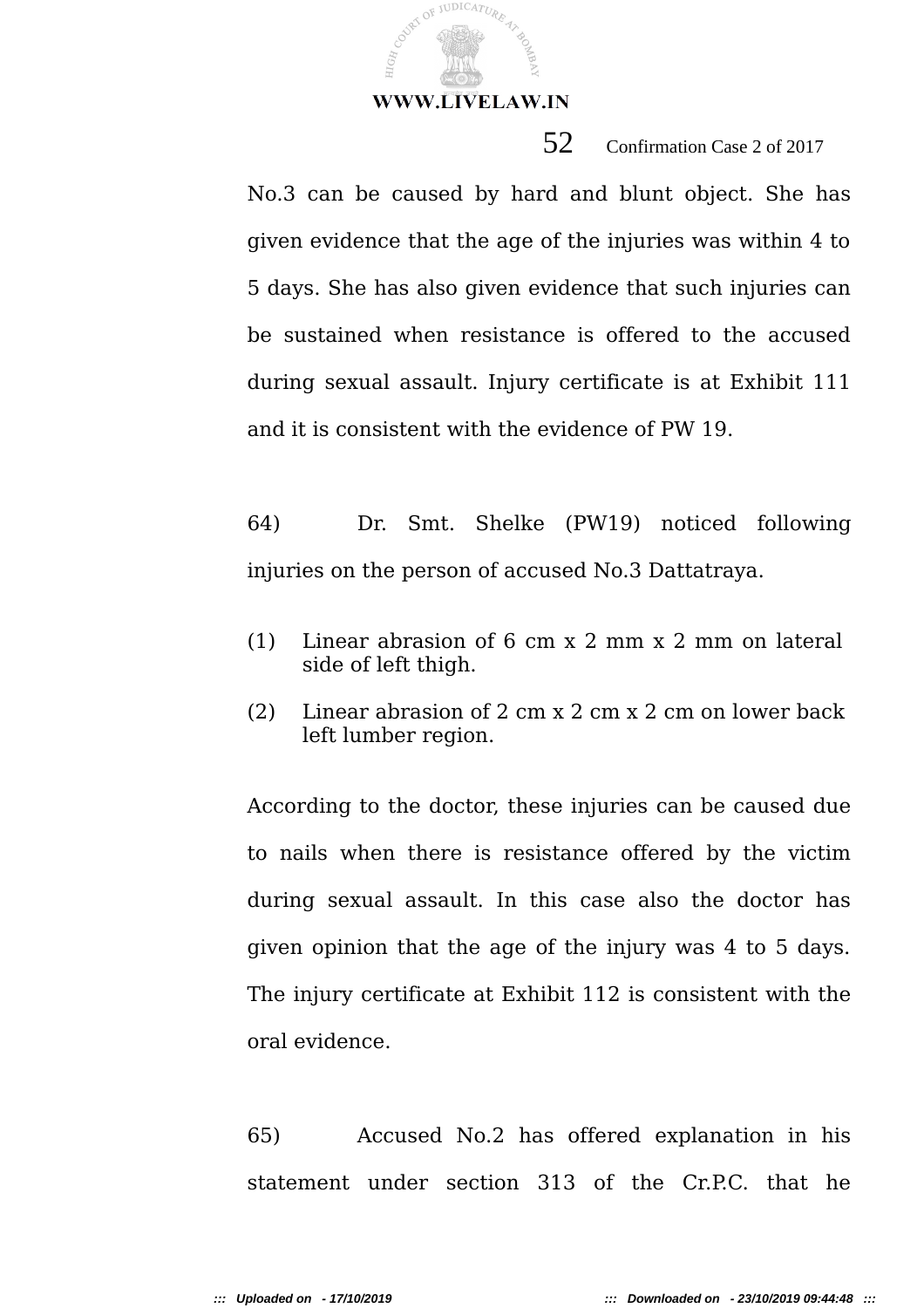No.3 can be caused by hard and blunt object. She has given evidence that the age of the injuries was within 4 to 5 days. She has also given evidence that such injuries can be sustained when resistance is offered to the accused during sexual assault. Injury certificate is at Exhibit 111 and it is consistent with the evidence of PW 19.

64) Dr. Smt. Shelke (PW19) noticed following injuries on the person of accused No.3 Dattatraya.

(1) Linear abrasion of 6 cm x 2 mm x 2 mm on lateral side of left thigh.

(2) Linear abrasion of 2 cm x 2 cm x 2 cm on lower back left lumber region.

According to the doctor, these injuries can be caused due to nails when there is resistance offered by the victim during sexual assault. In this case also the doctor has given opinion that the age of the injury was 4 to 5 days. The injury certificate at Exhibit 112 is consistent with the oral evidence.

65) Accused No.2 has offered explanation in his statement under section 313 of the Cr.P.C. that he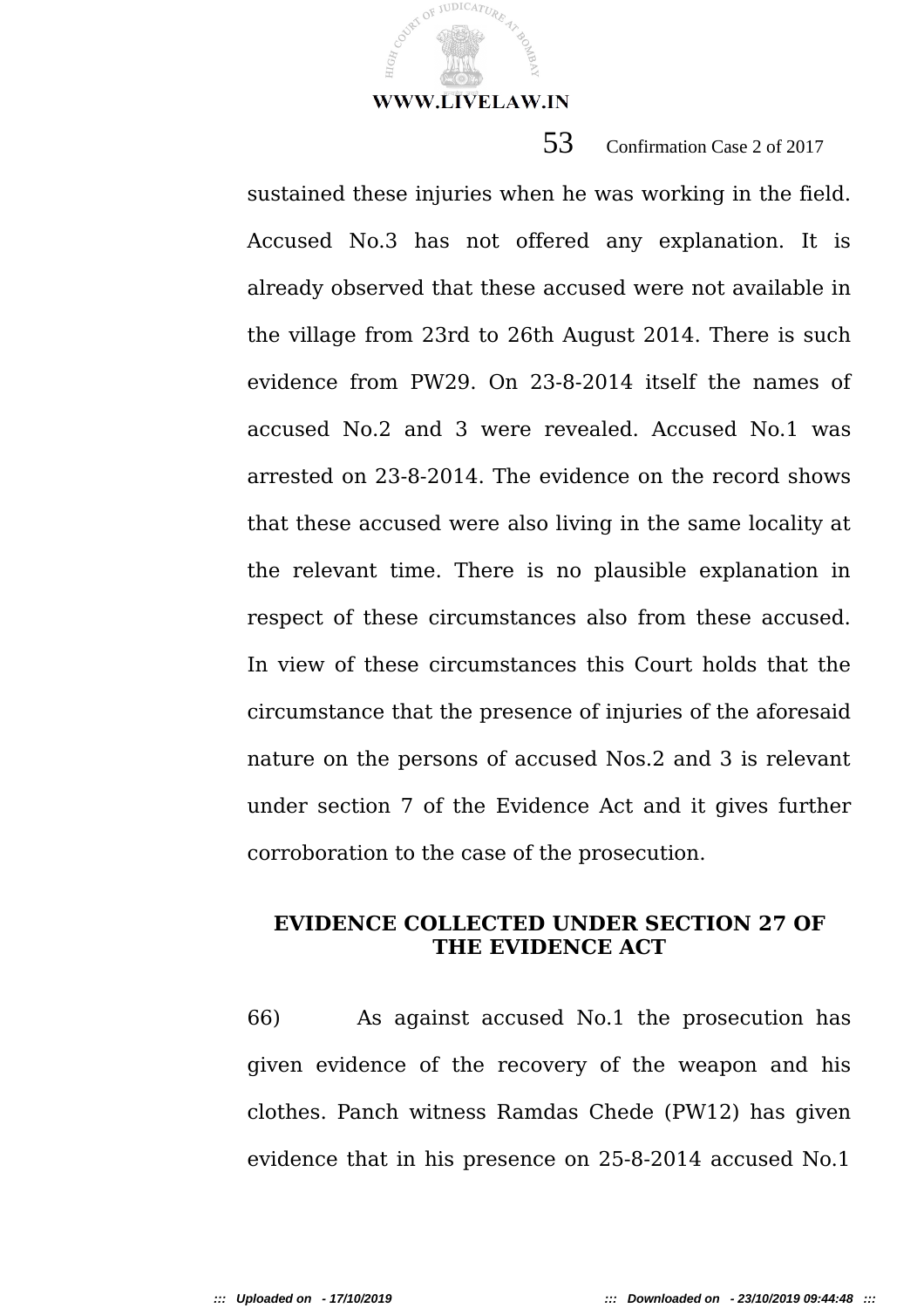sustained these injuries when he was working in the field. Accused No.3 has not offered any explanation. It is already observed that these accused were not available in the village from 23rd to 26th August 2014. There is such evidence from PW29. On 23-8-2014 itself the names of accused No.2 and 3 were revealed. Accused No.1 was arrested on 23-8-2014. The evidence on the record shows that these accused were also living in the same locality at the relevant time. There is no plausible explanation in respect of these circumstances also from these accused. In view of these circumstances this Court holds that the circumstance that the presence of injuries of the aforesaid nature on the persons of accused Nos.2 and 3 is relevant under section 7 of the Evidence Act and it gives further corroboration to the case of the prosecution.

**EVIDENCE COLLECTED UNDER SECTION 27 OF THE EVIDENCE ACT**

66) As against accused No.1 the prosecution has given evidence of the recovery of the weapon and his clothes. Panch witness Ramdas Chede (PW12) has given evidence that in his presence on 25-8-2014 accused No.1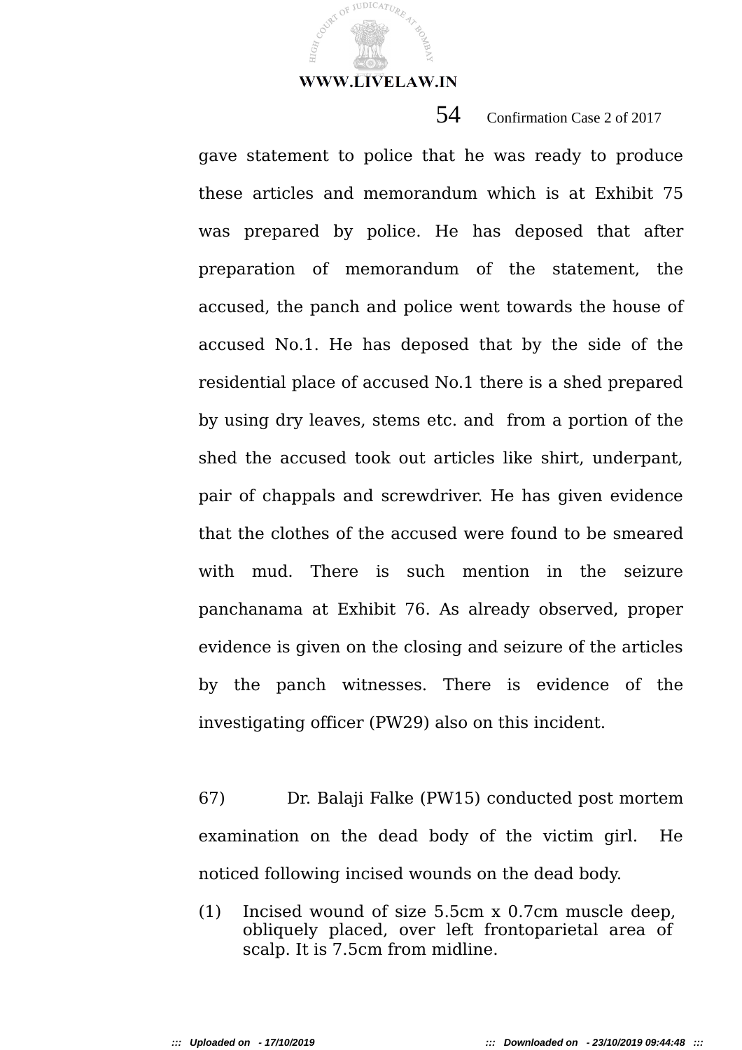gave statement to police that he was ready to produce these articles and memorandum which is at Exhibit 75 was prepared by police. He has deposed that after preparation of memorandum of the statement, the accused, the panch and police went towards the house of accused No.1. He has deposed that by the side of the residential place of accused No.1 there is a shed prepared by using dry leaves, stems etc. and from a portion of the shed the accused took out articles like shirt, underpant, pair of chappals and screwdriver. He has given evidence that the clothes of the accused were found to be smeared with mud. There is such mention in the seizure panchanama at Exhibit 76. As already observed, proper evidence is given on the closing and seizure of the articles by the panch witnesses. There is evidence of the investigating officer (PW29) also on this incident.

67) Dr. Balaji Falke (PW15) conducted post mortem examination on the dead body of the victim girl. He noticed following incised wounds on the dead body.

(1) Incised wound of size 5.5cm x 0.7cm muscle deep, obliquely placed, over left frontoparietal area of scalp. It is 7.5cm from midline.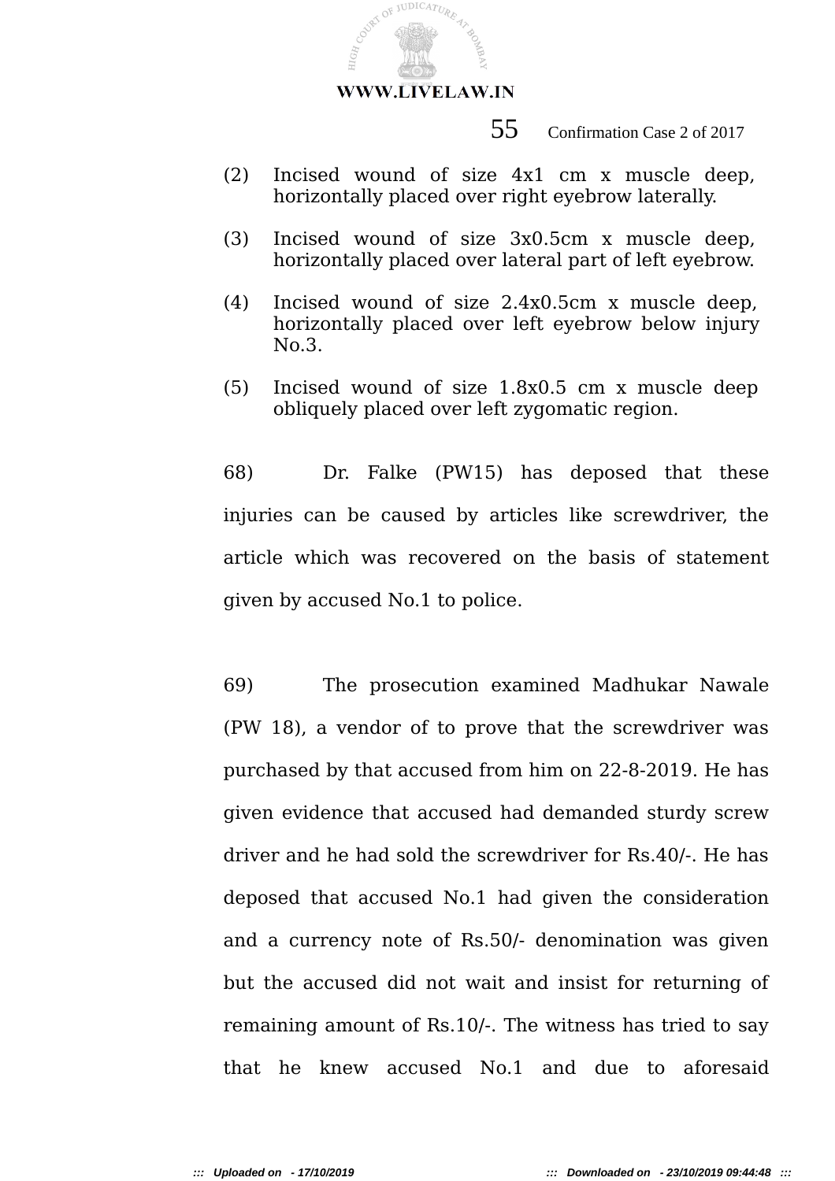(2) Incised wound of size 4x1 cm x muscle deep, horizontally placed over right eyebrow laterally.

(3) Incised wound of size 3x0.5cm x muscle deep, horizontally placed over lateral part of left eyebrow.

(4) Incised wound of size 2.4x0.5cm x muscle deep, horizontally placed over left eyebrow below injury No.3.

(5) Incised wound of size 1.8x0.5 cm x muscle deep obliquely placed over left zygomatic region.

68) Dr. Falke (PW15) has deposed that these injuries can be caused by articles like screwdriver, the article which was recovered on the basis of statement given by accused No.1 to police.

69) The prosecution examined Madhukar Nawale (PW 18), a vendor of to prove that the screwdriver was purchased by that accused from him on 22-8-2019. He has given evidence that accused had demanded sturdy screw driver and he had sold the screwdriver for Rs.40/-. He has deposed that accused No.1 had given the consideration and a currency note of Rs.50/- denomination was given but the accused did not wait and insist for returning of remaining amount of Rs.10/-. The witness has tried to say that he knew accused No.1 and due to aforesaid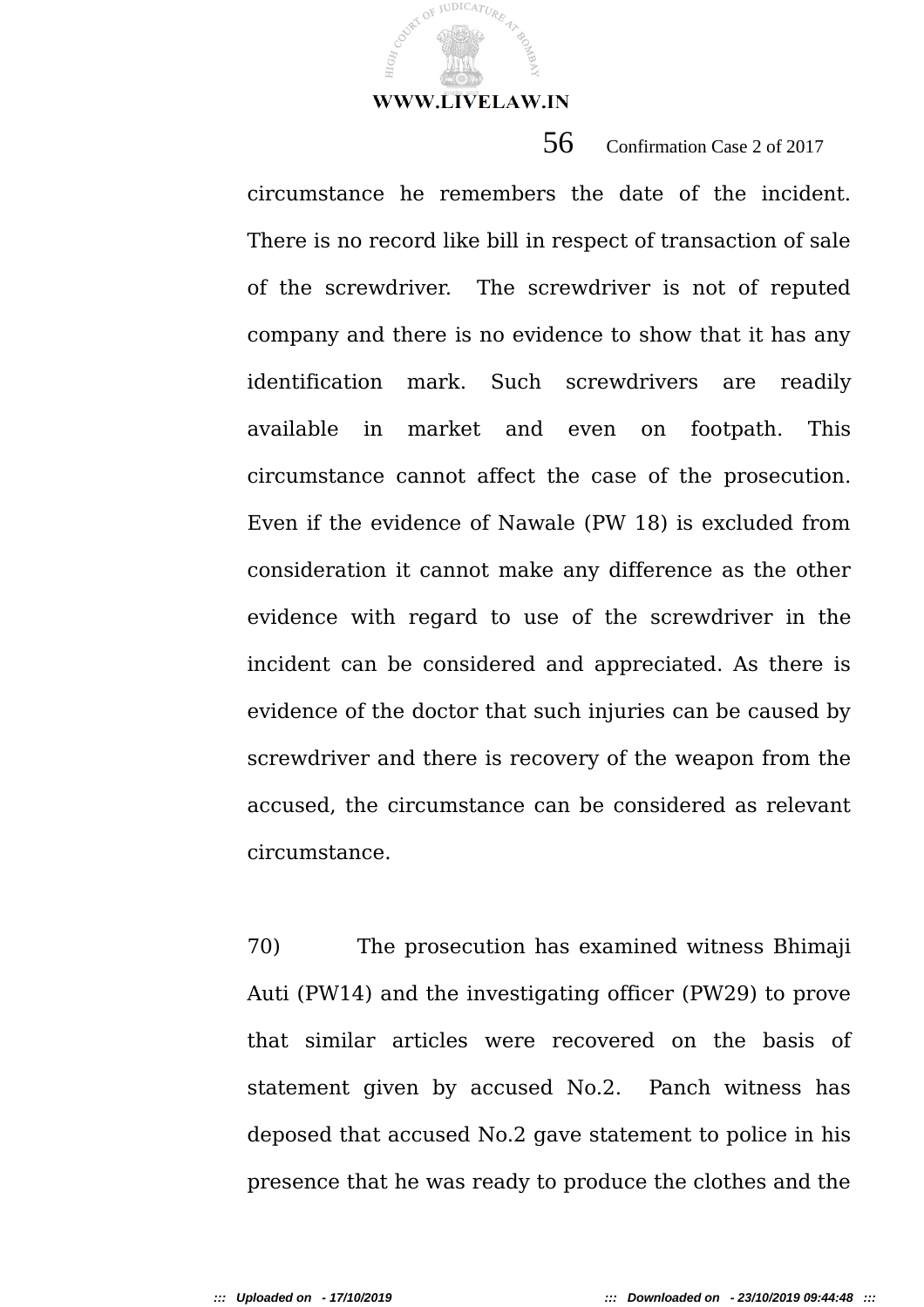circumstance he remembers the date of the incident. There is no record like bill in respect of transaction of sale of the screwdriver. The screwdriver is not of reputed company and there is no evidence to show that it has any identification mark. Such screwdrivers are readily available in market and even on footpath. This circumstance cannot affect the case of the prosecution. Even if the evidence of Nawale (PW 18) is excluded from consideration it cannot make any difference as the other evidence with regard to use of the screwdriver in the incident can be considered and appreciated. As there is evidence of the doctor that such injuries can be caused by screwdriver and there is recovery of the weapon from the accused, the circumstance can be considered as relevant circumstance.

70) The prosecution has examined witness Bhimaji Auti (PW14) and the investigating officer (PW29) to prove that similar articles were recovered on the basis of statement given by accused No.2. Panch witness has deposed that accused No.2 gave statement to police in his presence that he was ready to produce the clothes and the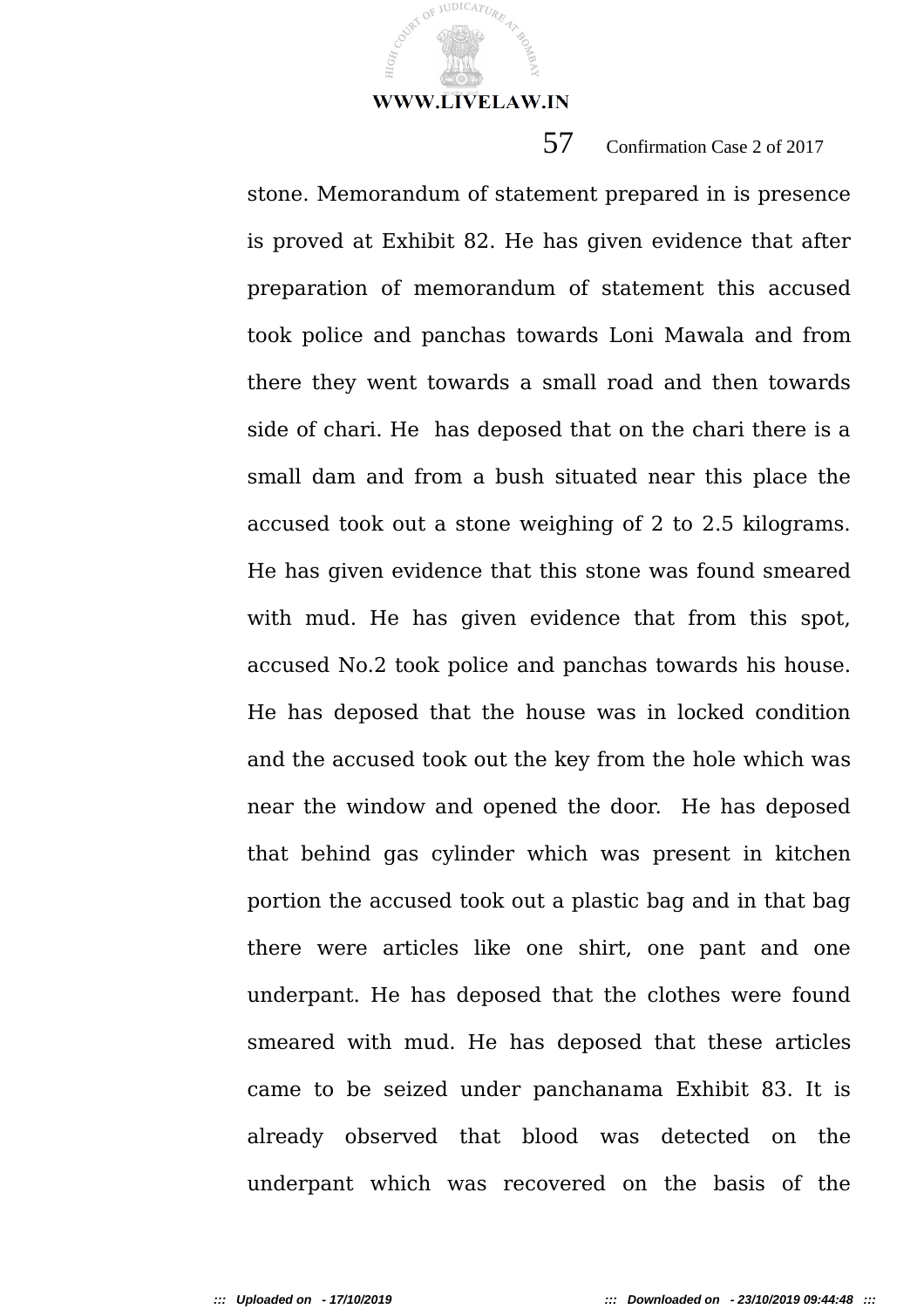stone. Memorandum of statement prepared in is presence is proved at Exhibit 82. He has given evidence that after preparation of memorandum of statement this accused took police and panchas towards Loni Mawala and from there they went towards a small road and then towards side of chari. He has deposed that on the chari there is a small dam and from a bush situated near this place the accused took out a stone weighing of 2 to 2.5 kilograms. He has given evidence that this stone was found smeared with mud. He has given evidence that from this spot, accused No.2 took police and panchas towards his house. He has deposed that the house was in locked condition and the accused took out the key from the hole which was near the window and opened the door. He has deposed that behind gas cylinder which was present in kitchen portion the accused took out a plastic bag and in that bag there were articles like one shirt, one pant and one underpant. He has deposed that the clothes were found smeared with mud. He has deposed that these articles came to be seized under panchanama Exhibit 83. It is already observed that blood was detected on the underpant which was recovered on the basis of the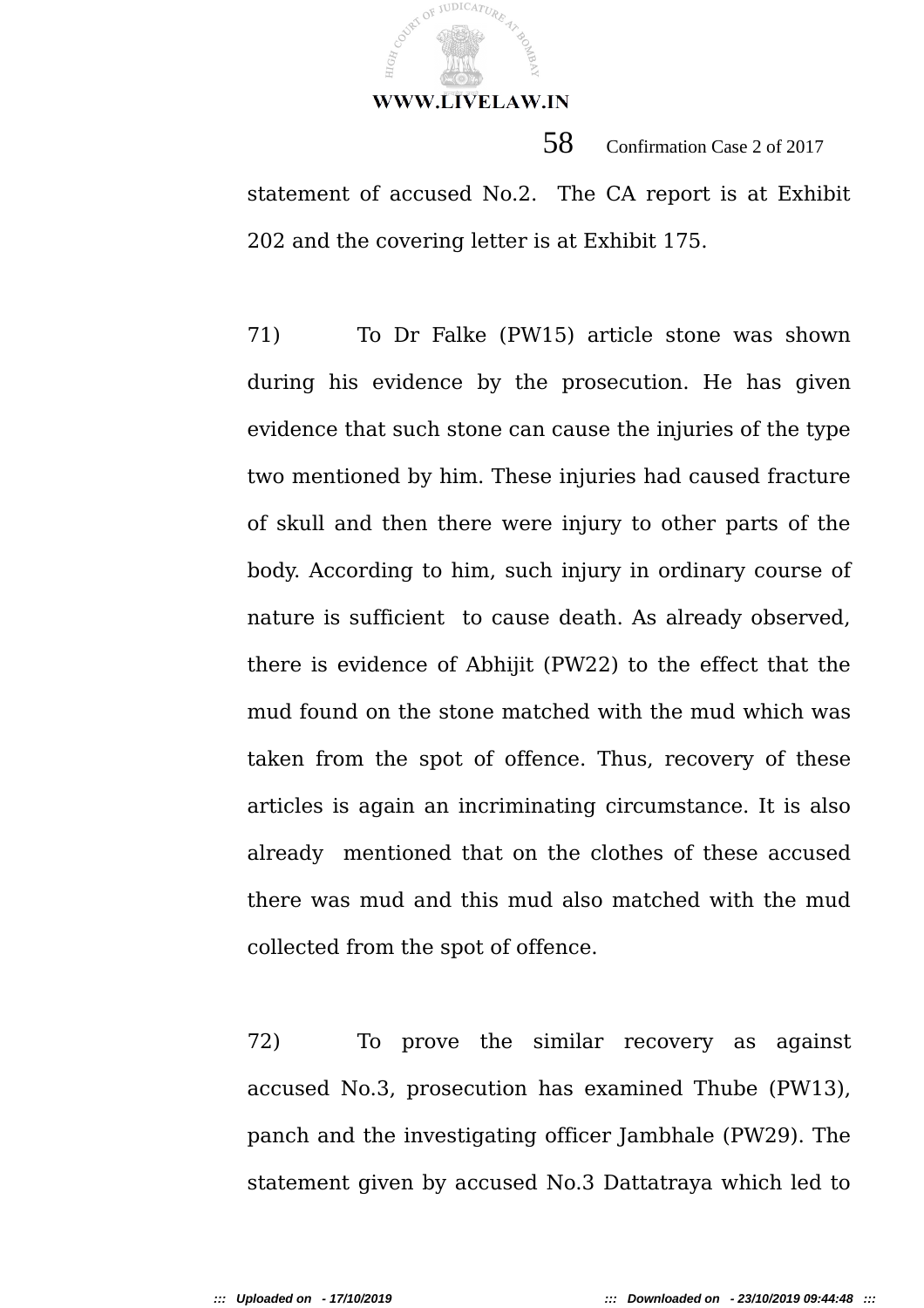statement of accused No.2. The CA report is at Exhibit 202 and the covering letter is at Exhibit 175.

71) To Dr Falke (PW15) article stone was shown during his evidence by the prosecution. He has given evidence that such stone can cause the injuries of the type two mentioned by him. These injuries had caused fracture of skull and then there were injury to other parts of the body. According to him, such injury in ordinary course of nature is sufficient to cause death. As already observed, there is evidence of Abhijit (PW22) to the effect that the mud found on the stone matched with the mud which was taken from the spot of offence. Thus, recovery of these articles is again an incriminating circumstance. It is also already mentioned that on the clothes of these accused there was mud and this mud also matched with the mud collected from the spot of offence.

72) To prove the similar recovery as against accused No.3, prosecution has examined Thube (PW13), panch and the investigating officer Jambhale (PW29). The statement given by accused No.3 Dattatraya which led to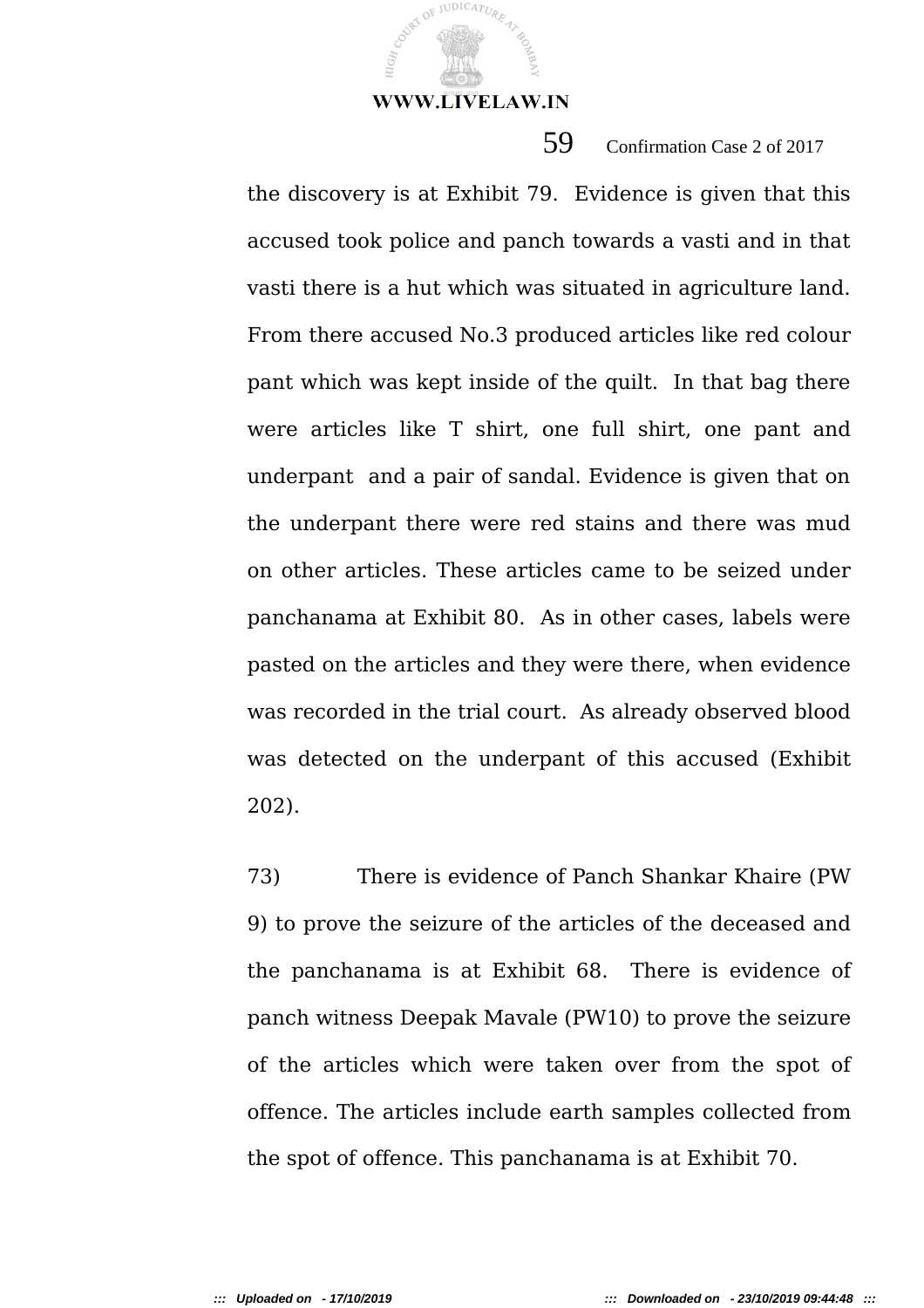the discovery is at Exhibit 79. Evidence is given that this accused took police and panch towards a vasti and in that vasti there is a hut which was situated in agriculture land. From there accused No.3 produced articles like red colour pant which was kept inside of the quilt. In that bag there were articles like T shirt, one full shirt, one pant and underpant and a pair of sandal. Evidence is given that on the underpant there were red stains and there was mud on other articles. These articles came to be seized under panchanama at Exhibit 80. As in other cases, labels were pasted on the articles and they were there, when evidence was recorded in the trial court. As already observed blood was detected on the underpant of this accused (Exhibit 202).

73) There is evidence of Panch Shankar Khaire (PW 9) to prove the seizure of the articles of the deceased and the panchanama is at Exhibit 68. There is evidence of panch witness Deepak Mavale (PW10) to prove the seizure of the articles which were taken over from the spot of offence. The articles include earth samples collected from the spot of offence. This panchanama is at Exhibit 70.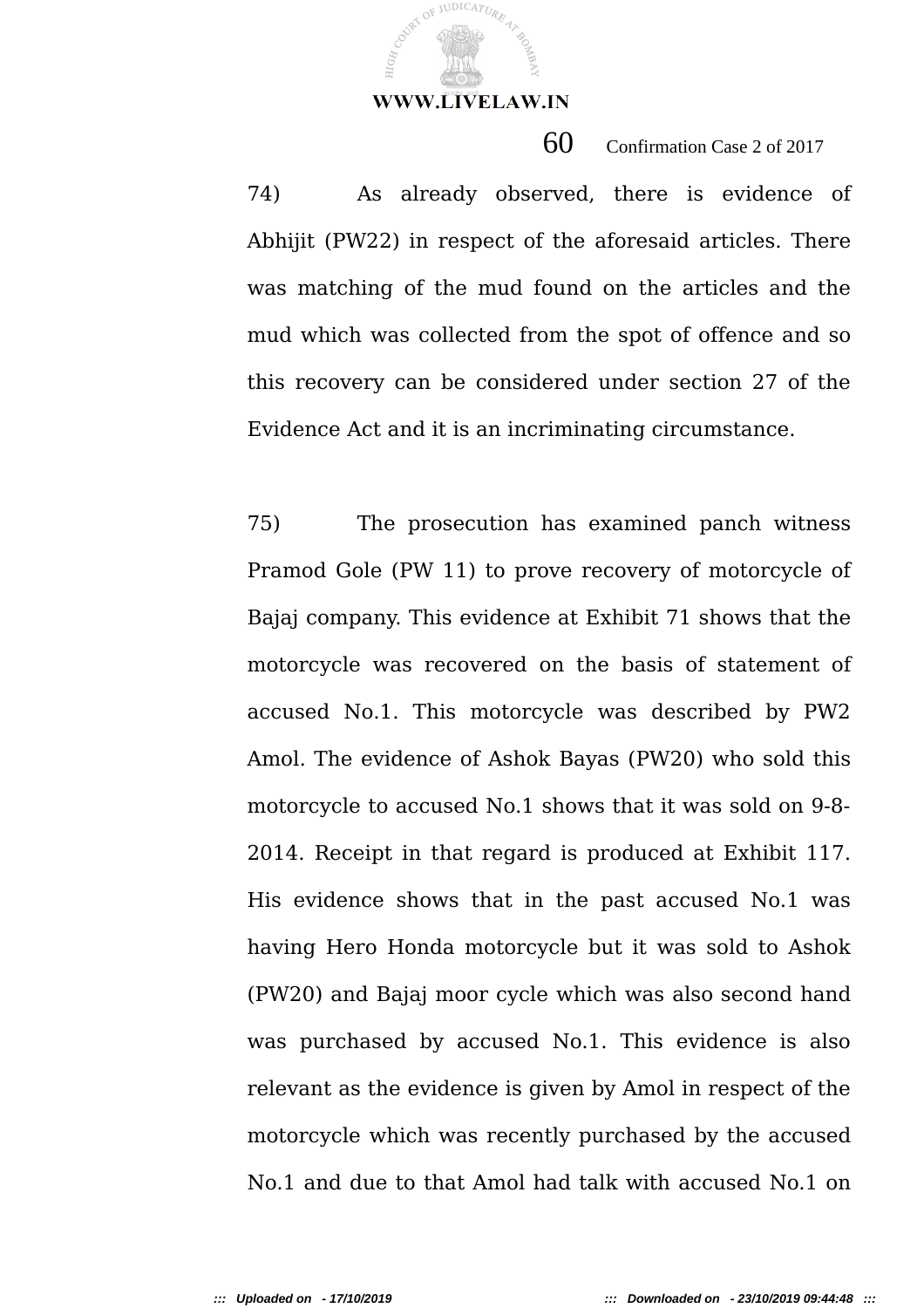74) As already observed, there is evidence of Abhijit (PW22) in respect of the aforesaid articles. There was matching of the mud found on the articles and the mud which was collected from the spot of offence and so this recovery can be considered under section 27 of the Evidence Act and it is an incriminating circumstance.

75) The prosecution has examined panch witness Pramod Gole (PW 11) to prove recovery of motorcycle of Bajaj company. This evidence at Exhibit 71 shows that the motorcycle was recovered on the basis of statement of accused No.1. This motorcycle was described by PW2 Amol. The evidence of Ashok Bayas (PW20) who sold this motorcycle to accused No.1 shows that it was sold on 9-8-2014. Receipt in that regard is produced at Exhibit 117. His evidence shows that in the past accused No.1 was having Hero Honda motorcycle but it was sold to Ashok (PW20) and Bajaj moor cycle which was also second hand was purchased by accused No.1. This evidence is also relevant as the evidence is given by Amol in respect of the motorcycle which was recently purchased by the accused No.1 and due to that Amol had talk with accused No.1 on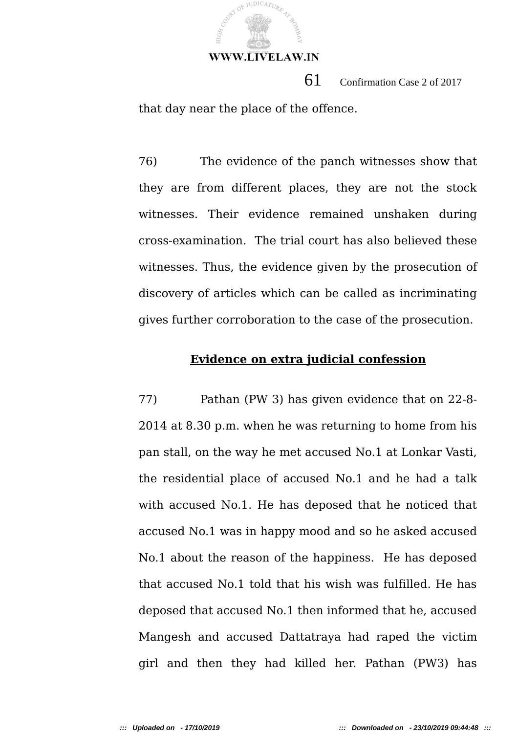that day near the place of the offence.

76) The evidence of the panch witnesses show that they are from different places, they are not the stock witnesses. Their evidence remained unshaken during cross-examination. The trial court has also believed these witnesses. Thus, the evidence given by the prosecution of discovery of articles which can be called as incriminating gives further corroboration to the case of the prosecution.

**Evidence on extra judicial confession**

77) Pathan (PW 3) has given evidence that on 22-8-2014 at 8.30 p.m. when he was returning to home from his pan stall, on the way he met accused No.1 at Lonkar Vasti, the residential place of accused No.1 and he had a talk with accused No.1. He has deposed that he noticed that accused No.1 was in happy mood and so he asked accused No.1 about the reason of the happiness. He has deposed that accused No.1 told that his wish was fulfilled. He has deposed that accused No.1 then informed that he, accused Mangesh and accused Dattatraya had raped the victim girl and then they had killed her. Pathan (PW3) has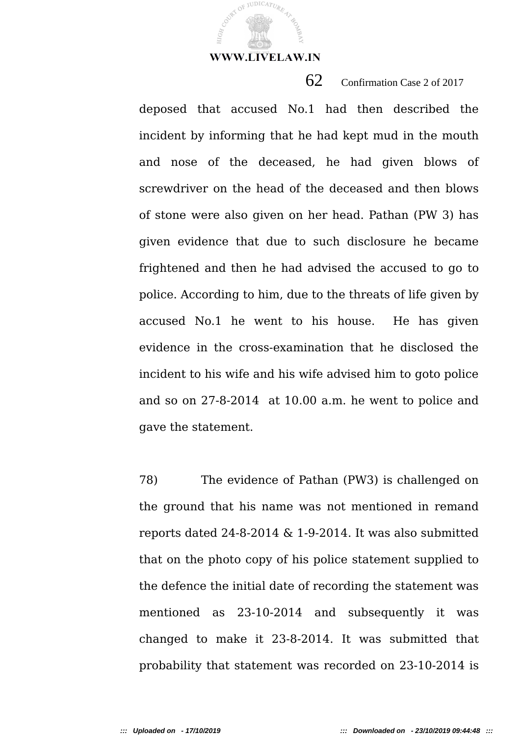deposed that accused No.1 had then described the incident by informing that he had kept mud in the mouth and nose of the deceased, he had given blows of screwdriver on the head of the deceased and then blows of stone were also given on her head. Pathan (PW 3) has given evidence that due to such disclosure he became frightened and then he had advised the accused to go to police. According to him, due to the threats of life given by accused No.1 he went to his house. He has given evidence in the cross-examination that he disclosed the incident to his wife and his wife advised him to goto police and so on 27-8-2014 at 10.00 a.m. he went to police and gave the statement.

78) The evidence of Pathan (PW3) is challenged on the ground that his name was not mentioned in remand reports dated 24-8-2014 & 1-9-2014. It was also submitted that on the photo copy of his police statement supplied to the defence the initial date of recording the statement was mentioned as 23-10-2014 and subsequently it was changed to make it 23-8-2014. It was submitted that probability that statement was recorded on 23-10-2014 is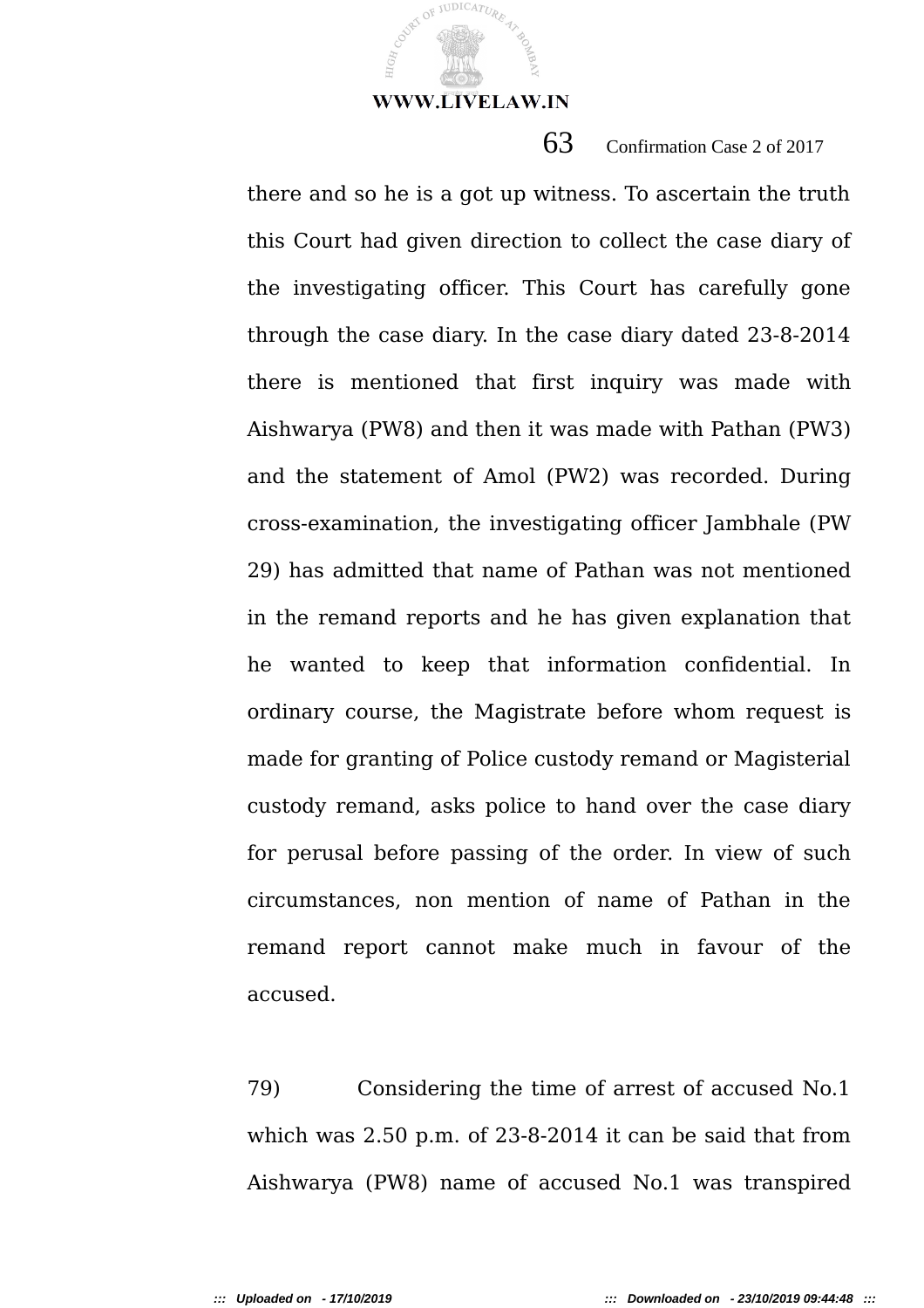there and so he is a got up witness. To ascertain the truth this Court had given direction to collect the case diary of the investigating officer. This Court has carefully gone through the case diary. In the case diary dated 23-8-2014 there is mentioned that first inquiry was made with Aishwarya (PW8) and then it was made with Pathan (PW3) and the statement of Amol (PW2) was recorded. During cross-examination, the investigating officer Jambhale (PW 29) has admitted that name of Pathan was not mentioned in the remand reports and he has given explanation that he wanted to keep that information confidential. In ordinary course, the Magistrate before whom request is made for granting of Police custody remand or Magisterial custody remand, asks police to hand over the case diary for perusal before passing of the order. In view of such circumstances, non mention of name of Pathan in the remand report cannot make much in favour of the accused.

79) Considering the time of arrest of accused No.1 which was 2.50 p.m. of 23-8-2014 it can be said that from Aishwarya (PW8) name of accused No.1 was transpired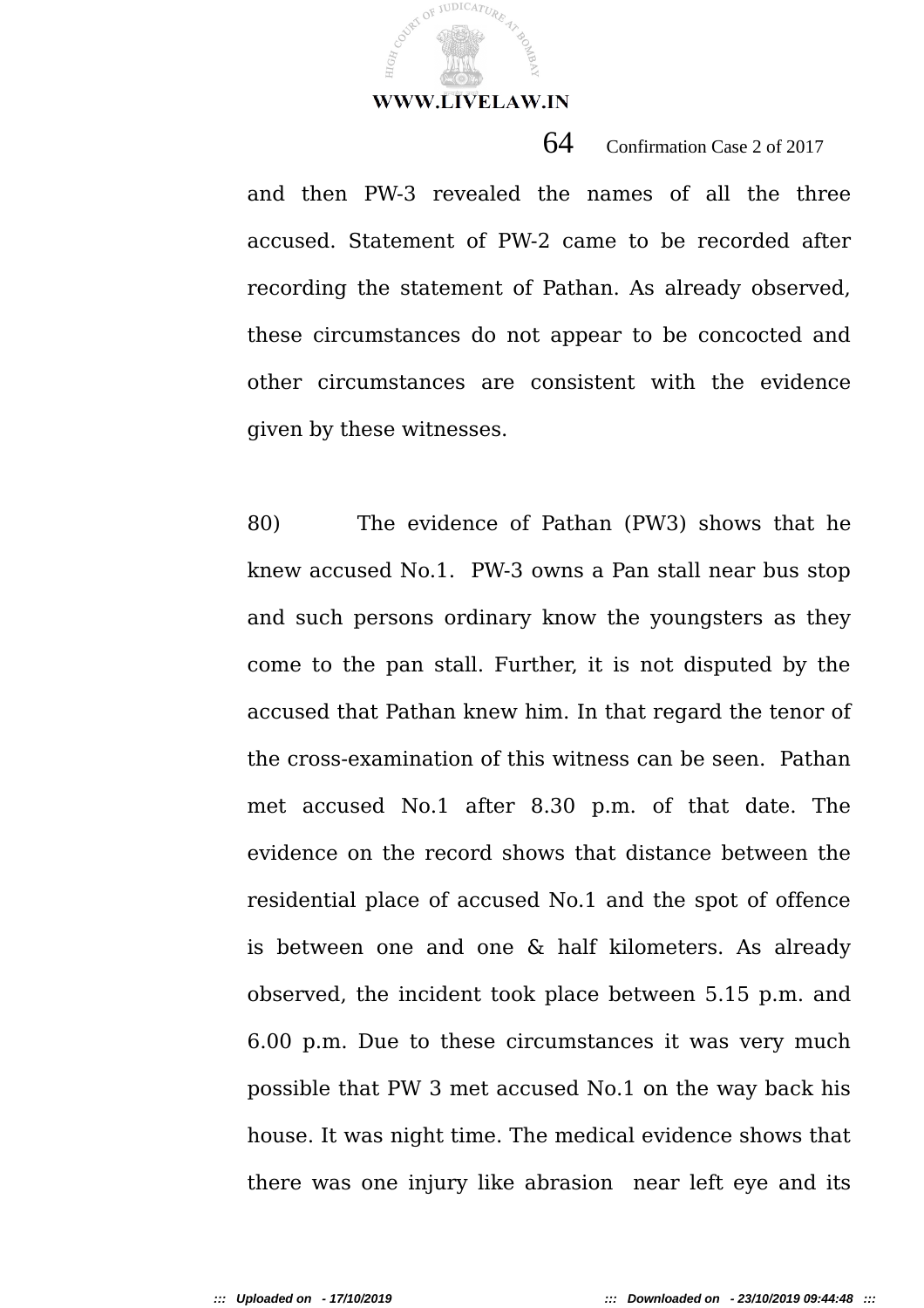and then PW-3 revealed the names of all the three accused. Statement of PW-2 came to be recorded after recording the statement of Pathan. As already observed, these circumstances do not appear to be concocted and other circumstances are consistent with the evidence given by these witnesses.

80) The evidence of Pathan (PW3) shows that he knew accused No.1. PW-3 owns a Pan stall near bus stop and such persons ordinary know the youngsters as they come to the pan stall. Further, it is not disputed by the accused that Pathan knew him. In that regard the tenor of the cross-examination of this witness can be seen. Pathan met accused No.1 after 8.30 p.m. of that date. The evidence on the record shows that distance between the residential place of accused No.1 and the spot of offence is between one and one & half kilometers. As already observed, the incident took place between 5.15 p.m. and 6.00 p.m. Due to these circumstances it was very much possible that PW 3 met accused No.1 on the way back his house. It was night time. The medical evidence shows that there was one injury like abrasion near left eye and its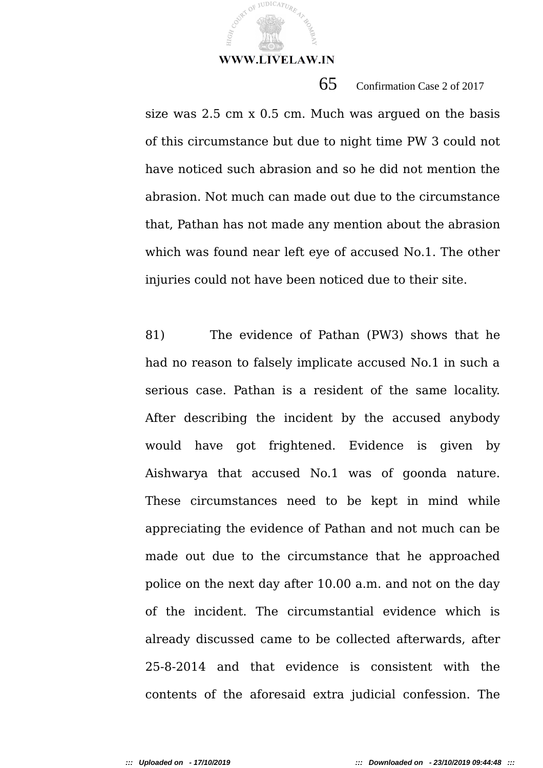size was 2.5 cm x 0.5 cm. Much was argued on the basis of this circumstance but due to night time PW 3 could not have noticed such abrasion and so he did not mention the abrasion. Not much can made out due to the circumstance that, Pathan has not made any mention about the abrasion which was found near left eye of accused No.1. The other injuries could not have been noticed due to their site.

81) The evidence of Pathan (PW3) shows that he had no reason to falsely implicate accused No.1 in such a serious case. Pathan is a resident of the same locality. After describing the incident by the accused anybody would have got frightened. Evidence is given by Aishwarya that accused No.1 was of goonda nature. These circumstances need to be kept in mind while appreciating the evidence of Pathan and not much can be made out due to the circumstance that he approached police on the next day after 10.00 a.m. and not on the day of the incident. The circumstantial evidence which is already discussed came to be collected afterwards, after 25-8-2014 and that evidence is consistent with the contents of the aforesaid extra judicial confession. The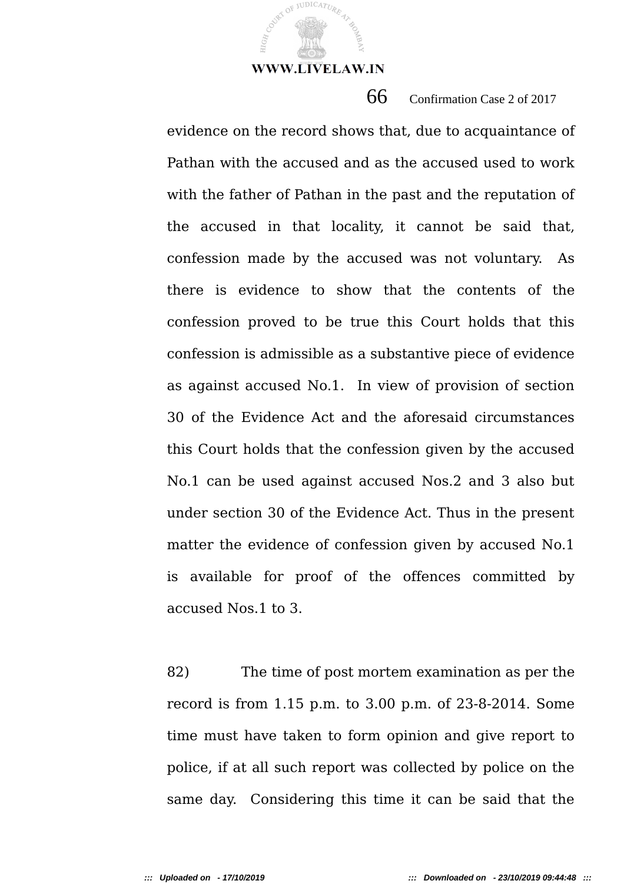evidence on the record shows that, due to acquaintance of Pathan with the accused and as the accused used to work with the father of Pathan in the past and the reputation of the accused in that locality, it cannot be said that, confession made by the accused was not voluntary. As there is evidence to show that the contents of the confession proved to be true this Court holds that this confession is admissible as a substantive piece of evidence as against accused No.1. In view of provision of section 30 of the Evidence Act and the aforesaid circumstances this Court holds that the confession given by the accused No.1 can be used against accused Nos.2 and 3 also but under section 30 of the Evidence Act. Thus in the present matter the evidence of confession given by accused No.1 is available for proof of the offences committed by accused Nos.1 to 3.

82) The time of post mortem examination as per the record is from 1.15 p.m. to 3.00 p.m. of 23-8-2014. Some time must have taken to form opinion and give report to police, if at all such report was collected by police on the same day. Considering this time it can be said that the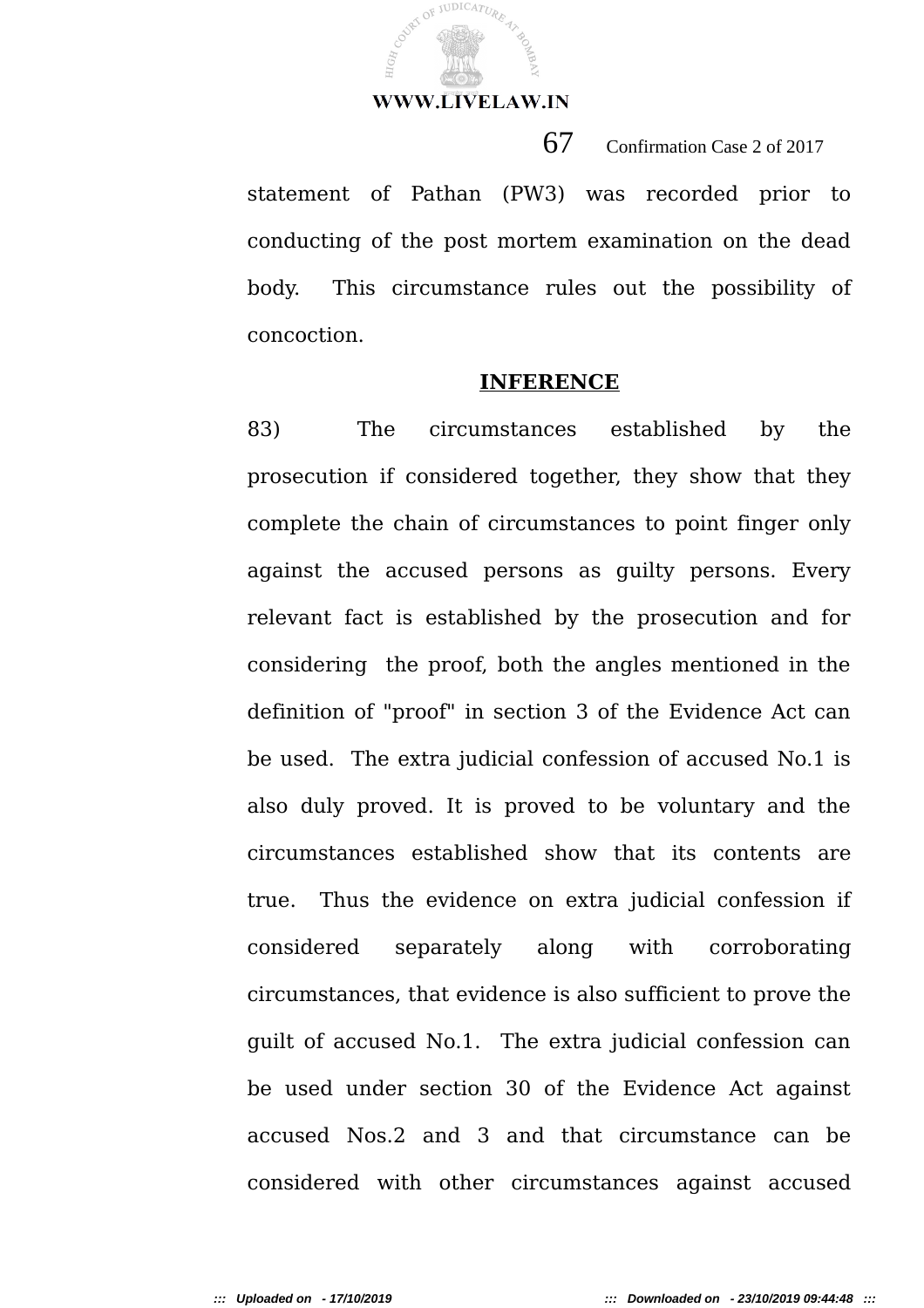statement of Pathan (PW3) was recorded prior to conducting of the post mortem examination on the dead body. This circumstance rules out the possibility of concoction.

## INFERENCE

83) The circumstances established by the prosecution if considered together, they show that they complete the chain of circumstances to point finger only against the accused persons as guilty persons. Every relevant fact is established by the prosecution and for considering the proof, both the angles mentioned in the definition of "proof" in section 3 of the Evidence Act can be used. The extra judicial confession of accused No.1 is also duly proved. It is proved to be voluntary and the circumstances established show that its contents are true. Thus the evidence on extra judicial confession if considered separately along with corroborating circumstances, that evidence is also sufficient to prove the guilt of accused No.1. The extra judicial confession can be used under section 30 of the Evidence Act against accused Nos.2 and 3 and that circumstance can be considered with other circumstances against accused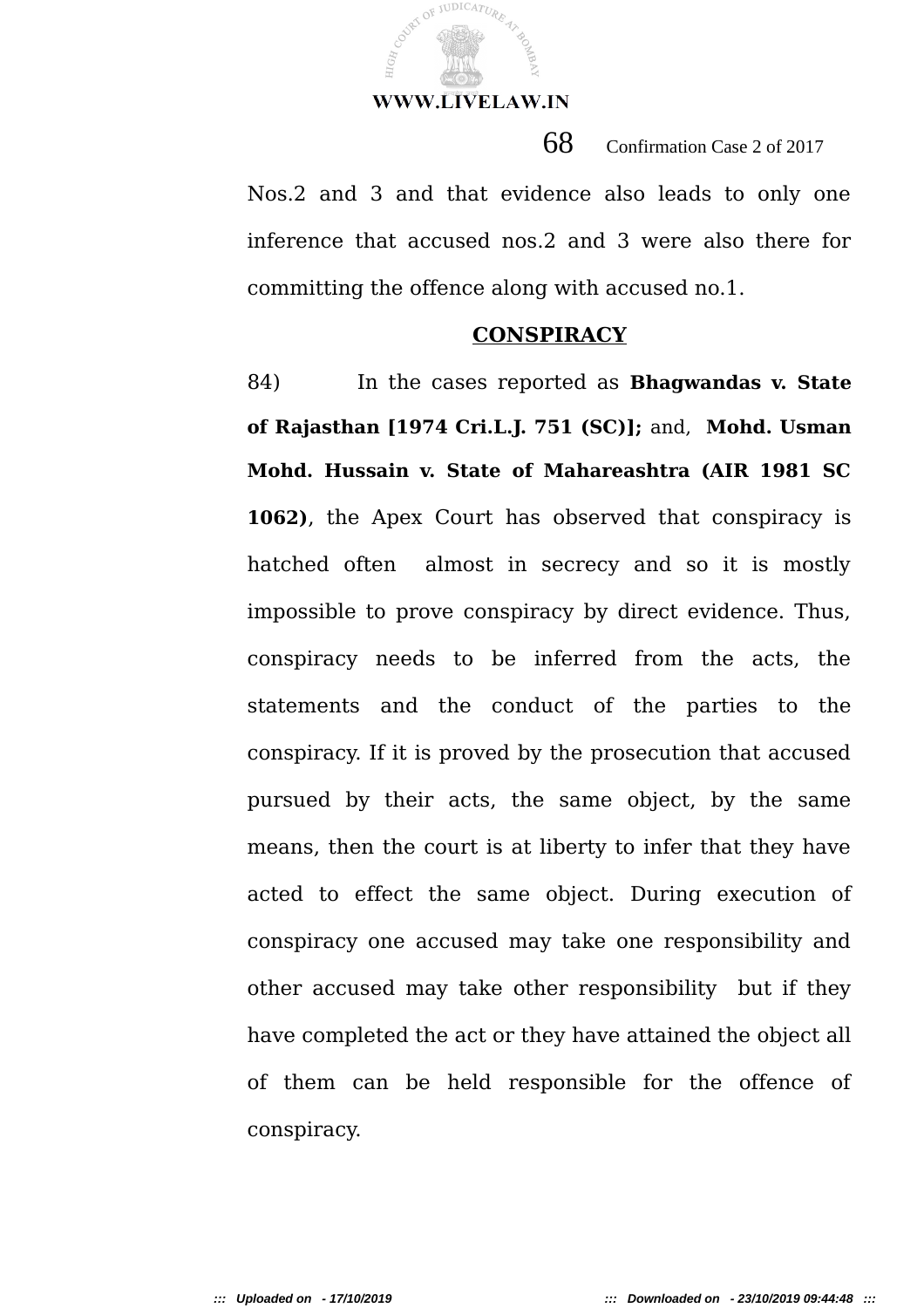Nos.2 and 3 and that evidence also leads to only one inference that accused nos.2 and 3 were also there for committing the offence along with accused no.1.

## CONSPIRACY

84) In the cases reported as **Bhagwandas v. State of Rajasthan [1974 Cri.L.J. 751 (SC)];** and, **Mohd. Usman Mohd. Hussain v. State of Mahareashtra (AIR 1981 SC 1062)**, the Apex Court has observed that conspiracy is hatched often almost in secrecy and so it is mostly impossible to prove conspiracy by direct evidence. Thus, conspiracy needs to be inferred from the acts, the statements and the conduct of the parties to the conspiracy. If it is proved by the prosecution that accused pursued by their acts, the same object, by the same means, then the court is at liberty to infer that they have acted to effect the same object. During execution of conspiracy one accused may take one responsibility and other accused may take other responsibility but if they have completed the act or they have attained the object all of them can be held responsible for the offence of conspiracy.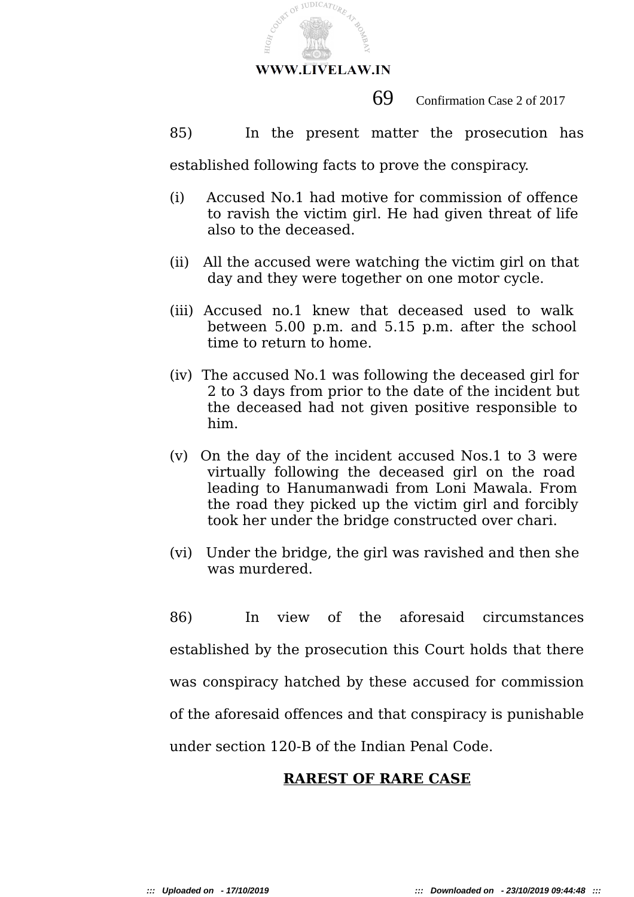85) In the present matter the prosecution has established following facts to prove the conspiracy.

(i) Accused No.1 had motive for commission of offence to ravish the victim girl. He had given threat of life also to the deceased.

(ii) All the accused were watching the victim girl on that day and they were together on one motor cycle.

(iii) Accused no.1 knew that deceased used to walk between 5.00 p.m. and 5.15 p.m. after the school time to return to home.

(iv) The accused No.1 was following the deceased girl for 2 to 3 days from prior to the date of the incident but the deceased had not given positive responsible to him.

(v) On the day of the incident accused Nos.1 to 3 were virtually following the deceased girl on the road leading to Hanumanwadi from Loni Mawala. From the road they picked up the victim girl and forcibly took her under the bridge constructed over chari.

(vi) Under the bridge, the girl was ravished and then she was murdered.

86) In view of the aforesaid circumstances established by the prosecution this Court holds that there was conspiracy hatched by these accused for commission of the aforesaid offences and that conspiracy is punishable under section 120-B of the Indian Penal Code.

## **RAREST OF RARE CASE**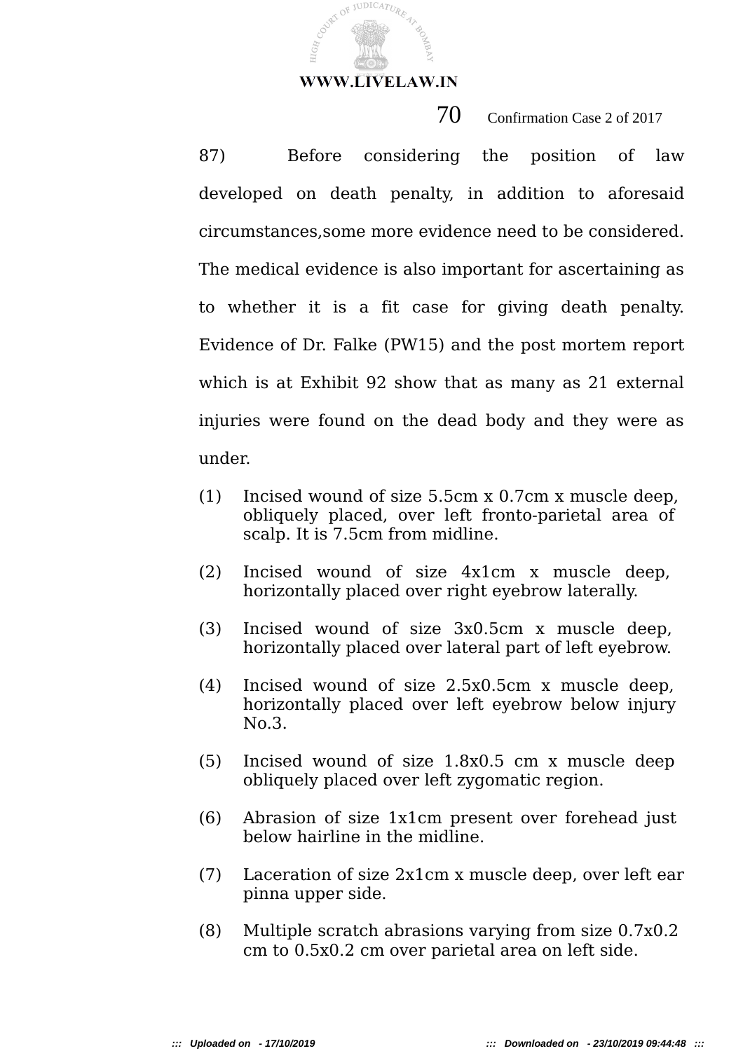87) Before considering the position of law developed on death penalty, in addition to aforesaid circumstances,some more evidence need to be considered. The medical evidence is also important for ascertaining as to whether it is a fit case for giving death penalty. Evidence of Dr. Falke (PW15) and the post mortem report which is at Exhibit 92 show that as many as 21 external injuries were found on the dead body and they were as under.

(1) Incised wound of size 5.5cm x 0.7cm x muscle deep, obliquely placed, over left fronto-parietal area of scalp. It is 7.5cm from midline.

(2) Incised wound of size 4x1cm x muscle deep, horizontally placed over right eyebrow laterally.

(3) Incised wound of size 3x0.5cm x muscle deep, horizontally placed over lateral part of left eyebrow.

(4) Incised wound of size 2.5x0.5cm x muscle deep, horizontally placed over left eyebrow below injury No.3.

(5) Incised wound of size 1.8x0.5 cm x muscle deep obliquely placed over left zygomatic region.

(6) Abrasion of size 1x1cm present over forehead just below hairline in the midline.

(7) Laceration of size 2x1cm x muscle deep, over left ear pinna upper side.

(8) Multiple scratch abrasions varying from size 0.7x0.2 cm to 0.5x0.2 cm over parietal area on left side.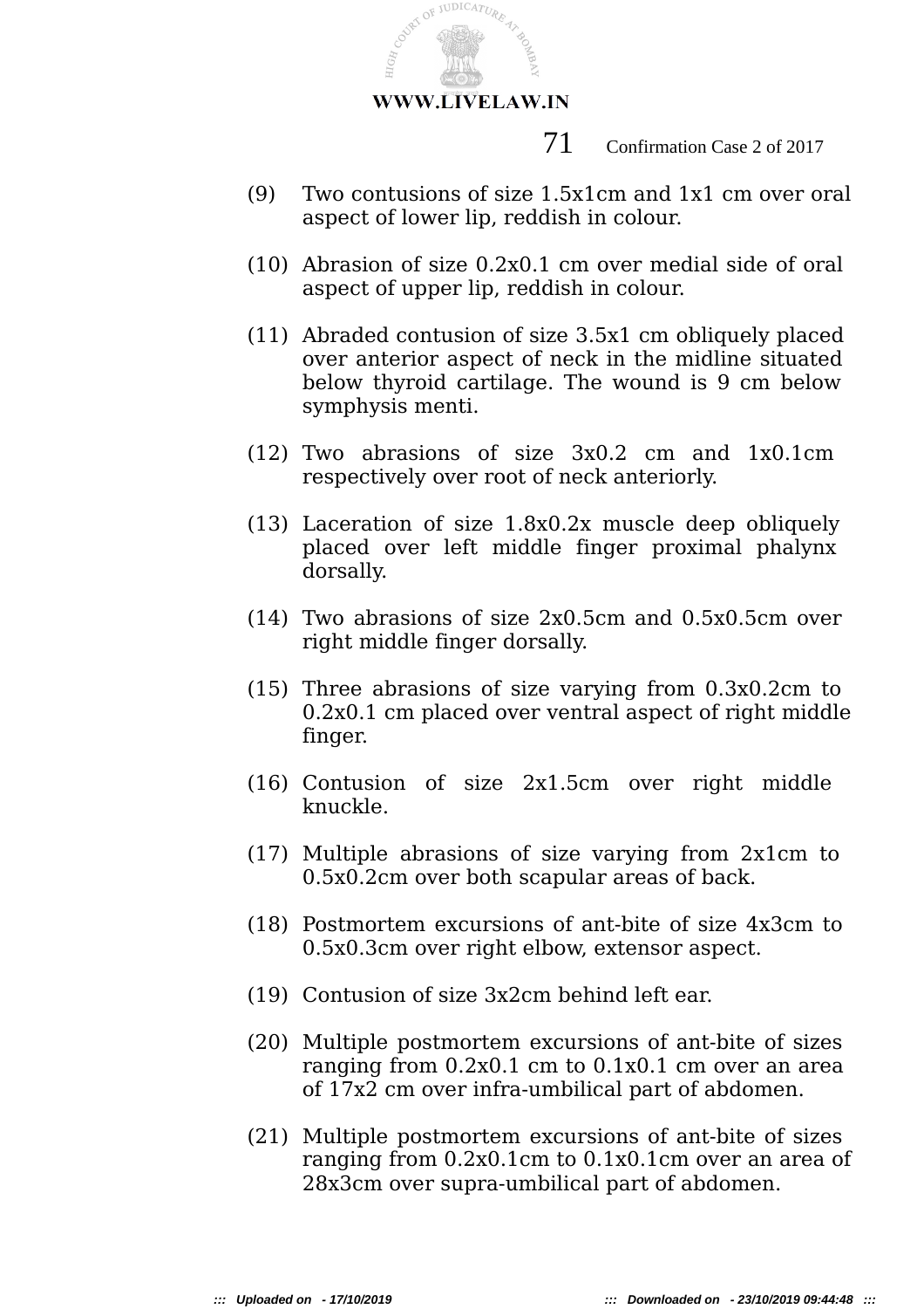(9) Two contusions of size 1.5x1cm and 1x1 cm over oral aspect of lower lip, reddish in colour.

(10) Abrasion of size 0.2x0.1 cm over medial side of oral aspect of upper lip, reddish in colour.

(11) Abraded contusion of size 3.5x1 cm obliquely placed over anterior aspect of neck in the midline situated below thyroid cartilage. The wound is 9 cm below symphysis menti.

(12) Two abrasions of size 3x0.2 cm and 1x0.1cm respectively over root of neck anteriorly.

(13) Laceration of size 1.8x0.2x muscle deep obliquely placed over left middle finger proximal phalynx dorsally.

(14) Two abrasions of size 2x0.5cm and 0.5x0.5cm over right middle finger dorsally.

(15) Three abrasions of size varying from 0.3x0.2cm to 0.2x0.1 cm placed over ventral aspect of right middle finger.

(16) Contusion of size 2x1.5cm over right middle knuckle.

(17) Multiple abrasions of size varying from 2x1cm to 0.5x0.2cm over both scapular areas of back.

(18) Postmortem excursions of ant-bite of size 4x3cm to 0.5x0.3cm over right elbow, extensor aspect.

(19) Contusion of size 3x2cm behind left ear.

(20) Multiple postmortem excursions of ant-bite of sizes ranging from 0.2x0.1 cm to 0.1x0.1 cm over an area of 17x2 cm over infra-umbilical part of abdomen.

(21) Multiple postmortem excursions of ant-bite of sizes ranging from 0.2x0.1cm to 0.1x0.1cm over an area of 28x3cm over supra-umbilical part of abdomen.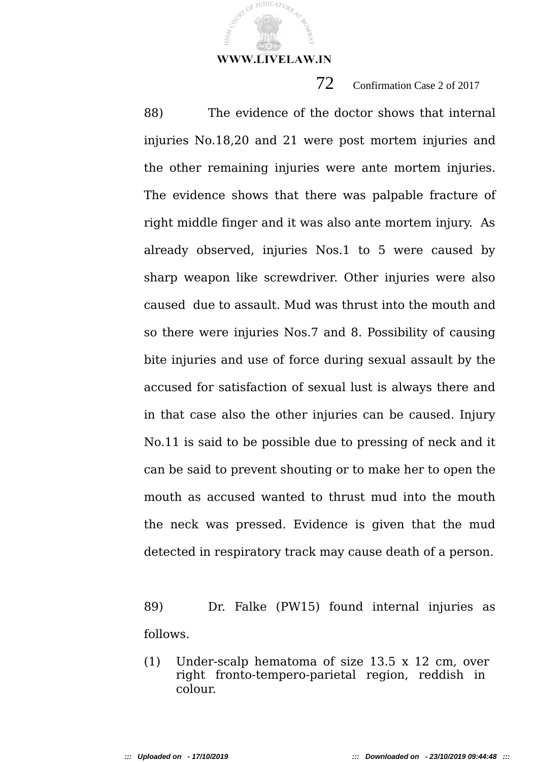88) The evidence of the doctor shows that internal injuries No.18,20 and 21 were post mortem injuries and the other remaining injuries were ante mortem injuries. The evidence shows that there was palpable fracture of right middle finger and it was also ante mortem injury. As already observed, injuries Nos.1 to 5 were caused by sharp weapon like screwdriver. Other injuries were also caused due to assault. Mud was thrust into the mouth and so there were injuries Nos.7 and 8. Possibility of causing bite injuries and use of force during sexual assault by the accused for satisfaction of sexual lust is always there and in that case also the other injuries can be caused. Injury No.11 is said to be possible due to pressing of neck and it can be said to prevent shouting or to make her to open the mouth as accused wanted to thrust mud into the mouth the neck was pressed. Evidence is given that the mud detected in respiratory track may cause death of a person.

89) Dr. Falke (PW15) found internal injuries as follows.

(1) Under-scalp hematoma of size 13.5 x 12 cm, over right fronto-tempero-parietal region, reddish in colour.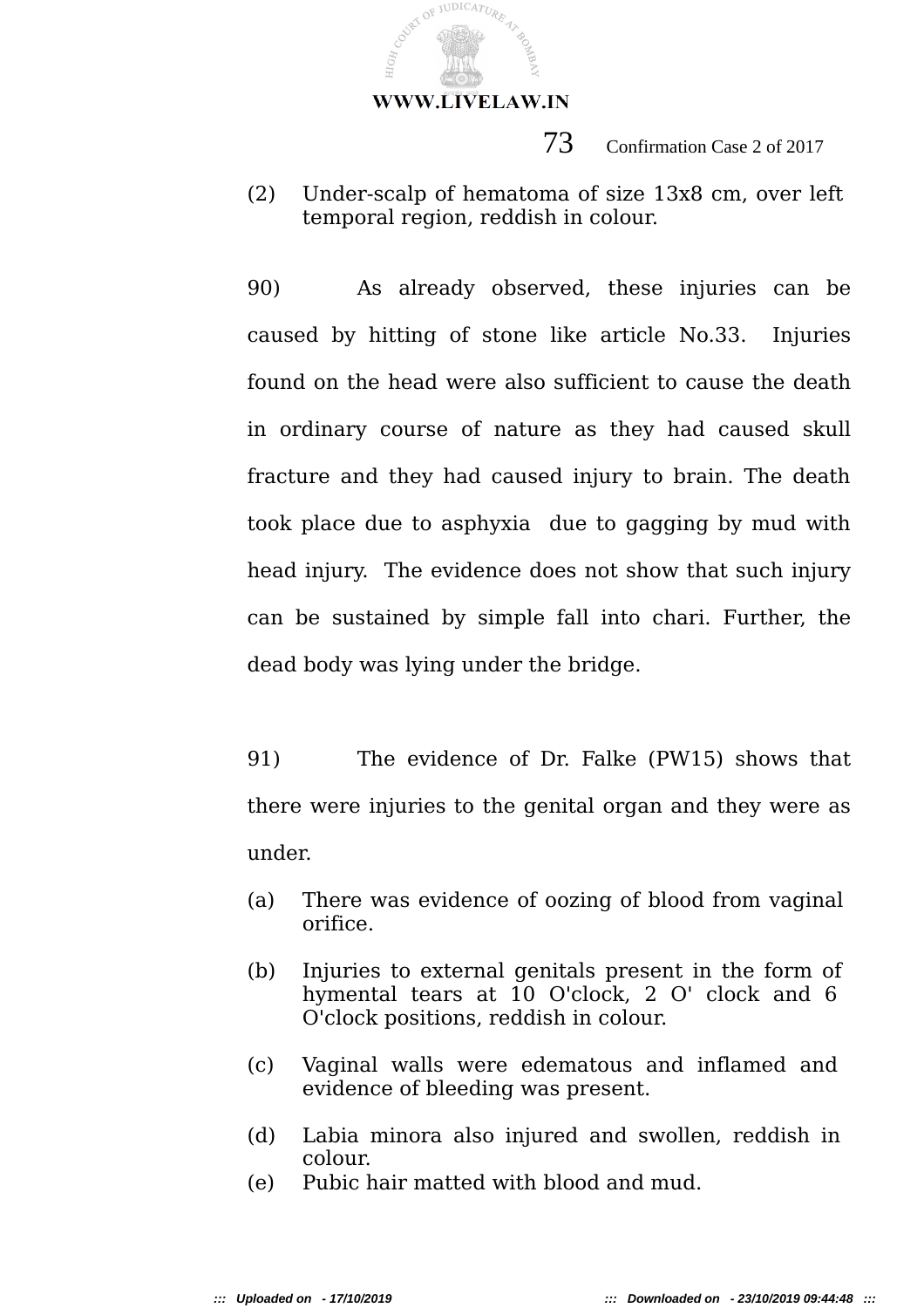(2) Under-scalp of hematoma of size 13x8 cm, over left temporal region, reddish in colour.

90) As already observed, these injuries can be caused by hitting of stone like article No.33. Injuries found on the head were also sufficient to cause the death in ordinary course of nature as they had caused skull fracture and they had caused injury to brain. The death took place due to asphyxia due to gagging by mud with head injury. The evidence does not show that such injury can be sustained by simple fall into chari. Further, the dead body was lying under the bridge.

91) The evidence of Dr. Falke (PW15) shows that there were injuries to the genital organ and they were as under.

(a) There was evidence of oozing of blood from vaginal orifice.

(b) Injuries to external genitals present in the form of hymental tears at 10 O'clock, 2 O' clock and 6 O'clock positions, reddish in colour.

(c) Vaginal walls were edematous and inflamed and evidence of bleeding was present.

(d) Labia minora also injured and swollen, reddish in colour.

(e) Pubic hair matted with blood and mud.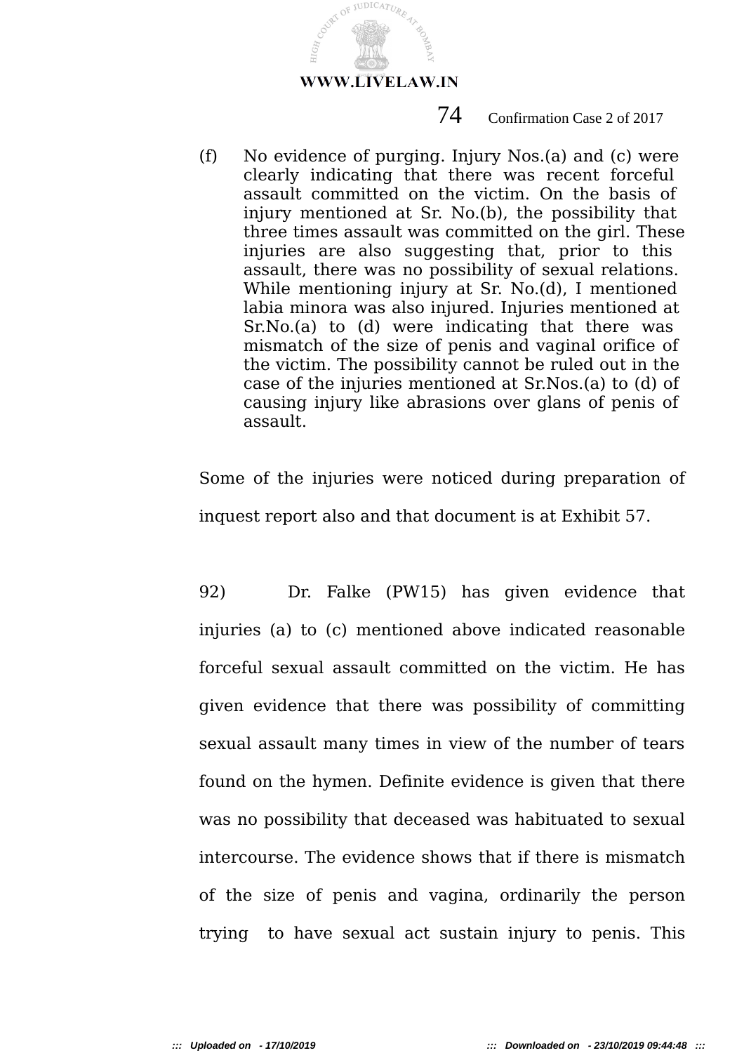(f) No evidence of purging. Injury Nos.(a) and (c) were clearly indicating that there was recent forceful assault committed on the victim. On the basis of injury mentioned at Sr. No.(b), the possibility that three times assault was committed on the girl. These injuries are also suggesting that, prior to this assault, there was no possibility of sexual relations. While mentioning injury at Sr. No.(d), I mentioned labia minora was also injured. Injuries mentioned at Sr.No.(a) to (d) were indicating that there was mismatch of the size of penis and vaginal orifice of the victim. The possibility cannot be ruled out in the case of the injuries mentioned at Sr.Nos.(a) to (d) of causing injury like abrasions over glans of penis of assault.

Some of the injuries were noticed during preparation of inquest report also and that document is at Exhibit 57.

92) Dr. Falke (PW15) has given evidence that injuries (a) to (c) mentioned above indicated reasonable forceful sexual assault committed on the victim. He has given evidence that there was possibility of committing sexual assault many times in view of the number of tears found on the hymen. Definite evidence is given that there was no possibility that deceased was habituated to sexual intercourse. The evidence shows that if there is mismatch of the size of penis and vagina, ordinarily the person trying to have sexual act sustain injury to penis. This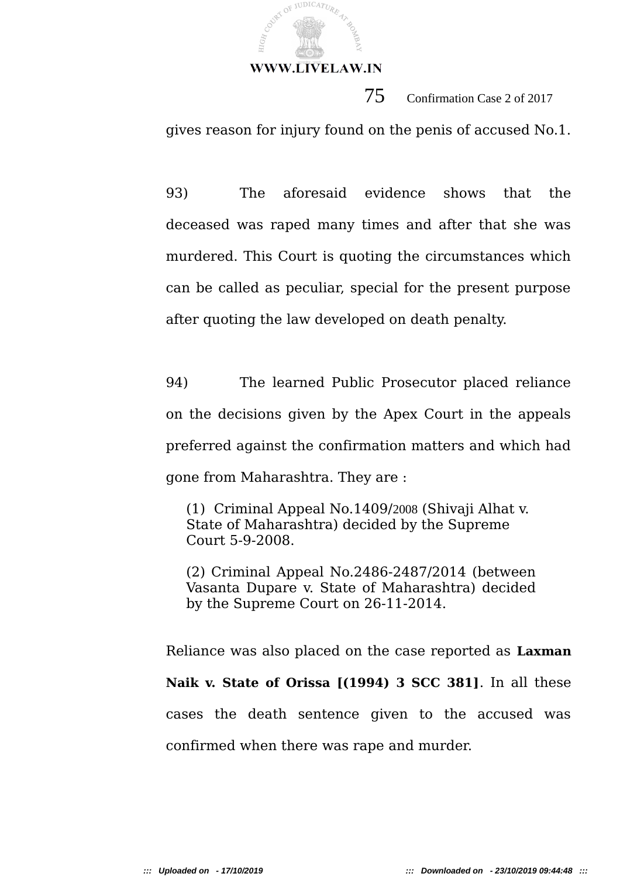gives reason for injury found on the penis of accused No.1.

93) The aforesaid evidence shows that the deceased was raped many times and after that she was murdered. This Court is quoting the circumstances which can be called as peculiar, special for the present purpose after quoting the law developed on death penalty.

94) The learned Public Prosecutor placed reliance on the decisions given by the Apex Court in the appeals preferred against the confirmation matters and which had gone from Maharashtra. They are :

> (1) Criminal Appeal No.1409/2008 (Shivaji Alhat v. State of Maharashtra) decided by the Supreme Court 5-9-2008.
>
> (2) Criminal Appeal No.2486-2487/2014 (between Vasanta Dupare v. State of Maharashtra) decided by the Supreme Court on 26-11-2014.

Reliance was also placed on the case reported as **Laxman Naik v. State of Orissa [(1994) 3 SCC 381]**. In all these cases the death sentence given to the accused was confirmed when there was rape and murder.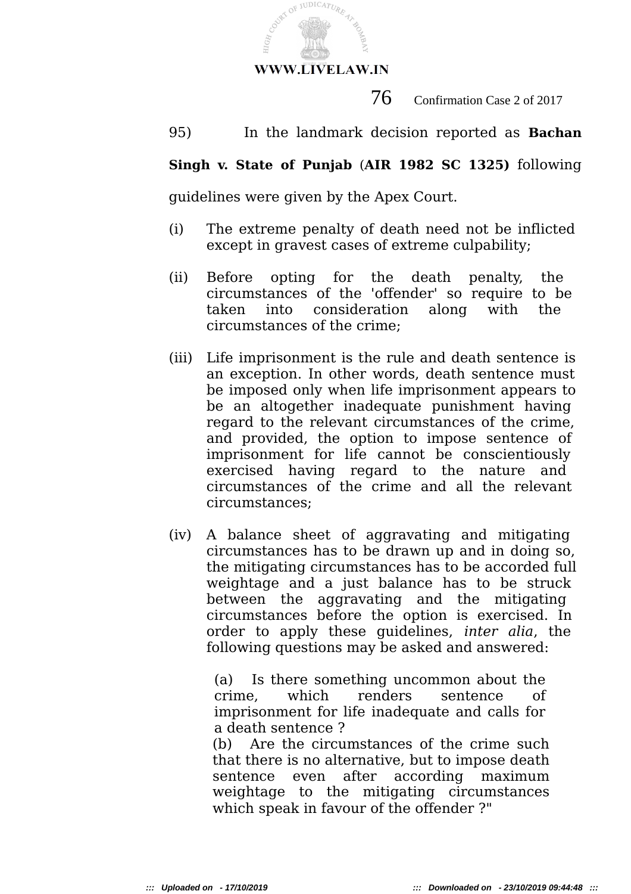95) In the landmark decision reported as **Bachan Singh v. State of Punjab** (**AIR 1982 SC 1325)** following guidelines were given by the Apex Court.

(i) The extreme penalty of death need not be inflicted except in gravest cases of extreme culpability;

(ii) Before opting for the death penalty, the circumstances of the 'offender' so require to be taken into consideration along with the circumstances of the crime;

(iii) Life imprisonment is the rule and death sentence is an exception. In other words, death sentence must be imposed only when life imprisonment appears to be an altogether inadequate punishment having regard to the relevant circumstances of the crime, and provided, the option to impose sentence of imprisonment for life cannot be conscientiously exercised having regard to the nature and circumstances of the crime and all the relevant circumstances;

(iv) A balance sheet of aggravating and mitigating circumstances has to be drawn up and in doing so, the mitigating circumstances has to be accorded full weightage and a just balance has to be struck between the aggravating and the mitigating circumstances before the option is exercised. In order to apply these guidelines, *inter alia*, the following questions may be asked and answered:

> (a) Is there something uncommon about the crime, which renders sentence of imprisonment for life inadequate and calls for a death sentence ?
>
> (b) Are the circumstances of the crime such that there is no alternative, but to impose death sentence even after according maximum weightage to the mitigating circumstances which speak in favour of the offender ?"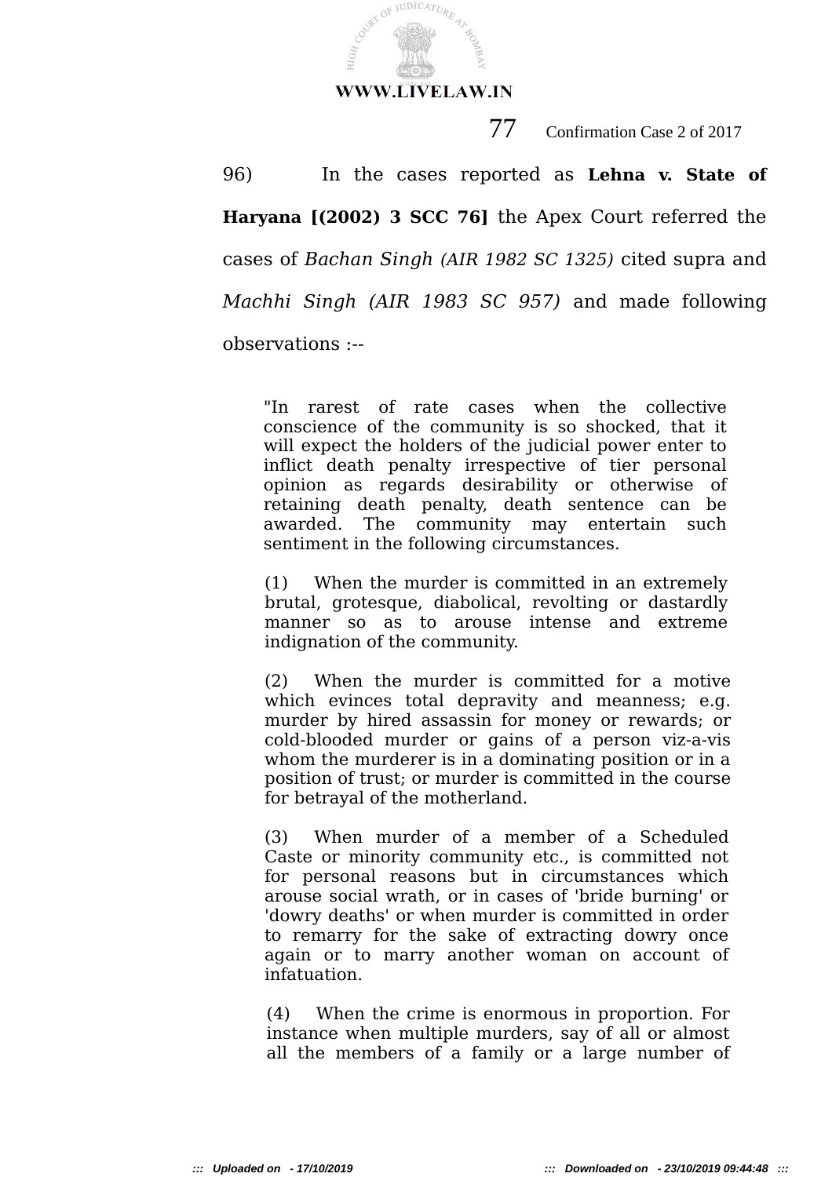96) In the cases reported as **Lehna v. State of Haryana [(2002) 3 SCC 76]** the Apex Court referred the cases of *Bachan Singh (AIR 1982 SC 1325)* cited supra and *Machhi Singh (AIR 1983 SC 957)* and made following observations :--

> "In rarest of rate cases when the collective conscience of the community is so shocked, that it will expect the holders of the judicial power enter to inflict death penalty irrespective of tier personal opinion as regards desirability or otherwise of retaining death penalty, death sentence can be awarded. The community may entertain such sentiment in the following circumstances.
>
> (1) When the murder is committed in an extremely brutal, grotesque, diabolical, revolting or dastardly manner so as to arouse intense and extreme indignation of the community.
>
> (2) When the murder is committed for a motive which evinces total depravity and meanness; e.g. murder by hired assassin for money or rewards; or cold-blooded murder or gains of a person viz-a-vis whom the murderer is in a dominating position or in a position of trust; or murder is committed in the course for betrayal of the motherland.
>
> (3) When murder of a member of a Scheduled Caste or minority community etc., is committed not for personal reasons but in circumstances which arouse social wrath, or in cases of 'bride burning' or 'dowry deaths' or when murder is committed in order to remarry for the sake of extracting dowry once again or to marry another woman on account of infatuation.
>
> (4) When the crime is enormous in proportion. For instance when multiple murders, say of all or almost all the members of a family or a large number of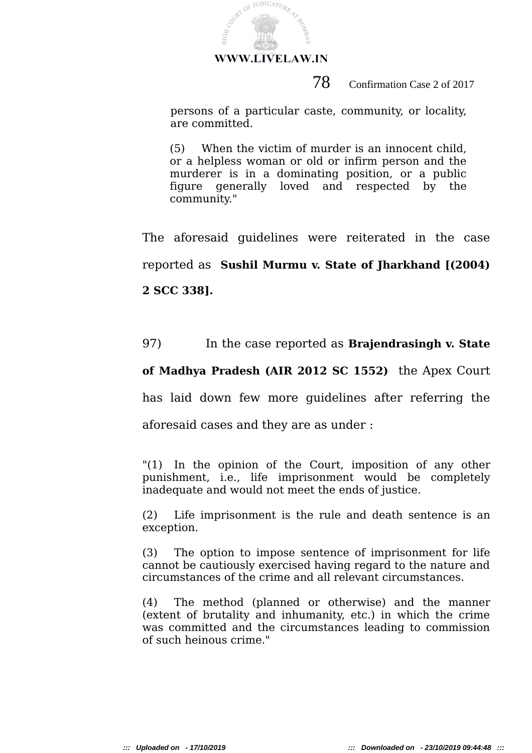> persons of a particular caste, community, or locality, are committed.
>
> (5) When the victim of murder is an innocent child, or a helpless woman or old or infirm person and the murderer is in a dominating position, or a public figure generally loved and respected by the community."

The aforesaid guidelines were reiterated in the case reported as **Sushil Murmu v. State of Jharkhand [(2004) 2 SCC 338].**

97) In the case reported as **Brajendrasingh v. State of Madhya Pradesh (AIR 2012 SC 1552)** the Apex Court has laid down few more guidelines after referring the aforesaid cases and they are as under :

> "(1) In the opinion of the Court, imposition of any other punishment, i.e., life imprisonment would be completely inadequate and would not meet the ends of justice.
>
> (2) Life imprisonment is the rule and death sentence is an exception.
>
> (3) The option to impose sentence of imprisonment for life cannot be cautiously exercised having regard to the nature and circumstances of the crime and all relevant circumstances.
>
> (4) The method (planned or otherwise) and the manner (extent of brutality and inhumanity, etc.) in which the crime was committed and the circumstances leading to commission of such heinous crime."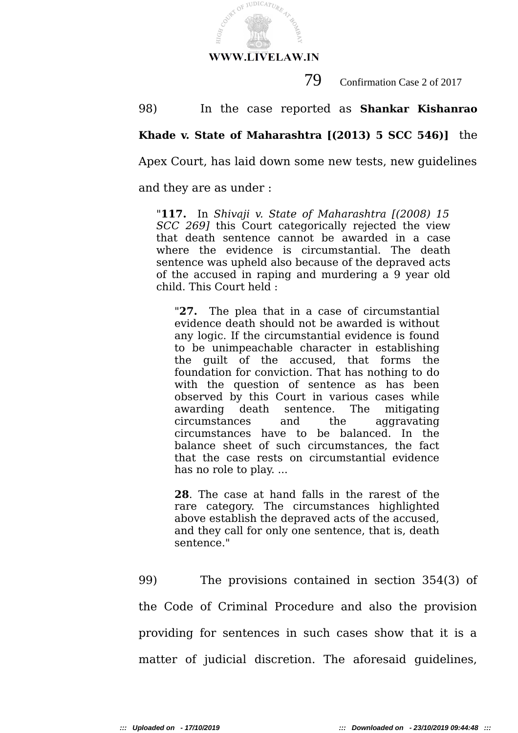98) In the case reported as **Shankar Kishanrao Khade v. State of Maharashtra [(2013) 5 SCC 546)]** the Apex Court, has laid down some new tests, new guidelines and they are as under :

> "**117.** In *Shivaji v. State of Maharashtra [(2008) 15 SCC 269]* this Court categorically rejected the view that death sentence cannot be awarded in a case where the evidence is circumstantial. The death sentence was upheld also because of the depraved acts of the accused in raping and murdering a 9 year old child. This Court held :
>
> > "**27.** The plea that in a case of circumstantial evidence death should not be awarded is without any logic. If the circumstantial evidence is found to be unimpeachable character in establishing the guilt of the accused, that forms the foundation for conviction. That has nothing to do with the question of sentence as has been observed by this Court in various cases while awarding death sentence. The mitigating circumstances and the aggravating circumstances have to be balanced. In the balance sheet of such circumstances, the fact that the case rests on circumstantial evidence has no role to play. ...
> >
> > **28**. The case at hand falls in the rarest of the rare category. The circumstances highlighted above establish the depraved acts of the accused, and they call for only one sentence, that is, death sentence."

99) The provisions contained in section 354(3) of the Code of Criminal Procedure and also the provision providing for sentences in such cases show that it is a matter of judicial discretion. The aforesaid guidelines,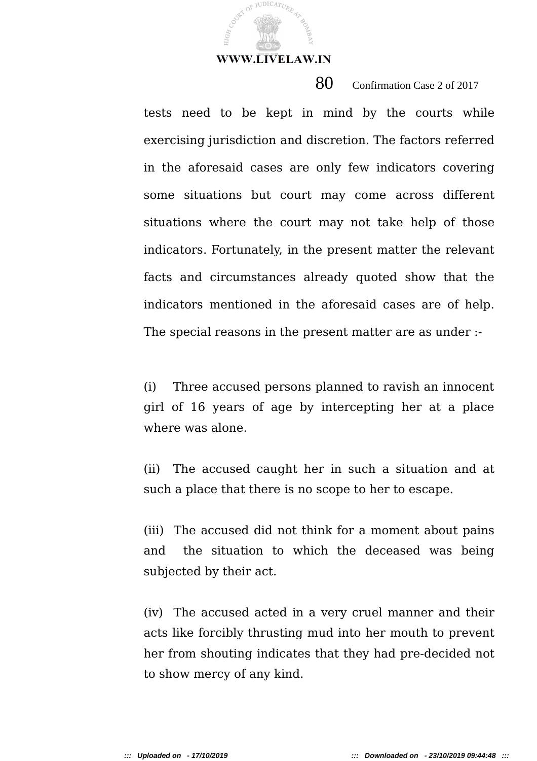tests need to be kept in mind by the courts while exercising jurisdiction and discretion. The factors referred in the aforesaid cases are only few indicators covering some situations but court may come across different situations where the court may not take help of those indicators. Fortunately, in the present matter the relevant facts and circumstances already quoted show that the indicators mentioned in the aforesaid cases are of help. The special reasons in the present matter are as under :-

(i) Three accused persons planned to ravish an innocent girl of 16 years of age by intercepting her at a place where was alone.

(ii) The accused caught her in such a situation and at such a place that there is no scope to her to escape.

(iii) The accused did not think for a moment about pains and the situation to which the deceased was being subjected by their act.

(iv) The accused acted in a very cruel manner and their acts like forcibly thrusting mud into her mouth to prevent her from shouting indicates that they had pre-decided not to show mercy of any kind.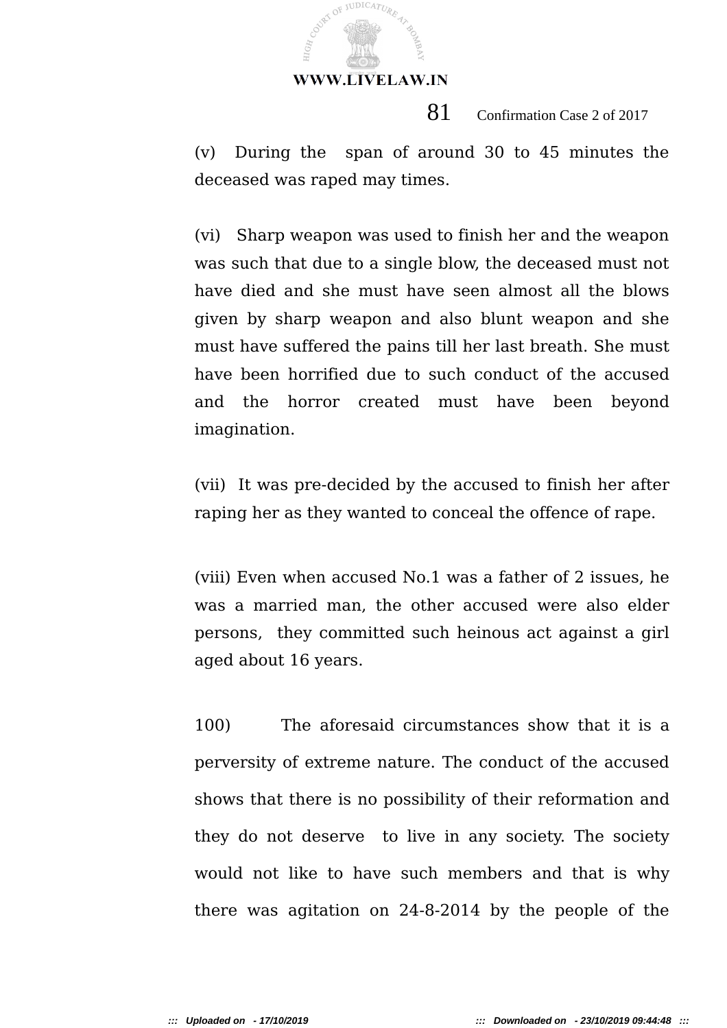(v) During the span of around 30 to 45 minutes the deceased was raped may times.

(vi) Sharp weapon was used to finish her and the weapon was such that due to a single blow, the deceased must not have died and she must have seen almost all the blows given by sharp weapon and also blunt weapon and she must have suffered the pains till her last breath. She must have been horrified due to such conduct of the accused and the horror created must have been beyond imagination.

(vii) It was pre-decided by the accused to finish her after raping her as they wanted to conceal the offence of rape.

(viii) Even when accused No.1 was a father of 2 issues, he was a married man, the other accused were also elder persons, they committed such heinous act against a girl aged about 16 years.

100) The aforesaid circumstances show that it is a perversity of extreme nature. The conduct of the accused shows that there is no possibility of their reformation and they do not deserve to live in any society. The society would not like to have such members and that is why there was agitation on 24-8-2014 by the people of the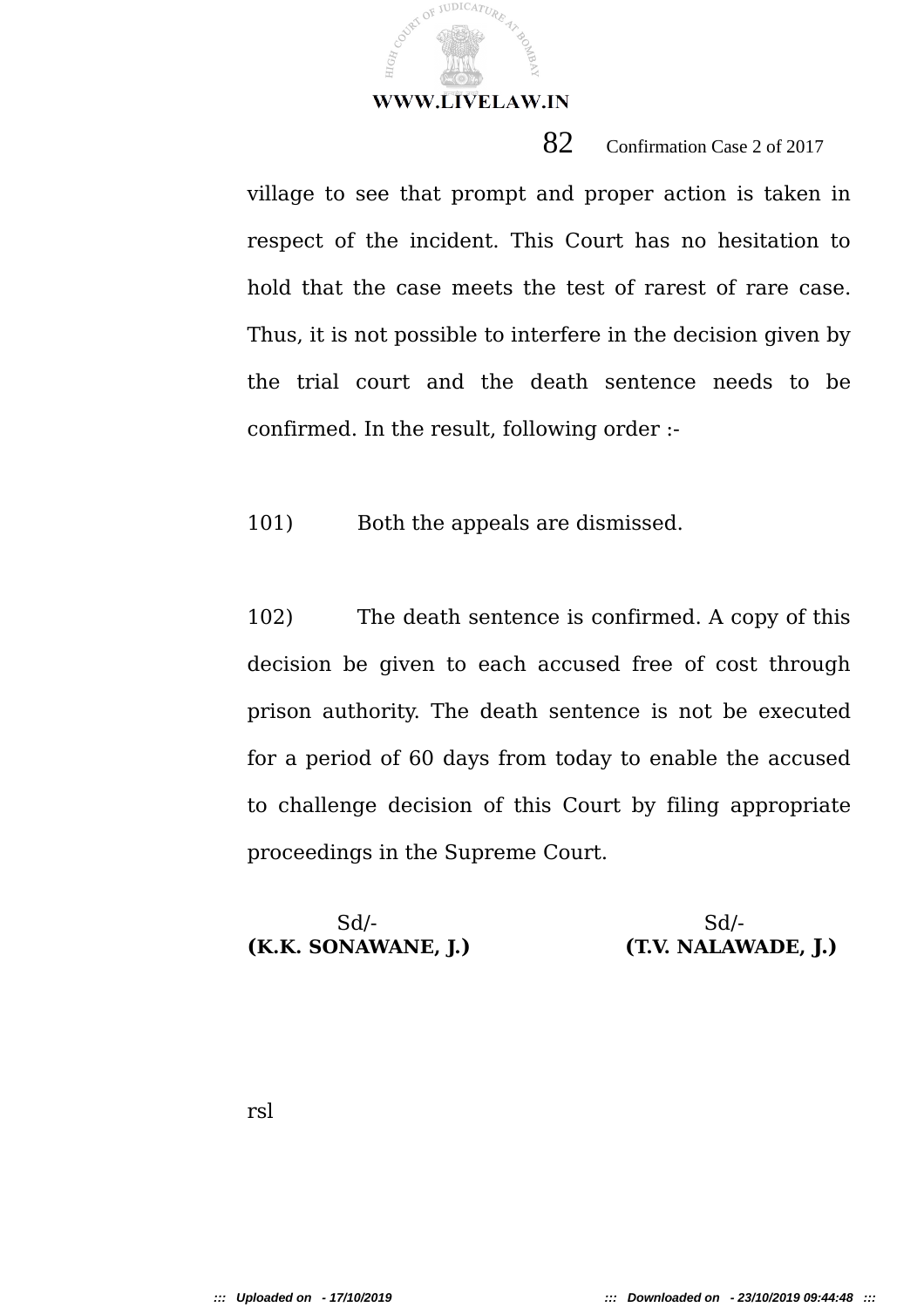village to see that prompt and proper action is taken in respect of the incident. This Court has no hesitation to hold that the case meets the test of rarest of rare case. Thus, it is not possible to interfere in the decision given by the trial court and the death sentence needs to be confirmed. In the result, following order :-

101) Both the appeals are dismissed.

102) The death sentence is confirmed. A copy of this decision be given to each accused free of cost through prison authority. The death sentence is not be executed for a period of 60 days from today to enable the accused to challenge decision of this Court by filing appropriate proceedings in the Supreme Court.

| | |
|---|---|
| Sd/- | Sd/- |
| **(K.K. SONAWANE, J.)** | **(T.V. NALAWADE, J.)** |

rsl